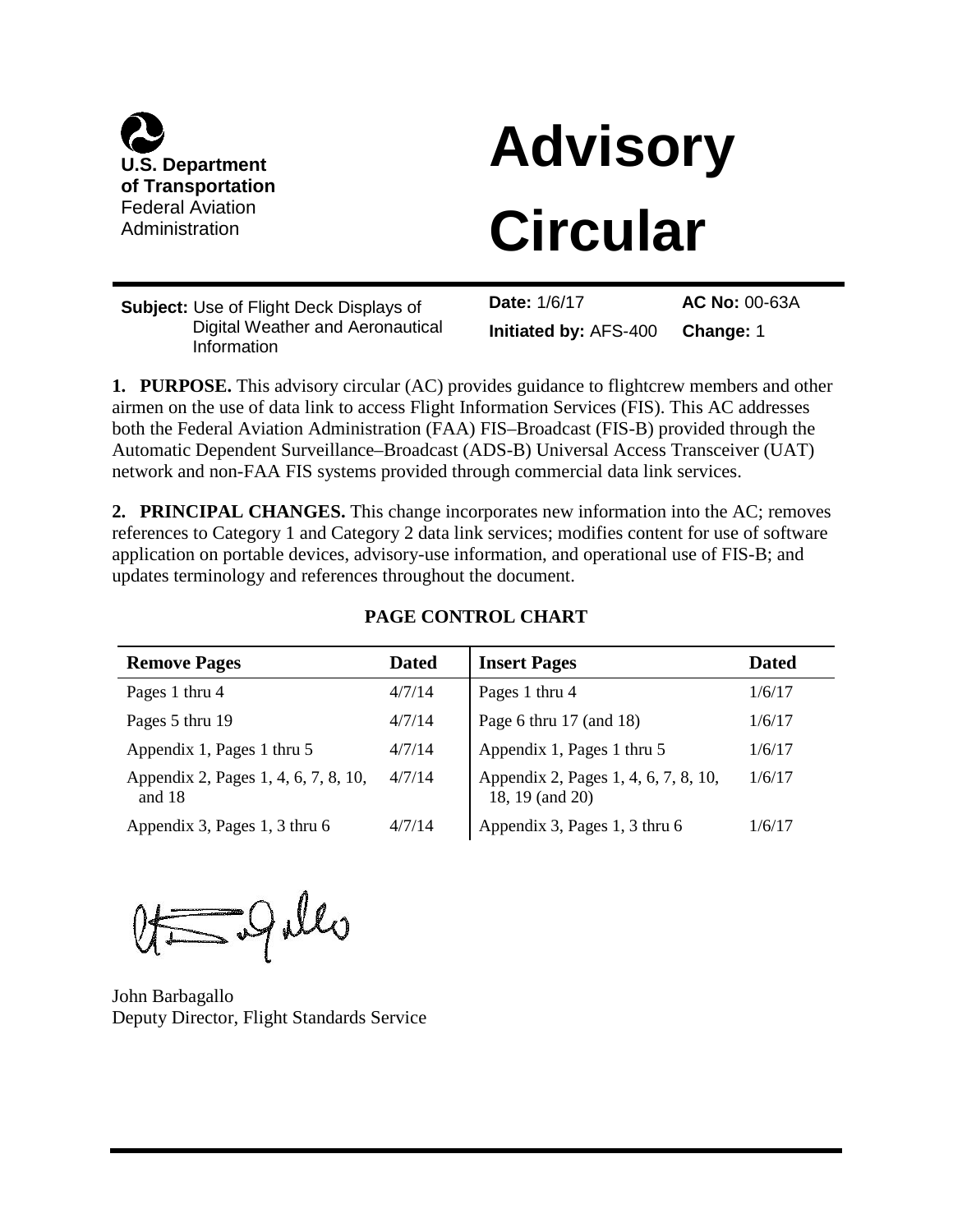U.S. Department of Transportation
Federal Aviation Administration

# Advisory Circular

**Subject:** Use of Flight Deck Displays of Digital Weather and Aeronautical Information

**Date:** 1/6/17
**Initiated by:** AFS-400
**AC No:** 00-63A
**Change:** 1

**1. PURPOSE.** This advisory circular (AC) provides guidance to flightcrew members and other airmen on the use of data link to access Flight Information Services (FIS). This AC addresses both the Federal Aviation Administration (FAA) FIS–Broadcast (FIS-B) provided through the Automatic Dependent Surveillance–Broadcast (ADS-B) Universal Access Transceiver (UAT) network and non-FAA FIS systems provided through commercial data link services.

**2. PRINCIPAL CHANGES.** This change incorporates new information into the AC; removes references to Category 1 and Category 2 data link services; modifies content for use of software application on portable devices, advisory-use information, and operational use of FIS-B; and updates terminology and references throughout the document.

**PAGE CONTROL CHART**

| Remove Pages | Dated | Insert Pages | Dated |
|---|---|---|---|
| Pages 1 thru 4 | 4/7/14 | Pages 1 thru 4 | 1/6/17 |
| Pages 5 thru 19 | 4/7/14 | Page 6 thru 17 (and 18) | 1/6/17 |
| Appendix 1, Pages 1 thru 5 | 4/7/14 | Appendix 1, Pages 1 thru 5 | 1/6/17 |
| Appendix 2, Pages 1, 4, 6, 7, 8, 10, and 18 | 4/7/14 | Appendix 2, Pages 1, 4, 6, 7, 8, 10, 18, 19 (and 20) | 1/6/17 |
| Appendix 3, Pages 1, 3 thru 6 | 4/7/14 | Appendix 3, Pages 1, 3 thru 6 | 1/6/17 |

John Barbagallo
Deputy Director, Flight Standards Service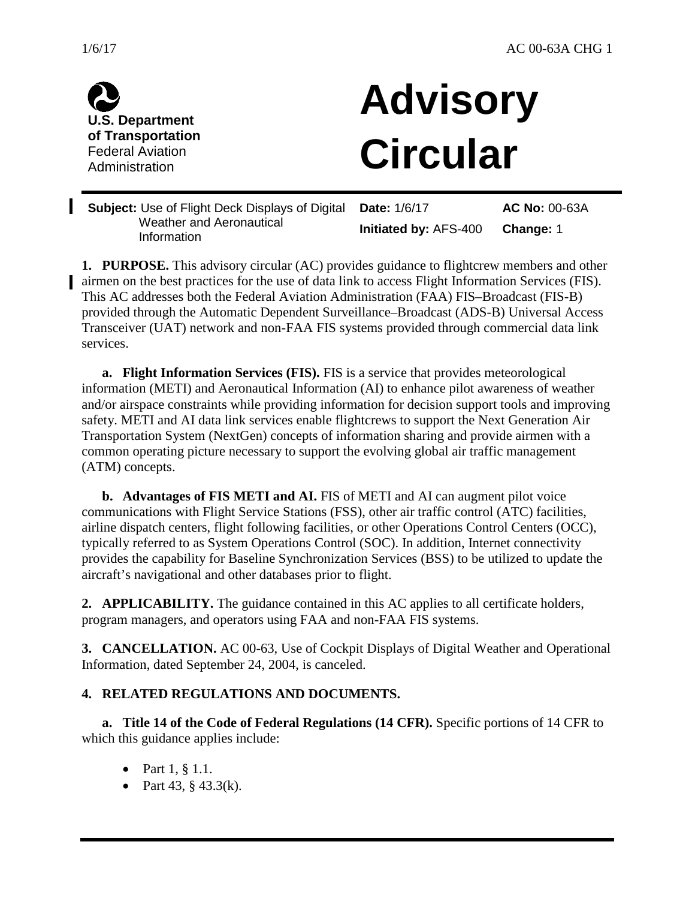U.S. Department of Transportation
Federal Aviation Administration

# Advisory Circular

| **Subject:** Use of Flight Deck Displays of Digital Weather and Aeronautical Information | **Date:** 1/6/17 | **AC No:** 00-63A |
|---|---|---|
| | **Initiated by:** AFS-400 | **Change:** 1 |

**1. PURPOSE.** This advisory circular (AC) provides guidance to flightcrew members and other airmen on the best practices for the use of data link to access Flight Information Services (FIS). This AC addresses both the Federal Aviation Administration (FAA) FIS–Broadcast (FIS-B) provided through the Automatic Dependent Surveillance–Broadcast (ADS-B) Universal Access Transceiver (UAT) network and non-FAA FIS systems provided through commercial data link services.

**a. Flight Information Services (FIS).** FIS is a service that provides meteorological information (METI) and Aeronautical Information (AI) to enhance pilot awareness of weather and/or airspace constraints while providing information for decision support tools and improving safety. METI and AI data link services enable flightcrews to support the Next Generation Air Transportation System (NextGen) concepts of information sharing and provide airmen with a common operating picture necessary to support the evolving global air traffic management (ATM) concepts.

**b. Advantages of FIS METI and AI.** FIS of METI and AI can augment pilot voice communications with Flight Service Stations (FSS), other air traffic control (ATC) facilities, airline dispatch centers, flight following facilities, or other Operations Control Centers (OCC), typically referred to as System Operations Control (SOC). In addition, Internet connectivity provides the capability for Baseline Synchronization Services (BSS) to be utilized to update the aircraft's navigational and other databases prior to flight.

**2. APPLICABILITY.** The guidance contained in this AC applies to all certificate holders, program managers, and operators using FAA and non-FAA FIS systems.

**3. CANCELLATION.** AC 00-63, Use of Cockpit Displays of Digital Weather and Operational Information, dated September 24, 2004, is canceled.

**4. RELATED REGULATIONS AND DOCUMENTS.**

**a. Title 14 of the Code of Federal Regulations (14 CFR).** Specific portions of 14 CFR to which this guidance applies include:

- Part 1, § 1.1.
- Part 43, § 43.3(k).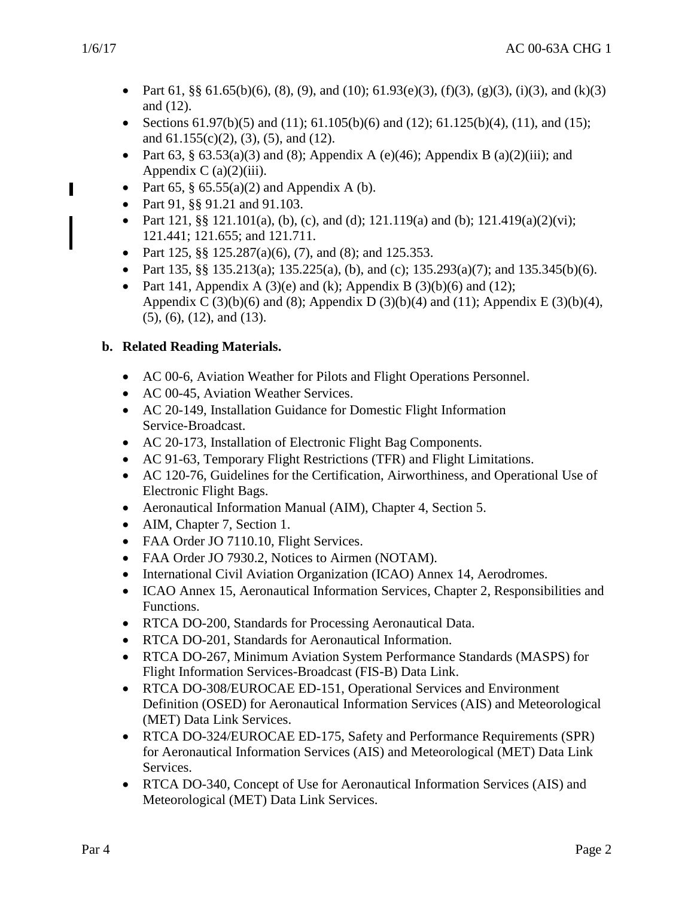- Part 61, §§ 61.65(b)(6), (8), (9), and (10); 61.93(e)(3), (f)(3), (g)(3), (i)(3), and (k)(3) and (12).
- Sections 61.97(b)(5) and (11); 61.105(b)(6) and (12); 61.125(b)(4), (11), and (15); and 61.155(c)(2), (3), (5), and (12).
- Part 63, § 63.53(a)(3) and (8); Appendix A (e)(46); Appendix B (a)(2)(iii); and Appendix C (a)(2)(iii).
- Part 65, § 65.55(a)(2) and Appendix A (b).
- Part 91, §§ 91.21 and 91.103.
- Part 121, §§ 121.101(a), (b), (c), and (d); 121.119(a) and (b); 121.419(a)(2)(vi); 121.441; 121.655; and 121.711.
- Part 125, §§ 125.287(a)(6), (7), and (8); and 125.353.
- Part 135, §§ 135.213(a); 135.225(a), (b), and (c); 135.293(a)(7); and 135.345(b)(6).
- Part 141, Appendix A (3)(e) and (k); Appendix B (3)(b)(6) and (12); Appendix C (3)(b)(6) and (8); Appendix D (3)(b)(4) and (11); Appendix E (3)(b)(4), (5), (6), (12), and (13).

**b. Related Reading Materials.**

- AC 00-6, Aviation Weather for Pilots and Flight Operations Personnel.
- AC 00-45, Aviation Weather Services.
- AC 20-149, Installation Guidance for Domestic Flight Information Service-Broadcast.
- AC 20-173, Installation of Electronic Flight Bag Components.
- AC 91-63, Temporary Flight Restrictions (TFR) and Flight Limitations.
- AC 120-76, Guidelines for the Certification, Airworthiness, and Operational Use of Electronic Flight Bags.
- Aeronautical Information Manual (AIM), Chapter 4, Section 5.
- AIM, Chapter 7, Section 1.
- FAA Order JO 7110.10, Flight Services.
- FAA Order JO 7930.2, Notices to Airmen (NOTAM).
- International Civil Aviation Organization (ICAO) Annex 14, Aerodromes.
- ICAO Annex 15, Aeronautical Information Services, Chapter 2, Responsibilities and Functions.
- RTCA DO-200, Standards for Processing Aeronautical Data.
- RTCA DO-201, Standards for Aeronautical Information.
- RTCA DO-267, Minimum Aviation System Performance Standards (MASPS) for Flight Information Services-Broadcast (FIS-B) Data Link.
- RTCA DO-308/EUROCAE ED-151, Operational Services and Environment Definition (OSED) for Aeronautical Information Services (AIS) and Meteorological (MET) Data Link Services.
- RTCA DO-324/EUROCAE ED-175, Safety and Performance Requirements (SPR) for Aeronautical Information Services (AIS) and Meteorological (MET) Data Link Services.
- RTCA DO-340, Concept of Use for Aeronautical Information Services (AIS) and Meteorological (MET) Data Link Services.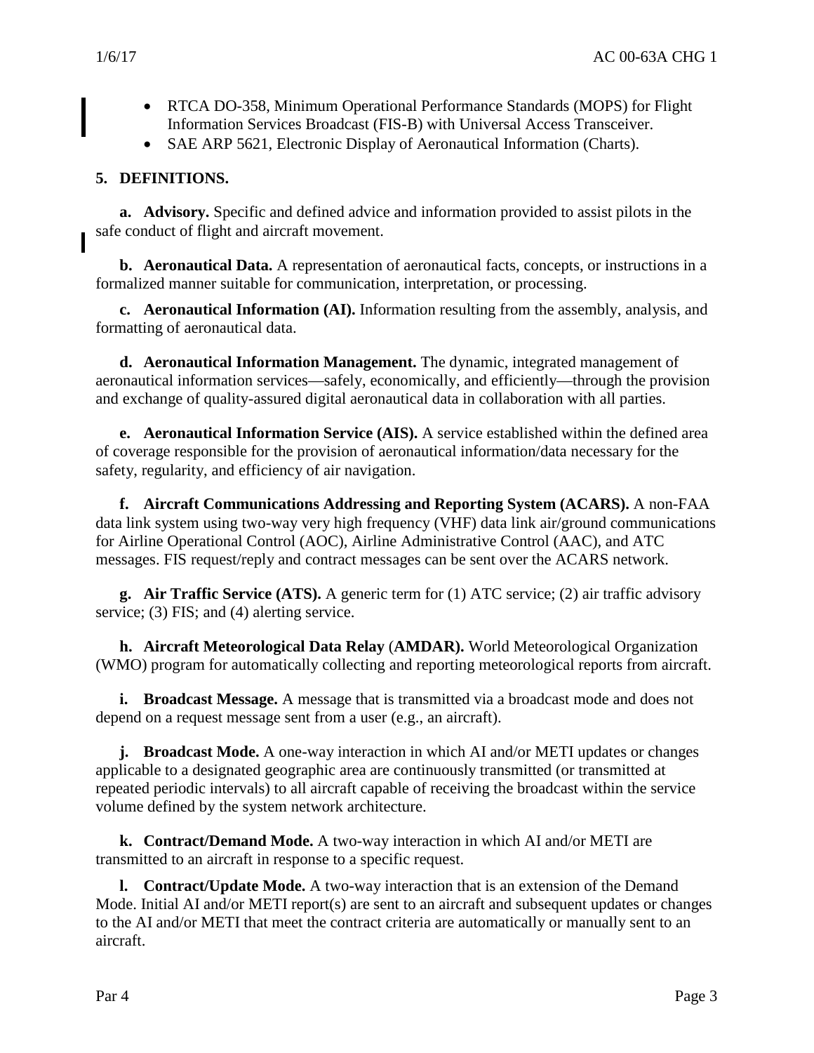- RTCA DO-358, Minimum Operational Performance Standards (MOPS) for Flight Information Services Broadcast (FIS-B) with Universal Access Transceiver.
- SAE ARP 5621, Electronic Display of Aeronautical Information (Charts).

## 5. DEFINITIONS.

**a. Advisory.** Specific and defined advice and information provided to assist pilots in the safe conduct of flight and aircraft movement.

**b. Aeronautical Data.** A representation of aeronautical facts, concepts, or instructions in a formalized manner suitable for communication, interpretation, or processing.

**c. Aeronautical Information (AI).** Information resulting from the assembly, analysis, and formatting of aeronautical data.

**d. Aeronautical Information Management.** The dynamic, integrated management of aeronautical information services—safely, economically, and efficiently—through the provision and exchange of quality-assured digital aeronautical data in collaboration with all parties.

**e. Aeronautical Information Service (AIS).** A service established within the defined area of coverage responsible for the provision of aeronautical information/data necessary for the safety, regularity, and efficiency of air navigation.

**f. Aircraft Communications Addressing and Reporting System (ACARS).** A non-FAA data link system using two-way very high frequency (VHF) data link air/ground communications for Airline Operational Control (AOC), Airline Administrative Control (AAC), and ATC messages. FIS request/reply and contract messages can be sent over the ACARS network.

**g. Air Traffic Service (ATS).** A generic term for (1) ATC service; (2) air traffic advisory service; (3) FIS; and (4) alerting service.

**h. Aircraft Meteorological Data Relay (AMDAR).** World Meteorological Organization (WMO) program for automatically collecting and reporting meteorological reports from aircraft.

**i. Broadcast Message.** A message that is transmitted via a broadcast mode and does not depend on a request message sent from a user (e.g., an aircraft).

**j. Broadcast Mode.** A one-way interaction in which AI and/or METI updates or changes applicable to a designated geographic area are continuously transmitted (or transmitted at repeated periodic intervals) to all aircraft capable of receiving the broadcast within the service volume defined by the system network architecture.

**k. Contract/Demand Mode.** A two-way interaction in which AI and/or METI are transmitted to an aircraft in response to a specific request.

**l. Contract/Update Mode.** A two-way interaction that is an extension of the Demand Mode. Initial AI and/or METI report(s) are sent to an aircraft and subsequent updates or changes to the AI and/or METI that meet the contract criteria are automatically or manually sent to an aircraft.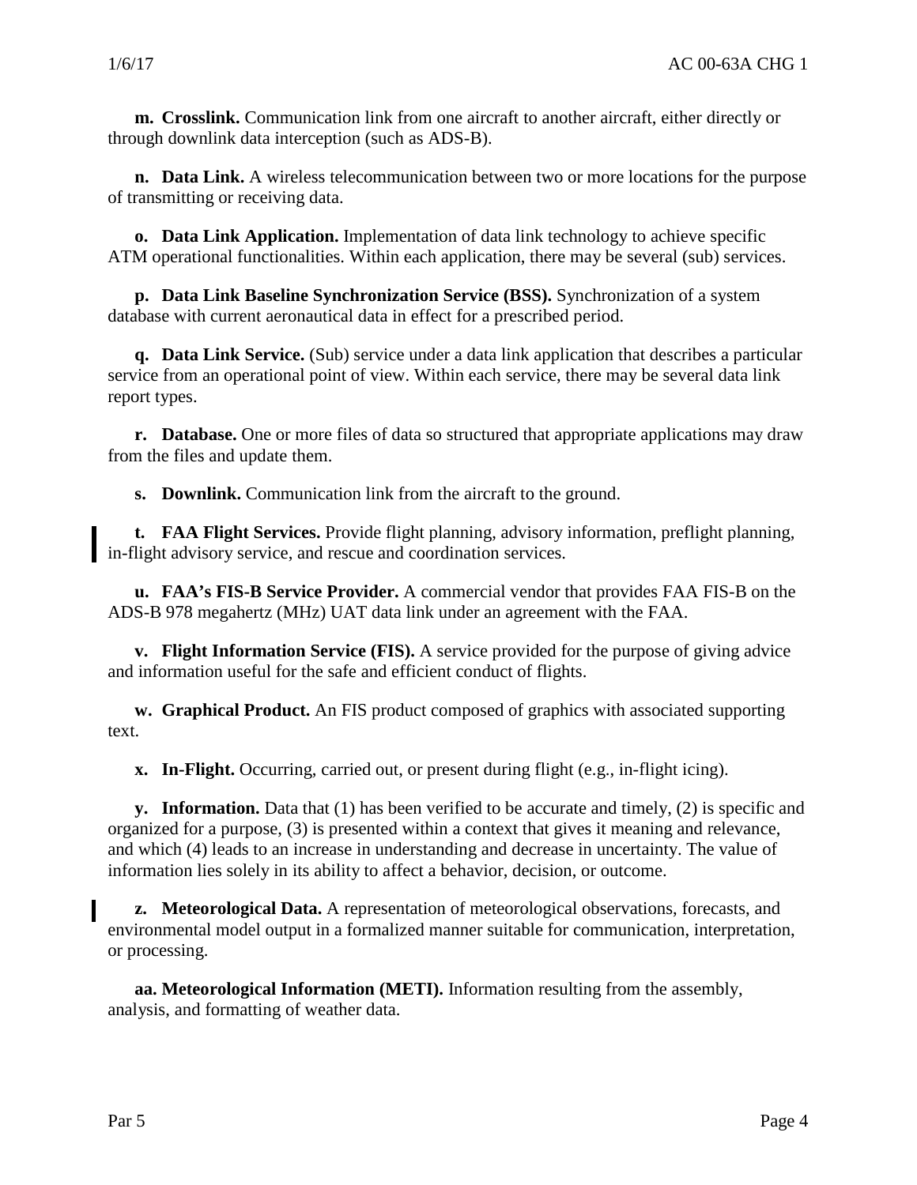**m. Crosslink.** Communication link from one aircraft to another aircraft, either directly or through downlink data interception (such as ADS-B).

**n. Data Link.** A wireless telecommunication between two or more locations for the purpose of transmitting or receiving data.

**o. Data Link Application.** Implementation of data link technology to achieve specific ATM operational functionalities. Within each application, there may be several (sub) services.

**p. Data Link Baseline Synchronization Service (BSS).** Synchronization of a system database with current aeronautical data in effect for a prescribed period.

**q. Data Link Service.** (Sub) service under a data link application that describes a particular service from an operational point of view. Within each service, there may be several data link report types.

**r. Database.** One or more files of data so structured that appropriate applications may draw from the files and update them.

**s. Downlink.** Communication link from the aircraft to the ground.

**t. FAA Flight Services.** Provide flight planning, advisory information, preflight planning, in-flight advisory service, and rescue and coordination services.

**u. FAA's FIS-B Service Provider.** A commercial vendor that provides FAA FIS-B on the ADS-B 978 megahertz (MHz) UAT data link under an agreement with the FAA.

**v. Flight Information Service (FIS).** A service provided for the purpose of giving advice and information useful for the safe and efficient conduct of flights.

**w. Graphical Product.** An FIS product composed of graphics with associated supporting text.

**x. In-Flight.** Occurring, carried out, or present during flight (e.g., in-flight icing).

**y. Information.** Data that (1) has been verified to be accurate and timely, (2) is specific and organized for a purpose, (3) is presented within a context that gives it meaning and relevance, and which (4) leads to an increase in understanding and decrease in uncertainty. The value of information lies solely in its ability to affect a behavior, decision, or outcome.

**z. Meteorological Data.** A representation of meteorological observations, forecasts, and environmental model output in a formalized manner suitable for communication, interpretation, or processing.

**aa. Meteorological Information (METI).** Information resulting from the assembly, analysis, and formatting of weather data.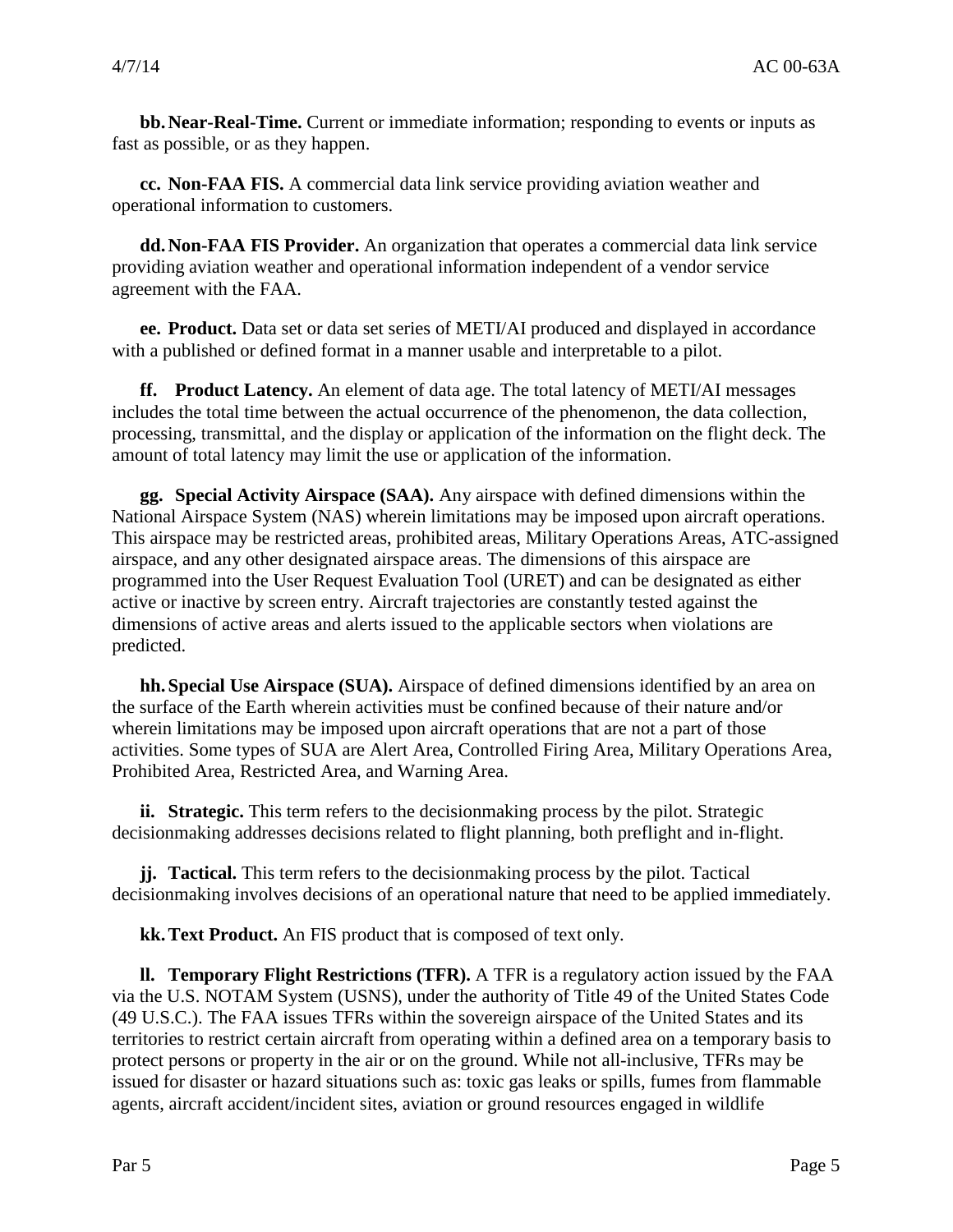**bb. Near-Real-Time.** Current or immediate information; responding to events or inputs as fast as possible, or as they happen.

**cc. Non-FAA FIS.** A commercial data link service providing aviation weather and operational information to customers.

**dd. Non-FAA FIS Provider.** An organization that operates a commercial data link service providing aviation weather and operational information independent of a vendor service agreement with the FAA.

**ee. Product.** Data set or data set series of METI/AI produced and displayed in accordance with a published or defined format in a manner usable and interpretable to a pilot.

**ff. Product Latency.** An element of data age. The total latency of METI/AI messages includes the total time between the actual occurrence of the phenomenon, the data collection, processing, transmittal, and the display or application of the information on the flight deck. The amount of total latency may limit the use or application of the information.

**gg. Special Activity Airspace (SAA).** Any airspace with defined dimensions within the National Airspace System (NAS) wherein limitations may be imposed upon aircraft operations. This airspace may be restricted areas, prohibited areas, Military Operations Areas, ATC-assigned airspace, and any other designated airspace areas. The dimensions of this airspace are programmed into the User Request Evaluation Tool (URET) and can be designated as either active or inactive by screen entry. Aircraft trajectories are constantly tested against the dimensions of active areas and alerts issued to the applicable sectors when violations are predicted.

**hh. Special Use Airspace (SUA).** Airspace of defined dimensions identified by an area on the surface of the Earth wherein activities must be confined because of their nature and/or wherein limitations may be imposed upon aircraft operations that are not a part of those activities. Some types of SUA are Alert Area, Controlled Firing Area, Military Operations Area, Prohibited Area, Restricted Area, and Warning Area.

**ii. Strategic.** This term refers to the decisionmaking process by the pilot. Strategic decisionmaking addresses decisions related to flight planning, both preflight and in-flight.

**jj. Tactical.** This term refers to the decisionmaking process by the pilot. Tactical decisionmaking involves decisions of an operational nature that need to be applied immediately.

**kk. Text Product.** An FIS product that is composed of text only.

**ll. Temporary Flight Restrictions (TFR).** A TFR is a regulatory action issued by the FAA via the U.S. NOTAM System (USNS), under the authority of Title 49 of the United States Code (49 U.S.C.). The FAA issues TFRs within the sovereign airspace of the United States and its territories to restrict certain aircraft from operating within a defined area on a temporary basis to protect persons or property in the air or on the ground. While not all-inclusive, TFRs may be issued for disaster or hazard situations such as: toxic gas leaks or spills, fumes from flammable agents, aircraft accident/incident sites, aviation or ground resources engaged in wildlife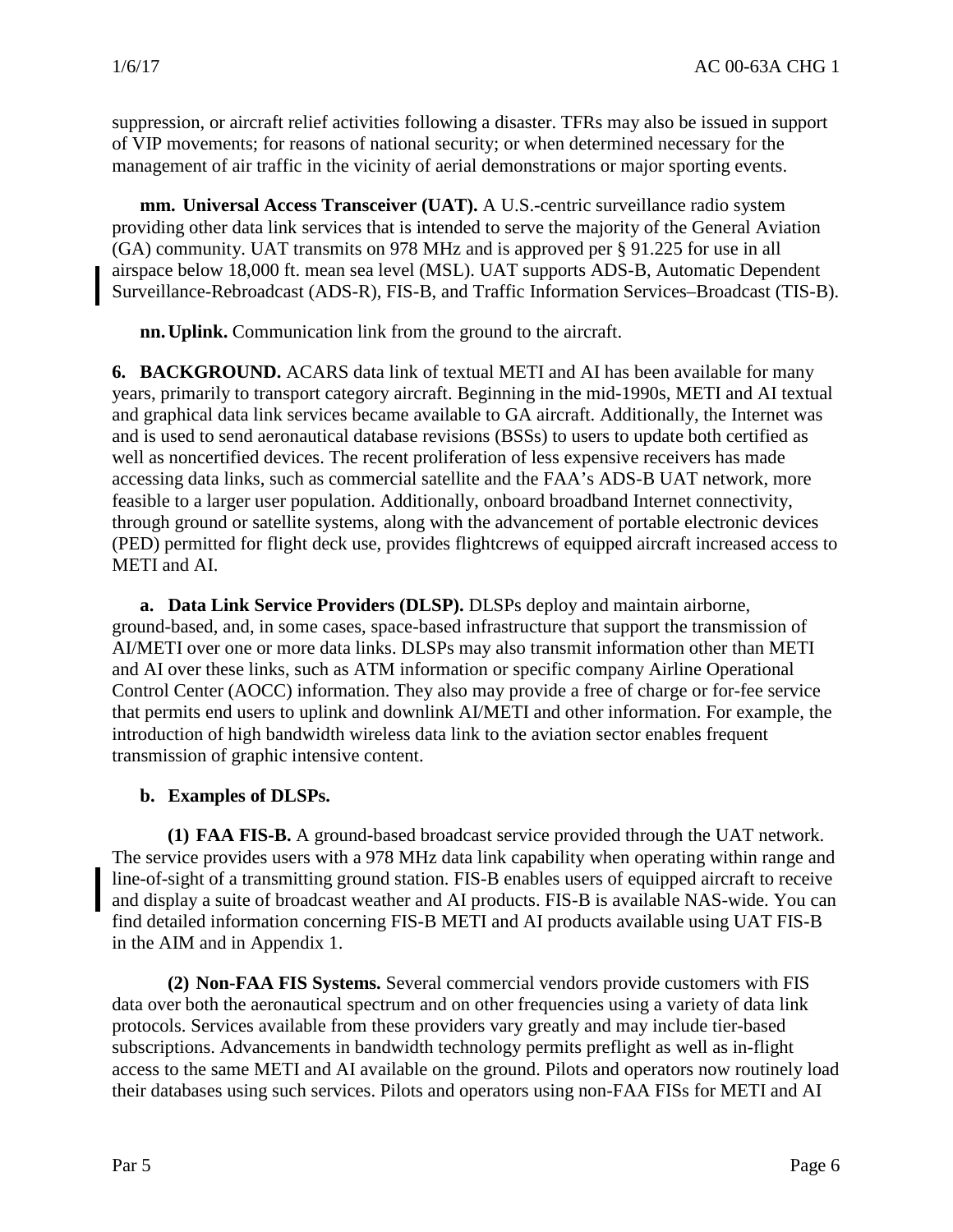suppression, or aircraft relief activities following a disaster. TFRs may also be issued in support of VIP movements; for reasons of national security; or when determined necessary for the management of air traffic in the vicinity of aerial demonstrations or major sporting events.

**mm. Universal Access Transceiver (UAT).** A U.S.-centric surveillance radio system providing other data link services that is intended to serve the majority of the General Aviation (GA) community. UAT transmits on 978 MHz and is approved per § 91.225 for use in all airspace below 18,000 ft. mean sea level (MSL). UAT supports ADS-B, Automatic Dependent Surveillance-Rebroadcast (ADS-R), FIS-B, and Traffic Information Services–Broadcast (TIS-B).

**nn. Uplink.** Communication link from the ground to the aircraft.

**6. BACKGROUND.** ACARS data link of textual METI and AI has been available for many years, primarily to transport category aircraft. Beginning in the mid-1990s, METI and AI textual and graphical data link services became available to GA aircraft. Additionally, the Internet was and is used to send aeronautical database revisions (BSSs) to users to update both certified as well as noncertified devices. The recent proliferation of less expensive receivers has made accessing data links, such as commercial satellite and the FAA's ADS-B UAT network, more feasible to a larger user population. Additionally, onboard broadband Internet connectivity, through ground or satellite systems, along with the advancement of portable electronic devices (PED) permitted for flight deck use, provides flightcrews of equipped aircraft increased access to METI and AI.

**a. Data Link Service Providers (DLSP).** DLSPs deploy and maintain airborne, ground-based, and, in some cases, space-based infrastructure that support the transmission of AI/METI over one or more data links. DLSPs may also transmit information other than METI and AI over these links, such as ATM information or specific company Airline Operational Control Center (AOCC) information. They also may provide a free of charge or for-fee service that permits end users to uplink and downlink AI/METI and other information. For example, the introduction of high bandwidth wireless data link to the aviation sector enables frequent transmission of graphic intensive content.

**b. Examples of DLSPs.**

**(1) FAA FIS-B.** A ground-based broadcast service provided through the UAT network. The service provides users with a 978 MHz data link capability when operating within range and line-of-sight of a transmitting ground station. FIS-B enables users of equipped aircraft to receive and display a suite of broadcast weather and AI products. FIS-B is available NAS-wide. You can find detailed information concerning FIS-B METI and AI products available using UAT FIS-B in the AIM and in Appendix 1.

**(2) Non-FAA FIS Systems.** Several commercial vendors provide customers with FIS data over both the aeronautical spectrum and on other frequencies using a variety of data link protocols. Services available from these providers vary greatly and may include tier-based subscriptions. Advancements in bandwidth technology permits preflight as well as in-flight access to the same METI and AI available on the ground. Pilots and operators now routinely load their databases using such services. Pilots and operators using non-FAA FISs for METI and AI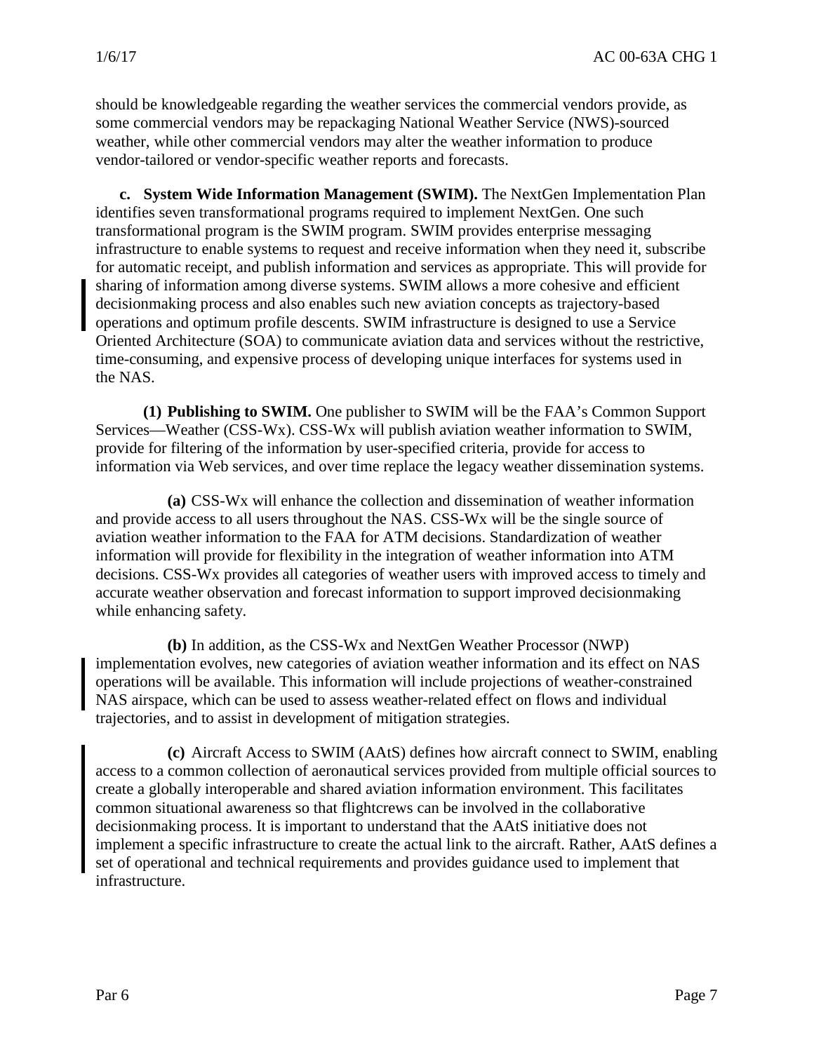should be knowledgeable regarding the weather services the commercial vendors provide, as some commercial vendors may be repackaging National Weather Service (NWS)-sourced weather, while other commercial vendors may alter the weather information to produce vendor-tailored or vendor-specific weather reports and forecasts.

**c. System Wide Information Management (SWIM).** The NextGen Implementation Plan identifies seven transformational programs required to implement NextGen. One such transformational program is the SWIM program. SWIM provides enterprise messaging infrastructure to enable systems to request and receive information when they need it, subscribe for automatic receipt, and publish information and services as appropriate. This will provide for sharing of information among diverse systems. SWIM allows a more cohesive and efficient decisionmaking process and also enables such new aviation concepts as trajectory-based operations and optimum profile descents. SWIM infrastructure is designed to use a Service Oriented Architecture (SOA) to communicate aviation data and services without the restrictive, time-consuming, and expensive process of developing unique interfaces for systems used in the NAS.

**(1) Publishing to SWIM.** One publisher to SWIM will be the FAA's Common Support Services—Weather (CSS-Wx). CSS-Wx will publish aviation weather information to SWIM, provide for filtering of the information by user-specified criteria, provide for access to information via Web services, and over time replace the legacy weather dissemination systems.

**(a)** CSS-Wx will enhance the collection and dissemination of weather information and provide access to all users throughout the NAS. CSS-Wx will be the single source of aviation weather information to the FAA for ATM decisions. Standardization of weather information will provide for flexibility in the integration of weather information into ATM decisions. CSS-Wx provides all categories of weather users with improved access to timely and accurate weather observation and forecast information to support improved decisionmaking while enhancing safety.

**(b)** In addition, as the CSS-Wx and NextGen Weather Processor (NWP) implementation evolves, new categories of aviation weather information and its effect on NAS operations will be available. This information will include projections of weather-constrained NAS airspace, which can be used to assess weather-related effect on flows and individual trajectories, and to assist in development of mitigation strategies.

**(c)** Aircraft Access to SWIM (AAtS) defines how aircraft connect to SWIM, enabling access to a common collection of aeronautical services provided from multiple official sources to create a globally interoperable and shared aviation information environment. This facilitates common situational awareness so that flightcrews can be involved in the collaborative decisionmaking process. It is important to understand that the AAtS initiative does not implement a specific infrastructure to create the actual link to the aircraft. Rather, AAtS defines a set of operational and technical requirements and provides guidance used to implement that infrastructure.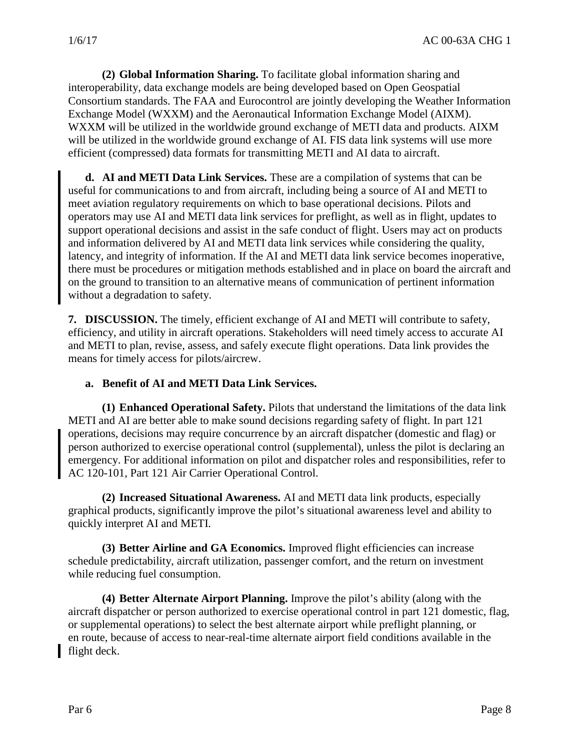**(2) Global Information Sharing.** To facilitate global information sharing and interoperability, data exchange models are being developed based on Open Geospatial Consortium standards. The FAA and Eurocontrol are jointly developing the Weather Information Exchange Model (WXXM) and the Aeronautical Information Exchange Model (AIXM). WXXM will be utilized in the worldwide ground exchange of METI data and products. AIXM will be utilized in the worldwide ground exchange of AI. FIS data link systems will use more efficient (compressed) data formats for transmitting METI and AI data to aircraft.

**d. AI and METI Data Link Services.** These are a compilation of systems that can be useful for communications to and from aircraft, including being a source of AI and METI to meet aviation regulatory requirements on which to base operational decisions. Pilots and operators may use AI and METI data link services for preflight, as well as in flight, updates to support operational decisions and assist in the safe conduct of flight. Users may act on products and information delivered by AI and METI data link services while considering the quality, latency, and integrity of information. If the AI and METI data link service becomes inoperative, there must be procedures or mitigation methods established and in place on board the aircraft and on the ground to transition to an alternative means of communication of pertinent information without a degradation to safety.

**7. DISCUSSION.** The timely, efficient exchange of AI and METI will contribute to safety, efficiency, and utility in aircraft operations. Stakeholders will need timely access to accurate AI and METI to plan, revise, assess, and safely execute flight operations. Data link provides the means for timely access for pilots/aircrew.

**a. Benefit of AI and METI Data Link Services.**

**(1) Enhanced Operational Safety.** Pilots that understand the limitations of the data link METI and AI are better able to make sound decisions regarding safety of flight. In part 121 operations, decisions may require concurrence by an aircraft dispatcher (domestic and flag) or person authorized to exercise operational control (supplemental), unless the pilot is declaring an emergency. For additional information on pilot and dispatcher roles and responsibilities, refer to AC 120-101, Part 121 Air Carrier Operational Control.

**(2) Increased Situational Awareness.** AI and METI data link products, especially graphical products, significantly improve the pilot's situational awareness level and ability to quickly interpret AI and METI.

**(3) Better Airline and GA Economics.** Improved flight efficiencies can increase schedule predictability, aircraft utilization, passenger comfort, and the return on investment while reducing fuel consumption.

**(4) Better Alternate Airport Planning.** Improve the pilot's ability (along with the aircraft dispatcher or person authorized to exercise operational control in part 121 domestic, flag, or supplemental operations) to select the best alternate airport while preflight planning, or en route, because of access to near-real-time alternate airport field conditions available in the flight deck.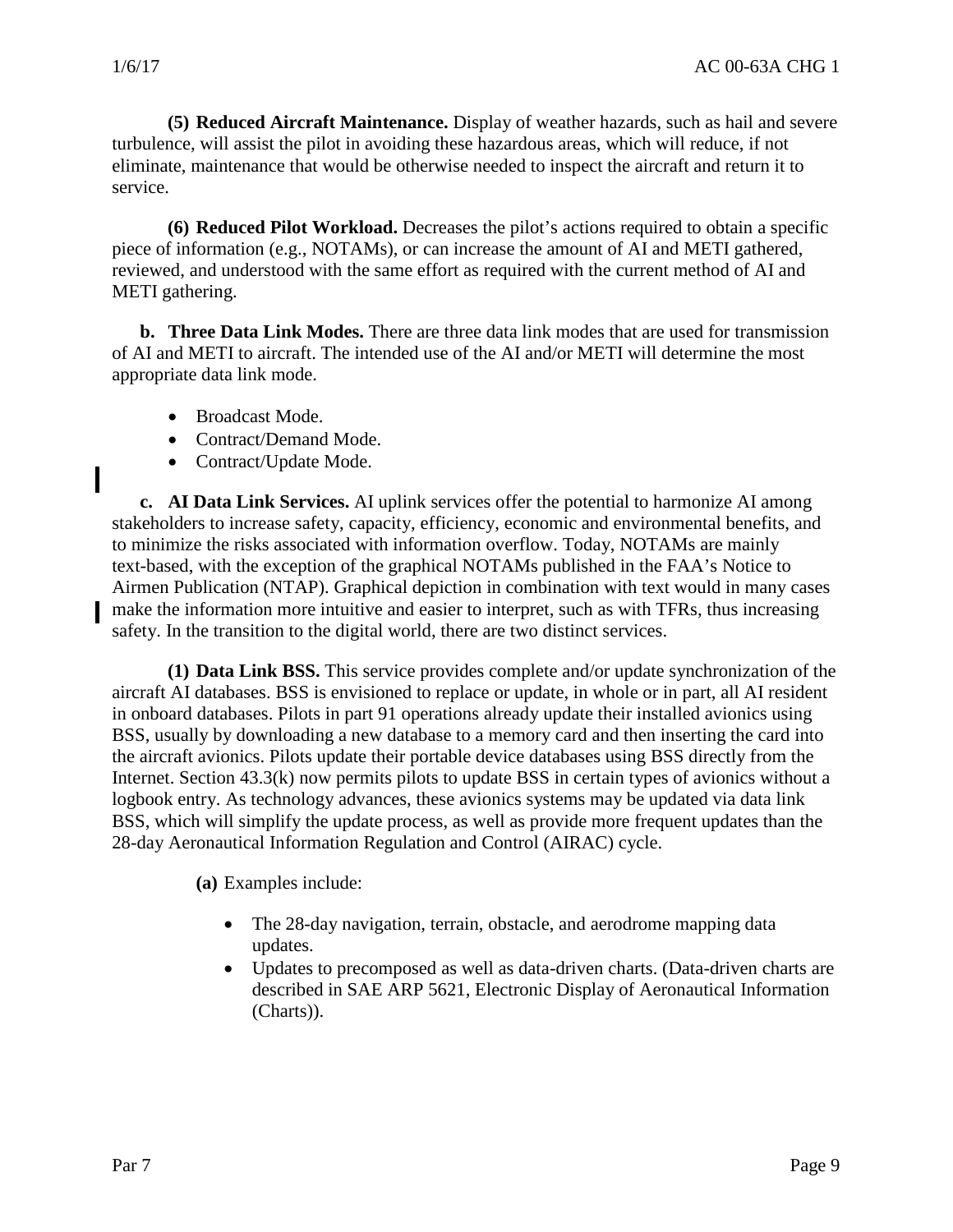**(5) Reduced Aircraft Maintenance.** Display of weather hazards, such as hail and severe turbulence, will assist the pilot in avoiding these hazardous areas, which will reduce, if not eliminate, maintenance that would be otherwise needed to inspect the aircraft and return it to service.

**(6) Reduced Pilot Workload.** Decreases the pilot's actions required to obtain a specific piece of information (e.g., NOTAMs), or can increase the amount of AI and METI gathered, reviewed, and understood with the same effort as required with the current method of AI and METI gathering.

**b. Three Data Link Modes.** There are three data link modes that are used for transmission of AI and METI to aircraft. The intended use of the AI and/or METI will determine the most appropriate data link mode.

- Broadcast Mode.
- Contract/Demand Mode.
- Contract/Update Mode.

**c. AI Data Link Services.** AI uplink services offer the potential to harmonize AI among stakeholders to increase safety, capacity, efficiency, economic and environmental benefits, and to minimize the risks associated with information overflow. Today, NOTAMs are mainly text-based, with the exception of the graphical NOTAMs published in the FAA's Notice to Airmen Publication (NTAP). Graphical depiction in combination with text would in many cases make the information more intuitive and easier to interpret, such as with TFRs, thus increasing safety. In the transition to the digital world, there are two distinct services.

**(1) Data Link BSS.** This service provides complete and/or update synchronization of the aircraft AI databases. BSS is envisioned to replace or update, in whole or in part, all AI resident in onboard databases. Pilots in part 91 operations already update their installed avionics using BSS, usually by downloading a new database to a memory card and then inserting the card into the aircraft avionics. Pilots update their portable device databases using BSS directly from the Internet. Section 43.3(k) now permits pilots to update BSS in certain types of avionics without a logbook entry. As technology advances, these avionics systems may be updated via data link BSS, which will simplify the update process, as well as provide more frequent updates than the 28-day Aeronautical Information Regulation and Control (AIRAC) cycle.

**(a)** Examples include:

- The 28-day navigation, terrain, obstacle, and aerodrome mapping data updates.
- Updates to precomposed as well as data-driven charts. (Data-driven charts are described in SAE ARP 5621, Electronic Display of Aeronautical Information (Charts)).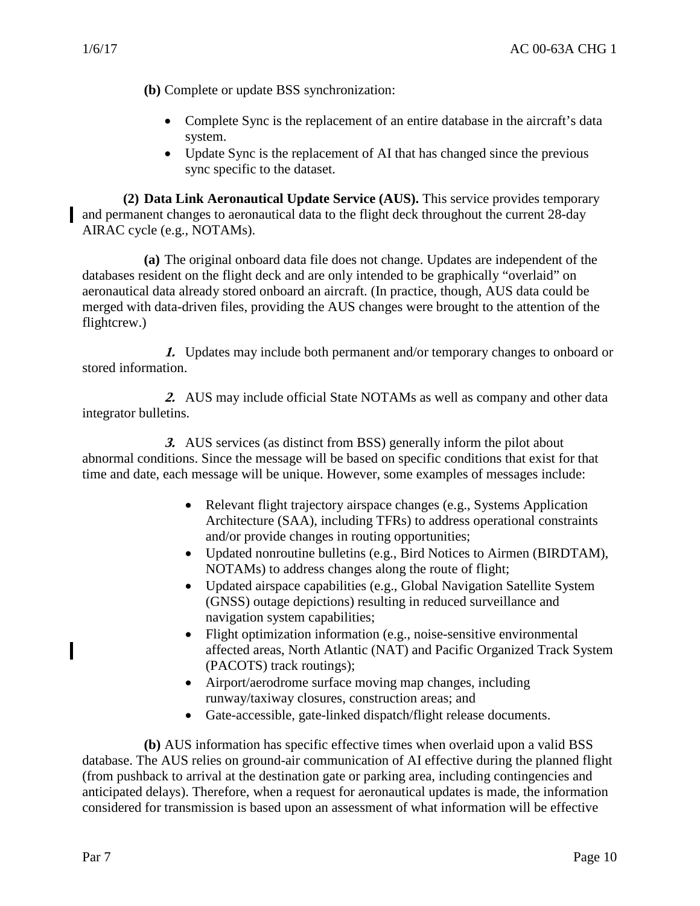**(b)** Complete or update BSS synchronization:

- Complete Sync is the replacement of an entire database in the aircraft's data system.
- Update Sync is the replacement of AI that has changed since the previous sync specific to the dataset.

**(2) Data Link Aeronautical Update Service (AUS).** This service provides temporary and permanent changes to aeronautical data to the flight deck throughout the current 28-day AIRAC cycle (e.g., NOTAMs).

**(a)** The original onboard data file does not change. Updates are independent of the databases resident on the flight deck and are only intended to be graphically "overlaid" on aeronautical data already stored onboard an aircraft. (In practice, though, AUS data could be merged with data-driven files, providing the AUS changes were brought to the attention of the flightcrew.)

***1.*** Updates may include both permanent and/or temporary changes to onboard or stored information.

***2.*** AUS may include official State NOTAMs as well as company and other data integrator bulletins.

***3.*** AUS services (as distinct from BSS) generally inform the pilot about abnormal conditions. Since the message will be based on specific conditions that exist for that time and date, each message will be unique. However, some examples of messages include:

- Relevant flight trajectory airspace changes (e.g., Systems Application Architecture (SAA), including TFRs) to address operational constraints and/or provide changes in routing opportunities;
- Updated nonroutine bulletins (e.g., Bird Notices to Airmen (BIRDTAM), NOTAMs) to address changes along the route of flight;
- Updated airspace capabilities (e.g., Global Navigation Satellite System (GNSS) outage depictions) resulting in reduced surveillance and navigation system capabilities;
- Flight optimization information (e.g., noise-sensitive environmental affected areas, North Atlantic (NAT) and Pacific Organized Track System (PACOTS) track routings);
- Airport/aerodrome surface moving map changes, including runway/taxiway closures, construction areas; and
- Gate-accessible, gate-linked dispatch/flight release documents.

**(b)** AUS information has specific effective times when overlaid upon a valid BSS database. The AUS relies on ground-air communication of AI effective during the planned flight (from pushback to arrival at the destination gate or parking area, including contingencies and anticipated delays). Therefore, when a request for aeronautical updates is made, the information considered for transmission is based upon an assessment of what information will be effective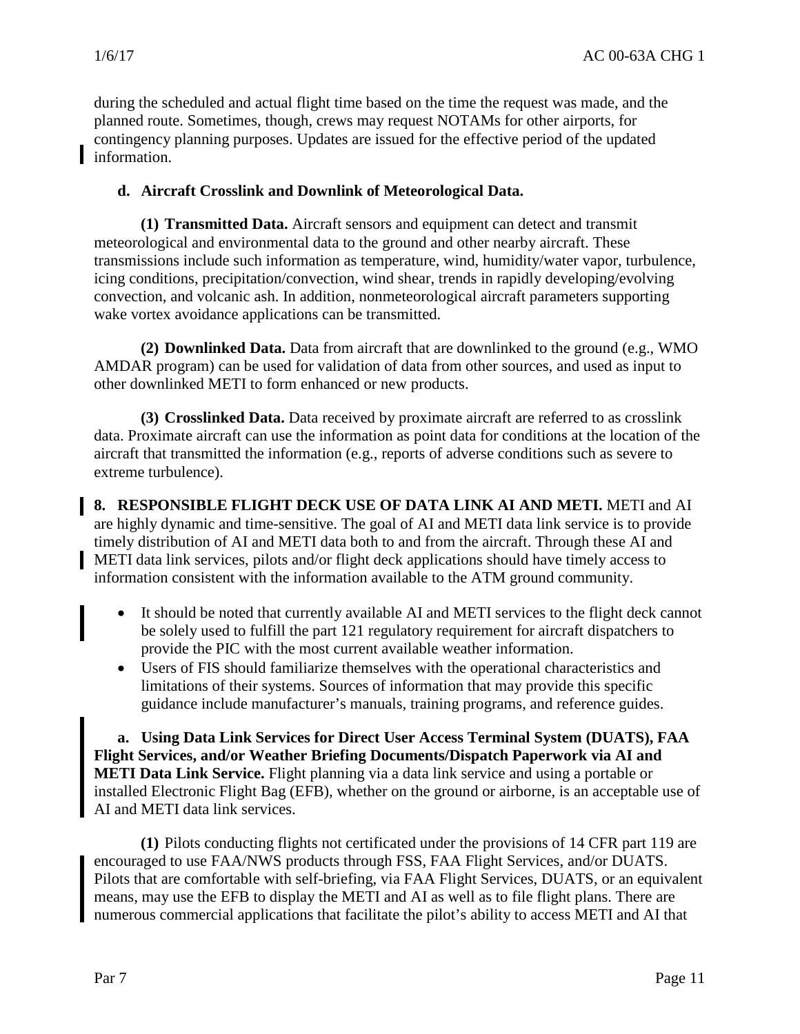during the scheduled and actual flight time based on the time the request was made, and the planned route. Sometimes, though, crews may request NOTAMs for other airports, for contingency planning purposes. Updates are issued for the effective period of the updated information.

**d. Aircraft Crosslink and Downlink of Meteorological Data.**

**(1) Transmitted Data.** Aircraft sensors and equipment can detect and transmit meteorological and environmental data to the ground and other nearby aircraft. These transmissions include such information as temperature, wind, humidity/water vapor, turbulence, icing conditions, precipitation/convection, wind shear, trends in rapidly developing/evolving convection, and volcanic ash. In addition, nonmeteorological aircraft parameters supporting wake vortex avoidance applications can be transmitted.

**(2) Downlinked Data.** Data from aircraft that are downlinked to the ground (e.g., WMO AMDAR program) can be used for validation of data from other sources, and used as input to other downlinked METI to form enhanced or new products.

**(3) Crosslinked Data.** Data received by proximate aircraft are referred to as crosslink data. Proximate aircraft can use the information as point data for conditions at the location of the aircraft that transmitted the information (e.g., reports of adverse conditions such as severe to extreme turbulence).

**8. RESPONSIBLE FLIGHT DECK USE OF DATA LINK AI AND METI.** METI and AI are highly dynamic and time-sensitive. The goal of AI and METI data link service is to provide timely distribution of AI and METI data both to and from the aircraft. Through these AI and METI data link services, pilots and/or flight deck applications should have timely access to information consistent with the information available to the ATM ground community.

- It should be noted that currently available AI and METI services to the flight deck cannot be solely used to fulfill the part 121 regulatory requirement for aircraft dispatchers to provide the PIC with the most current available weather information.
- Users of FIS should familiarize themselves with the operational characteristics and limitations of their systems. Sources of information that may provide this specific guidance include manufacturer's manuals, training programs, and reference guides.

**a. Using Data Link Services for Direct User Access Terminal System (DUATS), FAA Flight Services, and/or Weather Briefing Documents/Dispatch Paperwork via AI and METI Data Link Service.** Flight planning via a data link service and using a portable or installed Electronic Flight Bag (EFB), whether on the ground or airborne, is an acceptable use of AI and METI data link services.

**(1)** Pilots conducting flights not certificated under the provisions of 14 CFR part 119 are encouraged to use FAA/NWS products through FSS, FAA Flight Services, and/or DUATS. Pilots that are comfortable with self-briefing, via FAA Flight Services, DUATS, or an equivalent means, may use the EFB to display the METI and AI as well as to file flight plans. There are numerous commercial applications that facilitate the pilot's ability to access METI and AI that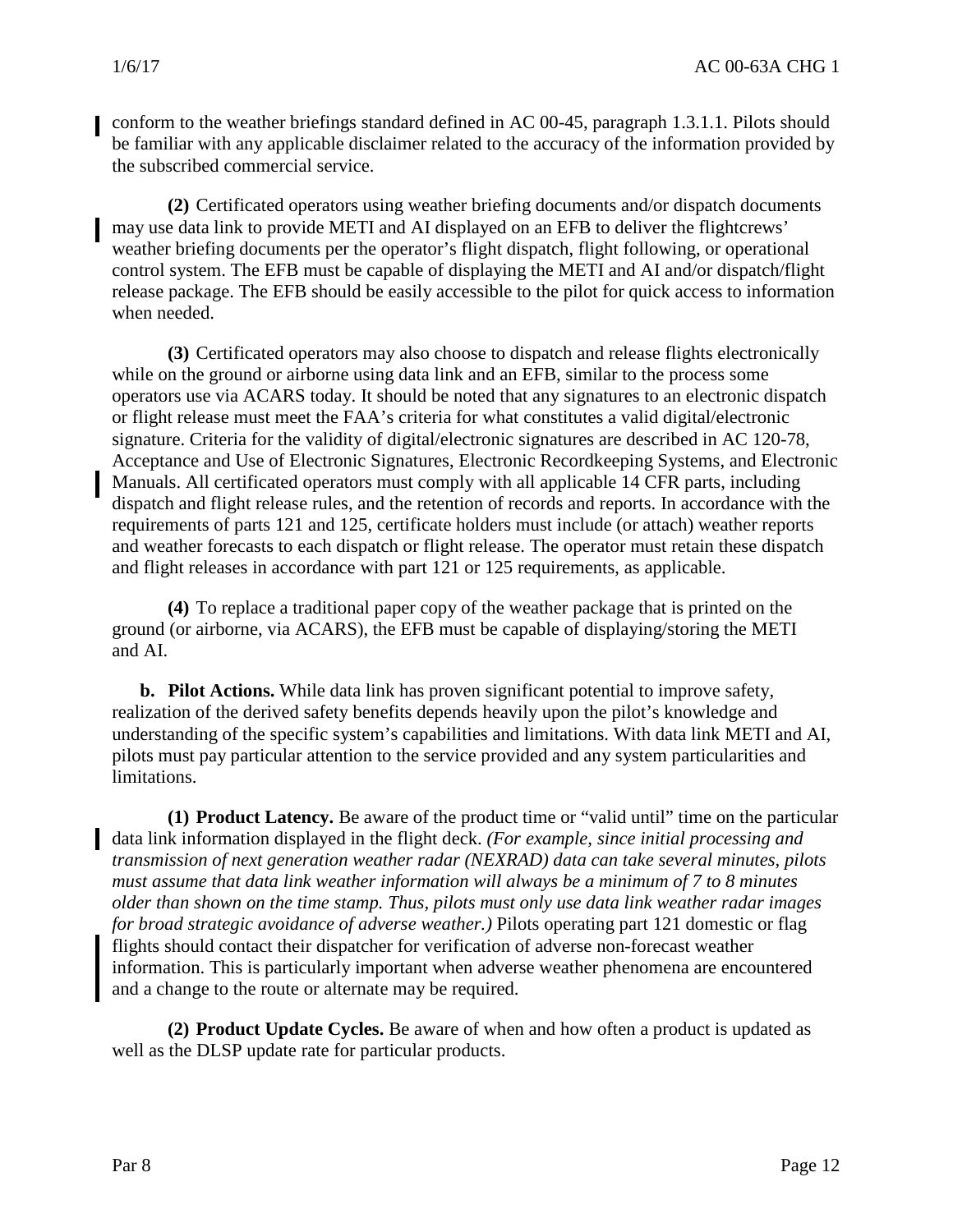conform to the weather briefings standard defined in AC 00-45, paragraph 1.3.1.1. Pilots should be familiar with any applicable disclaimer related to the accuracy of the information provided by the subscribed commercial service.

**(2)** Certificated operators using weather briefing documents and/or dispatch documents may use data link to provide METI and AI displayed on an EFB to deliver the flightcrews' weather briefing documents per the operator's flight dispatch, flight following, or operational control system. The EFB must be capable of displaying the METI and AI and/or dispatch/flight release package. The EFB should be easily accessible to the pilot for quick access to information when needed.

**(3)** Certificated operators may also choose to dispatch and release flights electronically while on the ground or airborne using data link and an EFB, similar to the process some operators use via ACARS today. It should be noted that any signatures to an electronic dispatch or flight release must meet the FAA's criteria for what constitutes a valid digital/electronic signature. Criteria for the validity of digital/electronic signatures are described in AC 120-78, Acceptance and Use of Electronic Signatures, Electronic Recordkeeping Systems, and Electronic Manuals. All certificated operators must comply with all applicable 14 CFR parts, including dispatch and flight release rules, and the retention of records and reports. In accordance with the requirements of parts 121 and 125, certificate holders must include (or attach) weather reports and weather forecasts to each dispatch or flight release. The operator must retain these dispatch and flight releases in accordance with part 121 or 125 requirements, as applicable.

**(4)** To replace a traditional paper copy of the weather package that is printed on the ground (or airborne, via ACARS), the EFB must be capable of displaying/storing the METI and AI.

**b. Pilot Actions.** While data link has proven significant potential to improve safety, realization of the derived safety benefits depends heavily upon the pilot's knowledge and understanding of the specific system's capabilities and limitations. With data link METI and AI, pilots must pay particular attention to the service provided and any system particularities and limitations.

**(1) Product Latency.** Be aware of the product time or "valid until" time on the particular data link information displayed in the flight deck. *(For example, since initial processing and transmission of next generation weather radar (NEXRAD) data can take several minutes, pilots must assume that data link weather information will always be a minimum of 7 to 8 minutes older than shown on the time stamp. Thus, pilots must only use data link weather radar images for broad strategic avoidance of adverse weather.)* Pilots operating part 121 domestic or flag flights should contact their dispatcher for verification of adverse non-forecast weather information. This is particularly important when adverse weather phenomena are encountered and a change to the route or alternate may be required.

**(2) Product Update Cycles.** Be aware of when and how often a product is updated as well as the DLSP update rate for particular products.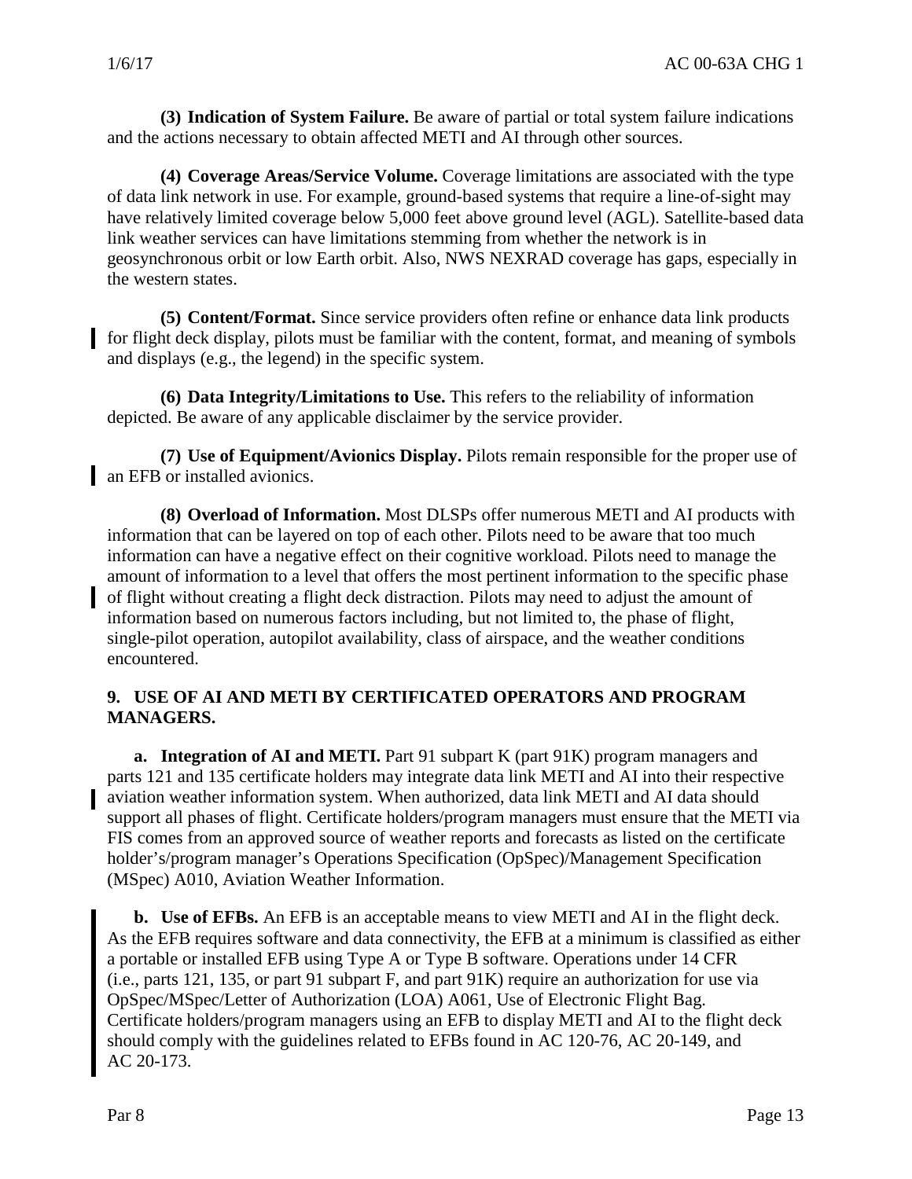**(3) Indication of System Failure.** Be aware of partial or total system failure indications and the actions necessary to obtain affected METI and AI through other sources.

**(4) Coverage Areas/Service Volume.** Coverage limitations are associated with the type of data link network in use. For example, ground-based systems that require a line-of-sight may have relatively limited coverage below 5,000 feet above ground level (AGL). Satellite-based data link weather services can have limitations stemming from whether the network is in geosynchronous orbit or low Earth orbit. Also, NWS NEXRAD coverage has gaps, especially in the western states.

**(5) Content/Format.** Since service providers often refine or enhance data link products for flight deck display, pilots must be familiar with the content, format, and meaning of symbols and displays (e.g., the legend) in the specific system.

**(6) Data Integrity/Limitations to Use.** This refers to the reliability of information depicted. Be aware of any applicable disclaimer by the service provider.

**(7) Use of Equipment/Avionics Display.** Pilots remain responsible for the proper use of an EFB or installed avionics.

**(8) Overload of Information.** Most DLSPs offer numerous METI and AI products with information that can be layered on top of each other. Pilots need to be aware that too much information can have a negative effect on their cognitive workload. Pilots need to manage the amount of information to a level that offers the most pertinent information to the specific phase of flight without creating a flight deck distraction. Pilots may need to adjust the amount of information based on numerous factors including, but not limited to, the phase of flight, single-pilot operation, autopilot availability, class of airspace, and the weather conditions encountered.

## 9. USE OF AI AND METI BY CERTIFICATED OPERATORS AND PROGRAM MANAGERS.

**a. Integration of AI and METI.** Part 91 subpart K (part 91K) program managers and parts 121 and 135 certificate holders may integrate data link METI and AI into their respective aviation weather information system. When authorized, data link METI and AI data should support all phases of flight. Certificate holders/program managers must ensure that the METI via FIS comes from an approved source of weather reports and forecasts as listed on the certificate holder's/program manager's Operations Specification (OpSpec)/Management Specification (MSpec) A010, Aviation Weather Information.

**b. Use of EFBs.** An EFB is an acceptable means to view METI and AI in the flight deck. As the EFB requires software and data connectivity, the EFB at a minimum is classified as either a portable or installed EFB using Type A or Type B software. Operations under 14 CFR (i.e., parts 121, 135, or part 91 subpart F, and part 91K) require an authorization for use via OpSpec/MSpec/Letter of Authorization (LOA) A061, Use of Electronic Flight Bag. Certificate holders/program managers using an EFB to display METI and AI to the flight deck should comply with the guidelines related to EFBs found in AC 120-76, AC 20-149, and AC 20-173.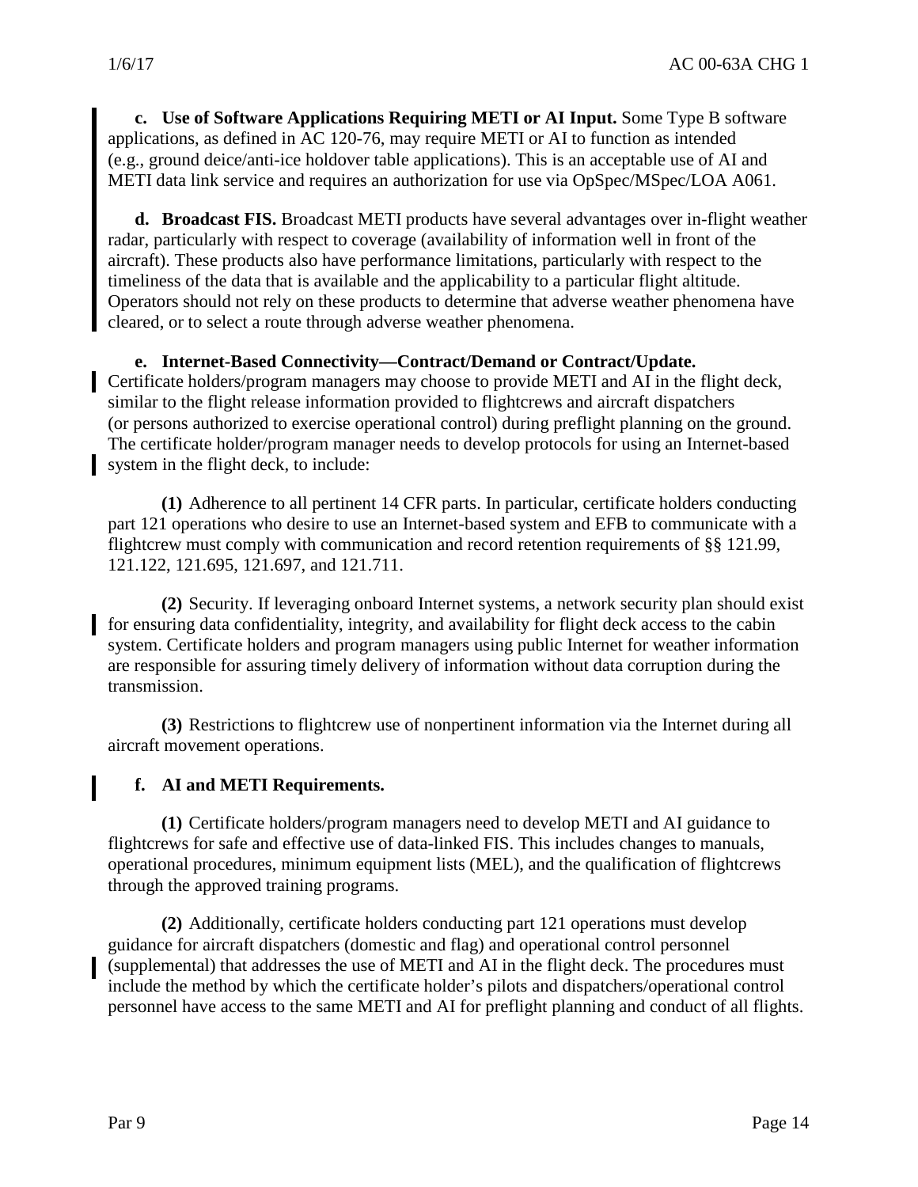**c. Use of Software Applications Requiring METI or AI Input.** Some Type B software applications, as defined in AC 120-76, may require METI or AI to function as intended (e.g., ground deice/anti-ice holdover table applications). This is an acceptable use of AI and METI data link service and requires an authorization for use via OpSpec/MSpec/LOA A061.

**d. Broadcast FIS.** Broadcast METI products have several advantages over in-flight weather radar, particularly with respect to coverage (availability of information well in front of the aircraft). These products also have performance limitations, particularly with respect to the timeliness of the data that is available and the applicability to a particular flight altitude. Operators should not rely on these products to determine that adverse weather phenomena have cleared, or to select a route through adverse weather phenomena.

**e. Internet-Based Connectivity—Contract/Demand or Contract/Update.** Certificate holders/program managers may choose to provide METI and AI in the flight deck, similar to the flight release information provided to flightcrews and aircraft dispatchers (or persons authorized to exercise operational control) during preflight planning on the ground. The certificate holder/program manager needs to develop protocols for using an Internet-based system in the flight deck, to include:

**(1)** Adherence to all pertinent 14 CFR parts. In particular, certificate holders conducting part 121 operations who desire to use an Internet-based system and EFB to communicate with a flightcrew must comply with communication and record retention requirements of §§ 121.99, 121.122, 121.695, 121.697, and 121.711.

**(2)** Security. If leveraging onboard Internet systems, a network security plan should exist for ensuring data confidentiality, integrity, and availability for flight deck access to the cabin system. Certificate holders and program managers using public Internet for weather information are responsible for assuring timely delivery of information without data corruption during the transmission.

**(3)** Restrictions to flightcrew use of nonpertinent information via the Internet during all aircraft movement operations.

**f. AI and METI Requirements.**

**(1)** Certificate holders/program managers need to develop METI and AI guidance to flightcrews for safe and effective use of data-linked FIS. This includes changes to manuals, operational procedures, minimum equipment lists (MEL), and the qualification of flightcrews through the approved training programs.

**(2)** Additionally, certificate holders conducting part 121 operations must develop guidance for aircraft dispatchers (domestic and flag) and operational control personnel (supplemental) that addresses the use of METI and AI in the flight deck. The procedures must include the method by which the certificate holder's pilots and dispatchers/operational control personnel have access to the same METI and AI for preflight planning and conduct of all flights.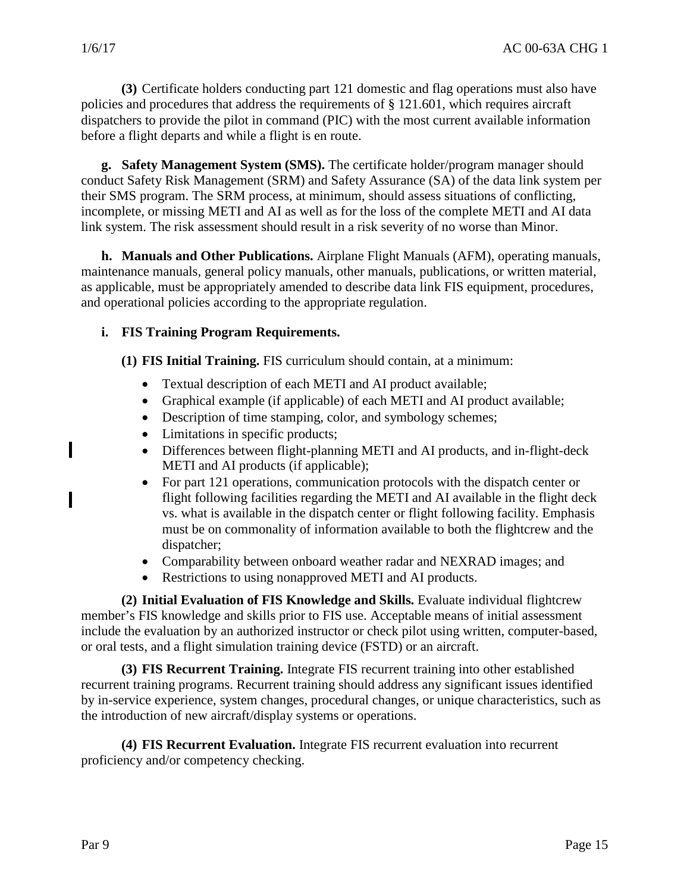**(3)** Certificate holders conducting part 121 domestic and flag operations must also have policies and procedures that address the requirements of § 121.601, which requires aircraft dispatchers to provide the pilot in command (PIC) with the most current available information before a flight departs and while a flight is en route.

**g. Safety Management System (SMS).** The certificate holder/program manager should conduct Safety Risk Management (SRM) and Safety Assurance (SA) of the data link system per their SMS program. The SRM process, at minimum, should assess situations of conflicting, incomplete, or missing METI and AI as well as for the loss of the complete METI and AI data link system. The risk assessment should result in a risk severity of no worse than Minor.

**h. Manuals and Other Publications.** Airplane Flight Manuals (AFM), operating manuals, maintenance manuals, general policy manuals, other manuals, publications, or written material, as applicable, must be appropriately amended to describe data link FIS equipment, procedures, and operational policies according to the appropriate regulation.

**i. FIS Training Program Requirements.**

**(1) FIS Initial Training.** FIS curriculum should contain, at a minimum:

- Textual description of each METI and AI product available;
- Graphical example (if applicable) of each METI and AI product available;
- Description of time stamping, color, and symbology schemes;
- Limitations in specific products;
- Differences between flight-planning METI and AI products, and in-flight-deck METI and AI products (if applicable);
- For part 121 operations, communication protocols with the dispatch center or flight following facilities regarding the METI and AI available in the flight deck vs. what is available in the dispatch center or flight following facility. Emphasis must be on commonality of information available to both the flightcrew and the dispatcher;
- Comparability between onboard weather radar and NEXRAD images; and
- Restrictions to using nonapproved METI and AI products.

**(2) Initial Evaluation of FIS Knowledge and Skills.** Evaluate individual flightcrew member's FIS knowledge and skills prior to FIS use. Acceptable means of initial assessment include the evaluation by an authorized instructor or check pilot using written, computer-based, or oral tests, and a flight simulation training device (FSTD) or an aircraft.

**(3) FIS Recurrent Training.** Integrate FIS recurrent training into other established recurrent training programs. Recurrent training should address any significant issues identified by in-service experience, system changes, procedural changes, or unique characteristics, such as the introduction of new aircraft/display systems or operations.

**(4) FIS Recurrent Evaluation.** Integrate FIS recurrent evaluation into recurrent proficiency and/or competency checking.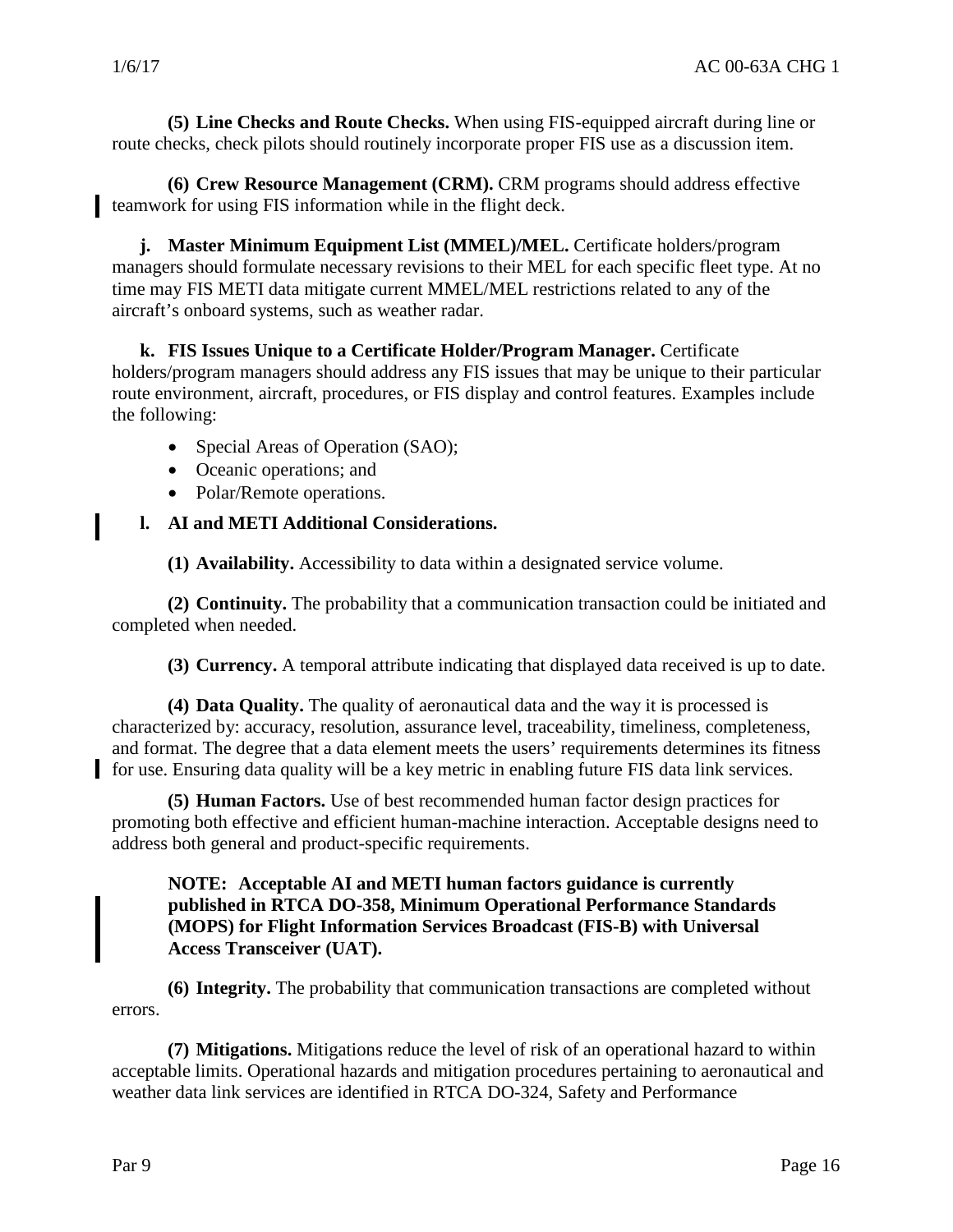**(5) Line Checks and Route Checks.** When using FIS-equipped aircraft during line or route checks, check pilots should routinely incorporate proper FIS use as a discussion item.

**(6) Crew Resource Management (CRM).** CRM programs should address effective teamwork for using FIS information while in the flight deck.

**j. Master Minimum Equipment List (MMEL)/MEL.** Certificate holders/program managers should formulate necessary revisions to their MEL for each specific fleet type. At no time may FIS METI data mitigate current MMEL/MEL restrictions related to any of the aircraft's onboard systems, such as weather radar.

**k. FIS Issues Unique to a Certificate Holder/Program Manager.** Certificate holders/program managers should address any FIS issues that may be unique to their particular route environment, aircraft, procedures, or FIS display and control features. Examples include the following:

- Special Areas of Operation (SAO);
- Oceanic operations; and
- Polar/Remote operations.

**l. AI and METI Additional Considerations.**

**(1) Availability.** Accessibility to data within a designated service volume.

**(2) Continuity.** The probability that a communication transaction could be initiated and completed when needed.

**(3) Currency.** A temporal attribute indicating that displayed data received is up to date.

**(4) Data Quality.** The quality of aeronautical data and the way it is processed is characterized by: accuracy, resolution, assurance level, traceability, timeliness, completeness, and format. The degree that a data element meets the users' requirements determines its fitness for use. Ensuring data quality will be a key metric in enabling future FIS data link services.

**(5) Human Factors.** Use of best recommended human factor design practices for promoting both effective and efficient human-machine interaction. Acceptable designs need to address both general and product-specific requirements.

**NOTE: Acceptable AI and METI human factors guidance is currently published in RTCA DO-358, Minimum Operational Performance Standards (MOPS) for Flight Information Services Broadcast (FIS-B) with Universal Access Transceiver (UAT).**

**(6) Integrity.** The probability that communication transactions are completed without errors.

**(7) Mitigations.** Mitigations reduce the level of risk of an operational hazard to within acceptable limits. Operational hazards and mitigation procedures pertaining to aeronautical and weather data link services are identified in RTCA DO-324, Safety and Performance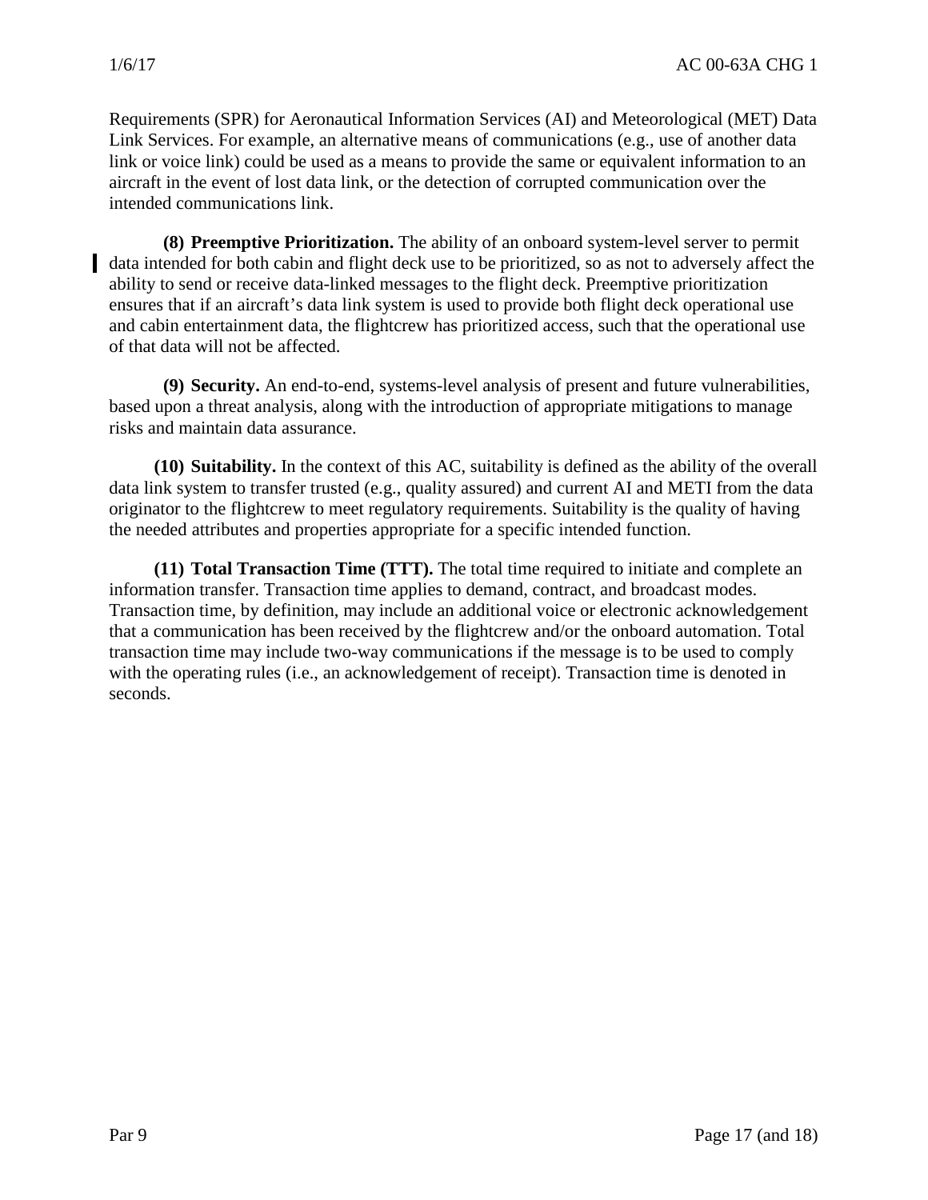Requirements (SPR) for Aeronautical Information Services (AI) and Meteorological (MET) Data Link Services. For example, an alternative means of communications (e.g., use of another data link or voice link) could be used as a means to provide the same or equivalent information to an aircraft in the event of lost data link, or the detection of corrupted communication over the intended communications link.

**(8) Preemptive Prioritization.** The ability of an onboard system-level server to permit data intended for both cabin and flight deck use to be prioritized, so as not to adversely affect the ability to send or receive data-linked messages to the flight deck. Preemptive prioritization ensures that if an aircraft's data link system is used to provide both flight deck operational use and cabin entertainment data, the flightcrew has prioritized access, such that the operational use of that data will not be affected.

**(9) Security.** An end-to-end, systems-level analysis of present and future vulnerabilities, based upon a threat analysis, along with the introduction of appropriate mitigations to manage risks and maintain data assurance.

**(10) Suitability.** In the context of this AC, suitability is defined as the ability of the overall data link system to transfer trusted (e.g., quality assured) and current AI and METI from the data originator to the flightcrew to meet regulatory requirements. Suitability is the quality of having the needed attributes and properties appropriate for a specific intended function.

**(11) Total Transaction Time (TTT).** The total time required to initiate and complete an information transfer. Transaction time applies to demand, contract, and broadcast modes. Transaction time, by definition, may include an additional voice or electronic acknowledgement that a communication has been received by the flightcrew and/or the onboard automation. Total transaction time may include two-way communications if the message is to be used to comply with the operating rules (i.e., an acknowledgement of receipt). Transaction time is denoted in seconds.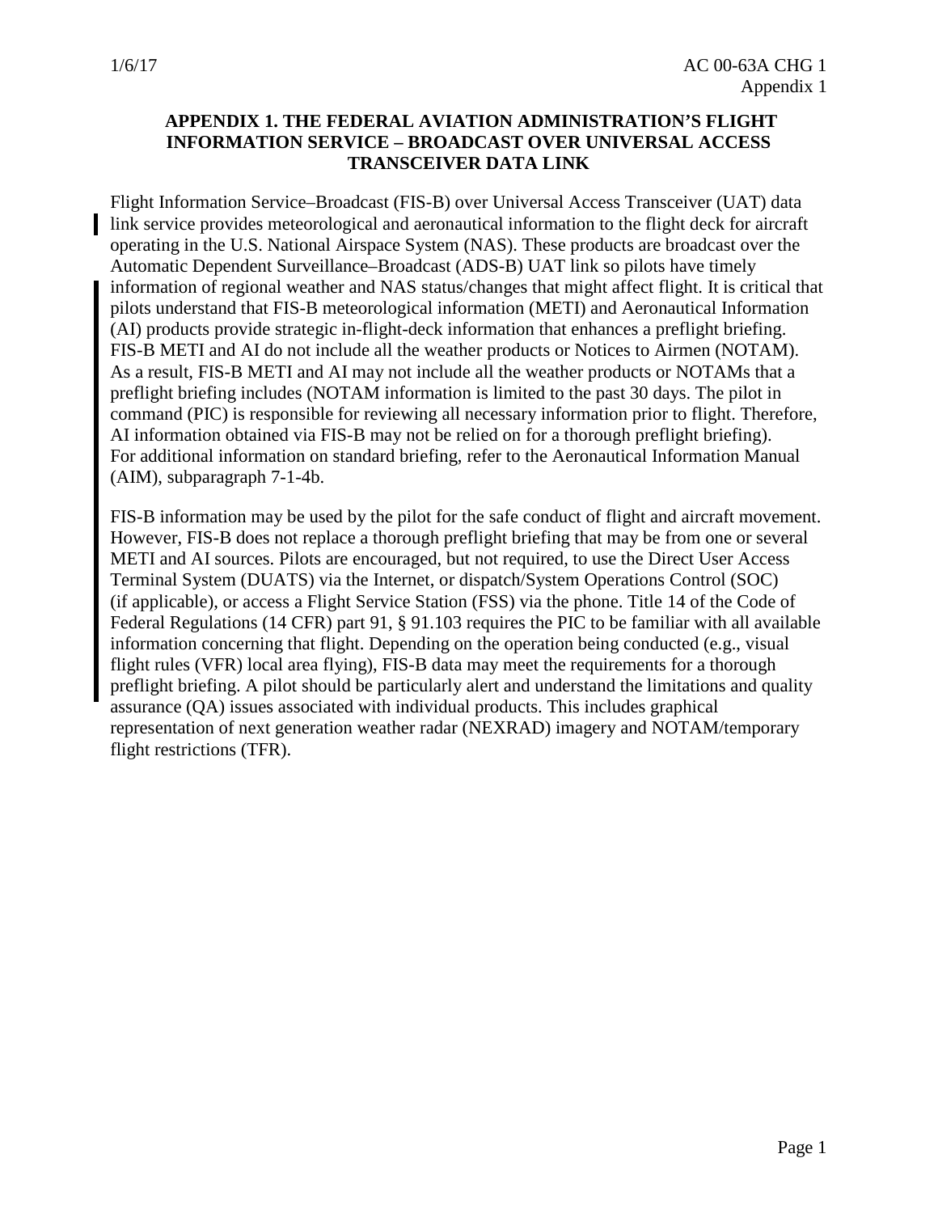# APPENDIX 1. THE FEDERAL AVIATION ADMINISTRATION'S FLIGHT INFORMATION SERVICE – BROADCAST OVER UNIVERSAL ACCESS TRANSCEIVER DATA LINK

Flight Information Service–Broadcast (FIS-B) over Universal Access Transceiver (UAT) data link service provides meteorological and aeronautical information to the flight deck for aircraft operating in the U.S. National Airspace System (NAS). These products are broadcast over the Automatic Dependent Surveillance–Broadcast (ADS-B) UAT link so pilots have timely information of regional weather and NAS status/changes that might affect flight. It is critical that pilots understand that FIS-B meteorological information (METI) and Aeronautical Information (AI) products provide strategic in-flight-deck information that enhances a preflight briefing. FIS-B METI and AI do not include all the weather products or Notices to Airmen (NOTAM). As a result, FIS-B METI and AI may not include all the weather products or NOTAMs that a preflight briefing includes (NOTAM information is limited to the past 30 days. The pilot in command (PIC) is responsible for reviewing all necessary information prior to flight. Therefore, AI information obtained via FIS-B may not be relied on for a thorough preflight briefing). For additional information on standard briefing, refer to the Aeronautical Information Manual (AIM), subparagraph 7-1-4b.

FIS-B information may be used by the pilot for the safe conduct of flight and aircraft movement. However, FIS-B does not replace a thorough preflight briefing that may be from one or several METI and AI sources. Pilots are encouraged, but not required, to use the Direct User Access Terminal System (DUATS) via the Internet, or dispatch/System Operations Control (SOC) (if applicable), or access a Flight Service Station (FSS) via the phone. Title 14 of the Code of Federal Regulations (14 CFR) part 91, § 91.103 requires the PIC to be familiar with all available information concerning that flight. Depending on the operation being conducted (e.g., visual flight rules (VFR) local area flying), FIS-B data may meet the requirements for a thorough preflight briefing. A pilot should be particularly alert and understand the limitations and quality assurance (QA) issues associated with individual products. This includes graphical representation of next generation weather radar (NEXRAD) imagery and NOTAM/temporary flight restrictions (TFR).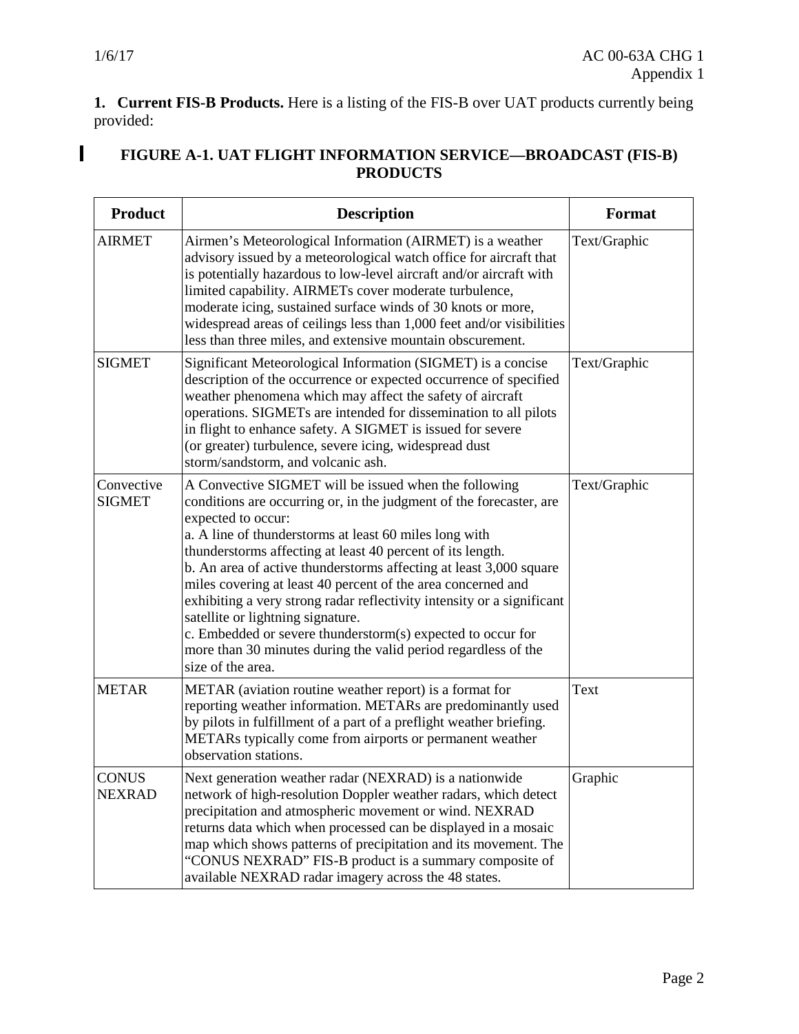**1. Current FIS-B Products.** Here is a listing of the FIS-B over UAT products currently being provided:

**FIGURE A-1. UAT FLIGHT INFORMATION SERVICE—BROADCAST (FIS-B) PRODUCTS**

| Product | Description | Format |
|---|---|---|
| AIRMET | Airmen's Meteorological Information (AIRMET) is a weather advisory issued by a meteorological watch office for aircraft that is potentially hazardous to low-level aircraft and/or aircraft with limited capability. AIRMETs cover moderate turbulence, moderate icing, sustained surface winds of 30 knots or more, widespread areas of ceilings less than 1,000 feet and/or visibilities less than three miles, and extensive mountain obscurement. | Text/Graphic |
| SIGMET | Significant Meteorological Information (SIGMET) is a concise description of the occurrence or expected occurrence of specified weather phenomena which may affect the safety of aircraft operations. SIGMETs are intended for dissemination to all pilots in flight to enhance safety. A SIGMET is issued for severe (or greater) turbulence, severe icing, widespread dust storm/sandstorm, and volcanic ash. | Text/Graphic |
| Convective SIGMET | A Convective SIGMET will be issued when the following conditions are occurring or, in the judgment of the forecaster, are expected to occur:<br>a. A line of thunderstorms at least 60 miles long with thunderstorms affecting at least 40 percent of its length.<br>b. An area of active thunderstorms affecting at least 3,000 square miles covering at least 40 percent of the area concerned and exhibiting a very strong radar reflectivity intensity or a significant satellite or lightning signature.<br>c. Embedded or severe thunderstorm(s) expected to occur for more than 30 minutes during the valid period regardless of the size of the area. | Text/Graphic |
| METAR | METAR (aviation routine weather report) is a format for reporting weather information. METARs are predominantly used by pilots in fulfillment of a part of a preflight weather briefing. METARs typically come from airports or permanent weather observation stations. | Text |
| CONUS NEXRAD | Next generation weather radar (NEXRAD) is a nationwide network of high-resolution Doppler weather radars, which detect precipitation and atmospheric movement or wind. NEXRAD returns data which when processed can be displayed in a mosaic map which shows patterns of precipitation and its movement. The "CONUS NEXRAD" FIS-B product is a summary composite of available NEXRAD radar imagery across the 48 states. | Graphic |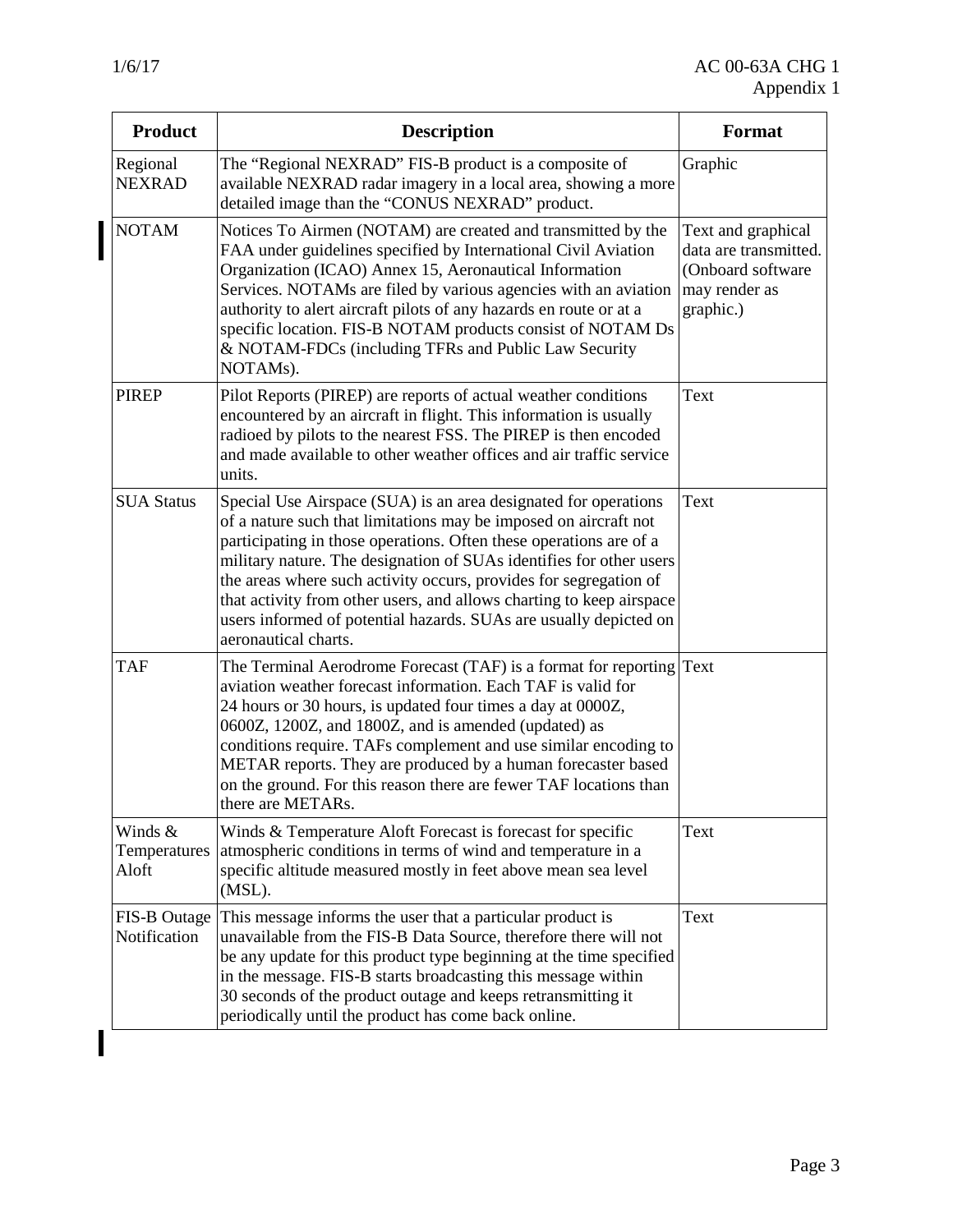| Product | Description | Format |
|---|---|---|
| Regional NEXRAD | The "Regional NEXRAD" FIS-B product is a composite of available NEXRAD radar imagery in a local area, showing a more detailed image than the "CONUS NEXRAD" product. | Graphic |
| NOTAM | Notices To Airmen (NOTAM) are created and transmitted by the FAA under guidelines specified by International Civil Aviation Organization (ICAO) Annex 15, Aeronautical Information Services. NOTAMs are filed by various agencies with an aviation authority to alert aircraft pilots of any hazards en route or at a specific location. FIS-B NOTAM products consist of NOTAM Ds & NOTAM-FDCs (including TFRs and Public Law Security NOTAMs). | Text and graphical data are transmitted. (Onboard software may render as graphic.) |
| PIREP | Pilot Reports (PIREP) are reports of actual weather conditions encountered by an aircraft in flight. This information is usually radioed by pilots to the nearest FSS. The PIREP is then encoded and made available to other weather offices and air traffic service units. | Text |
| SUA Status | Special Use Airspace (SUA) is an area designated for operations of a nature such that limitations may be imposed on aircraft not participating in those operations. Often these operations are of a military nature. The designation of SUAs identifies for other users the areas where such activity occurs, provides for segregation of that activity from other users, and allows charting to keep airspace users informed of potential hazards. SUAs are usually depicted on aeronautical charts. | Text |
| TAF | The Terminal Aerodrome Forecast (TAF) is a format for reporting aviation weather forecast information. Each TAF is valid for 24 hours or 30 hours, is updated four times a day at 0000Z, 0600Z, 1200Z, and 1800Z, and is amended (updated) as conditions require. TAFs complement and use similar encoding to METAR reports. They are produced by a human forecaster based on the ground. For this reason there are fewer TAF locations than there are METARs. | Text |
| Winds & Temperatures Aloft | Winds & Temperature Aloft Forecast is forecast for specific atmospheric conditions in terms of wind and temperature in a specific altitude measured mostly in feet above mean sea level (MSL). | Text |
| FIS-B Outage Notification | This message informs the user that a particular product is unavailable from the FIS-B Data Source, therefore there will not be any update for this product type beginning at the time specified in the message. FIS-B starts broadcasting this message within 30 seconds of the product outage and keeps retransmitting it periodically until the product has come back online. | Text |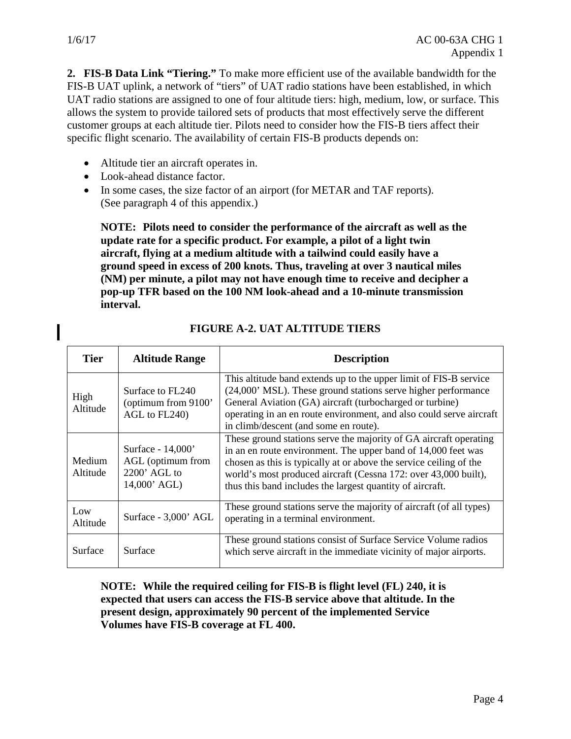**2. FIS-B Data Link "Tiering."** To make more efficient use of the available bandwidth for the FIS-B UAT uplink, a network of "tiers" of UAT radio stations have been established, in which UAT radio stations are assigned to one of four altitude tiers: high, medium, low, or surface. This allows the system to provide tailored sets of products that most effectively serve the different customer groups at each altitude tier. Pilots need to consider how the FIS-B tiers affect their specific flight scenario. The availability of certain FIS-B products depends on:

- Altitude tier an aircraft operates in.
- Look-ahead distance factor.
- In some cases, the size factor of an airport (for METAR and TAF reports). (See paragraph 4 of this appendix.)

**NOTE: Pilots need to consider the performance of the aircraft as well as the update rate for a specific product. For example, a pilot of a light twin aircraft, flying at a medium altitude with a tailwind could easily have a ground speed in excess of 200 knots. Thus, traveling at over 3 nautical miles (NM) per minute, a pilot may not have enough time to receive and decipher a pop-up TFR based on the 100 NM look-ahead and a 10-minute transmission interval.**

**FIGURE A-2. UAT ALTITUDE TIERS**

| Tier | Altitude Range | Description |
|---|---|---|
| High Altitude | Surface to FL240 (optimum from 9100' AGL to FL240) | This altitude band extends up to the upper limit of FIS-B service (24,000' MSL). These ground stations serve higher performance General Aviation (GA) aircraft (turbocharged or turbine) operating in an en route environment, and also could serve aircraft in climb/descent (and some en route). |
| Medium Altitude | Surface - 14,000' AGL (optimum from 2200' AGL to 14,000' AGL) | These ground stations serve the majority of GA aircraft operating in an en route environment. The upper band of 14,000 feet was chosen as this is typically at or above the service ceiling of the world's most produced aircraft (Cessna 172: over 43,000 built), thus this band includes the largest quantity of aircraft. |
| Low Altitude | Surface - 3,000' AGL | These ground stations serve the majority of aircraft (of all types) operating in a terminal environment. |
| Surface | Surface | These ground stations consist of Surface Service Volume radios which serve aircraft in the immediate vicinity of major airports. |

**NOTE: While the required ceiling for FIS-B is flight level (FL) 240, it is expected that users can access the FIS-B service above that altitude. In the present design, approximately 90 percent of the implemented Service Volumes have FIS-B coverage at FL 400.**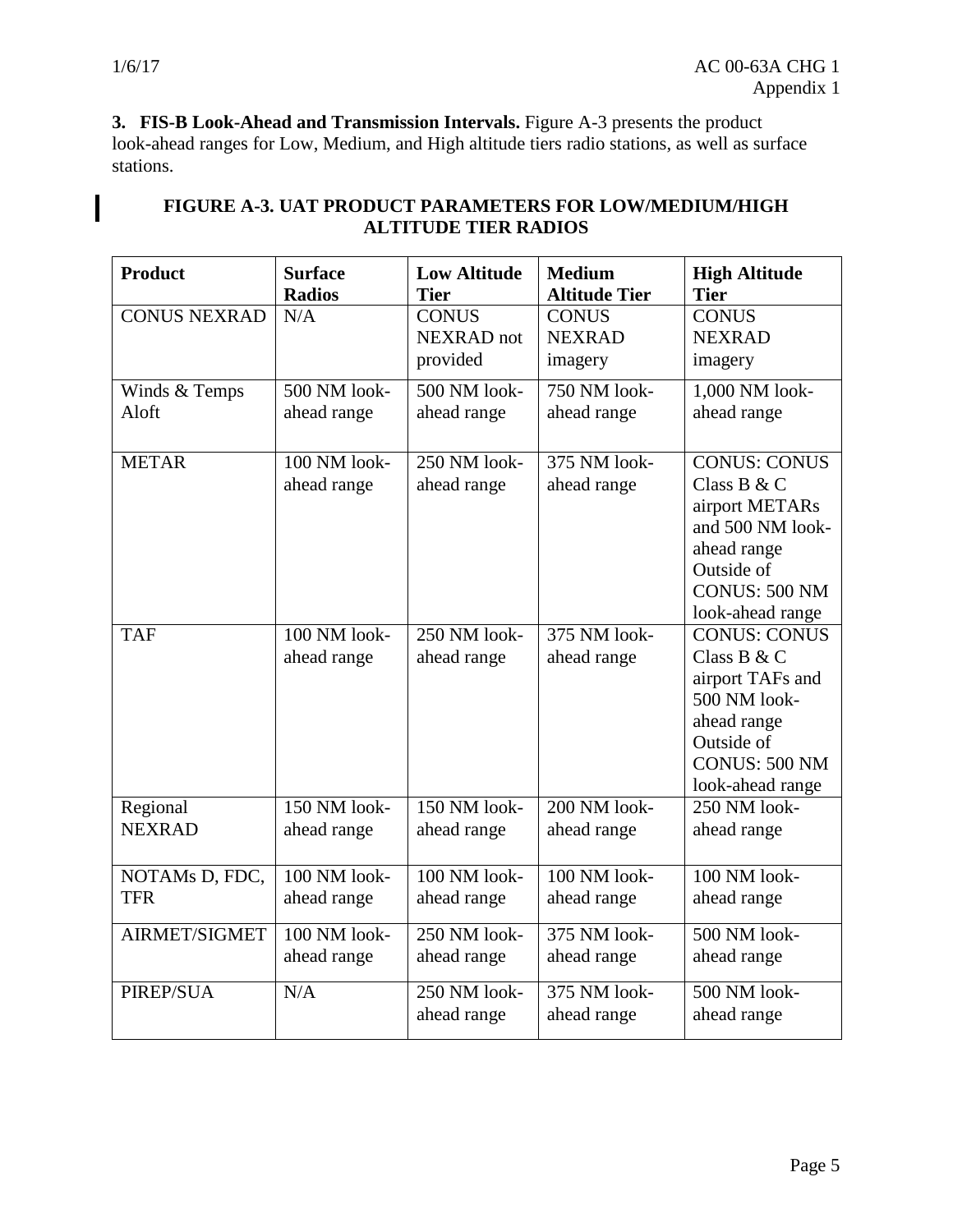**3. FIS-B Look-Ahead and Transmission Intervals.** Figure A-3 presents the product look-ahead ranges for Low, Medium, and High altitude tiers radio stations, as well as surface stations.

**FIGURE A-3. UAT PRODUCT PARAMETERS FOR LOW/MEDIUM/HIGH ALTITUDE TIER RADIOS**

| Product | Surface Radios | Low Altitude Tier | Medium Altitude Tier | High Altitude Tier |
|---|---|---|---|---|
| CONUS NEXRAD | N/A | CONUS NEXRAD not provided | CONUS NEXRAD imagery | CONUS NEXRAD imagery |
| Winds & Temps Aloft | 500 NM look-ahead range | 500 NM look-ahead range | 750 NM look-ahead range | 1,000 NM look-ahead range |
| METAR | 100 NM look-ahead range | 250 NM look-ahead range | 375 NM look-ahead range | CONUS: CONUS Class B & C airport METARs and 500 NM look-ahead range Outside of CONUS: 500 NM look-ahead range |
| TAF | 100 NM look-ahead range | 250 NM look-ahead range | 375 NM look-ahead range | CONUS: CONUS Class B & C airport TAFs and 500 NM look-ahead range Outside of CONUS: 500 NM look-ahead range |
| Regional NEXRAD | 150 NM look-ahead range | 150 NM look-ahead range | 200 NM look-ahead range | 250 NM look-ahead range |
| NOTAMs D, FDC, TFR | 100 NM look-ahead range | 100 NM look-ahead range | 100 NM look-ahead range | 100 NM look-ahead range |
| AIRMET/SIGMET | 100 NM look-ahead range | 250 NM look-ahead range | 375 NM look-ahead range | 500 NM look-ahead range |
| PIREP/SUA | N/A | 250 NM look-ahead range | 375 NM look-ahead range | 500 NM look-ahead range |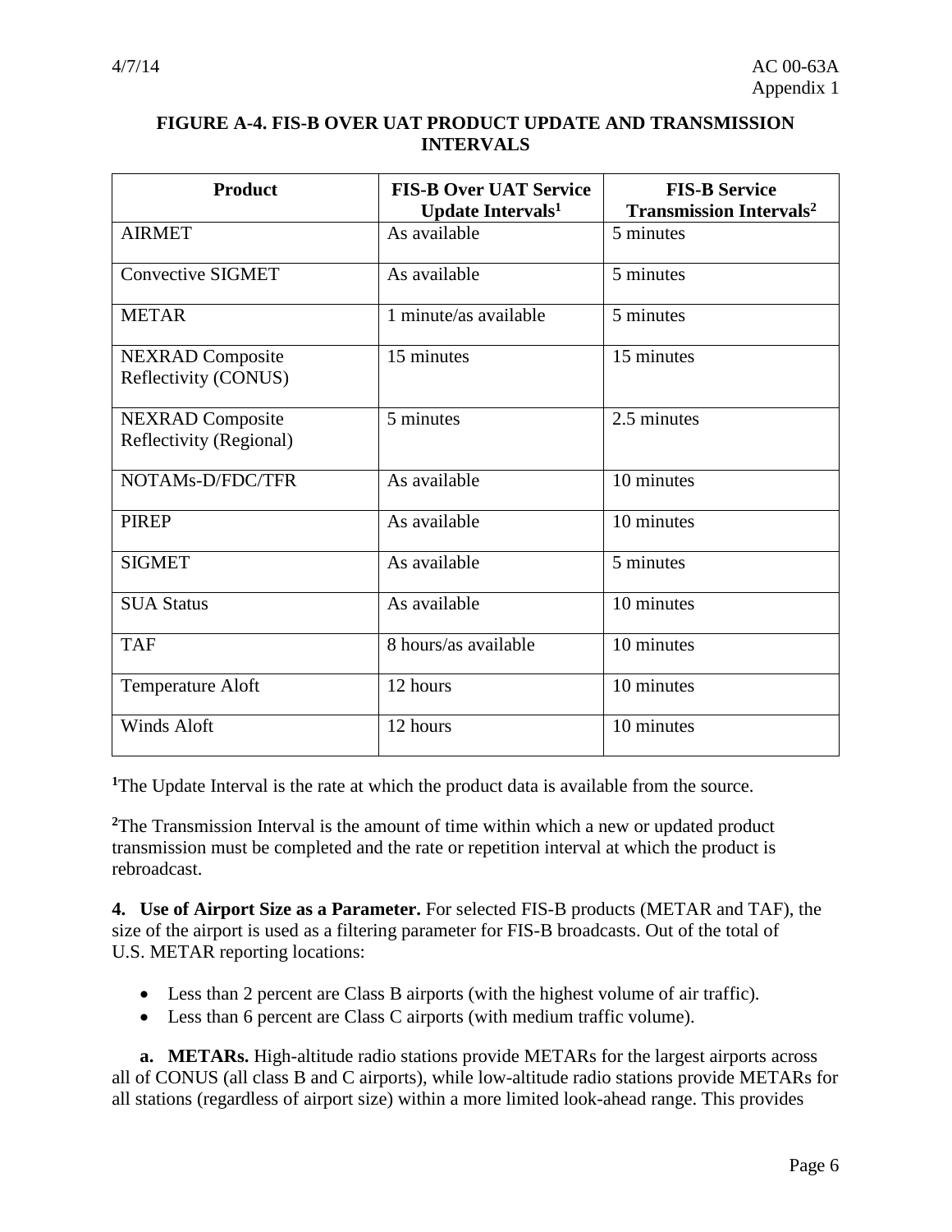**FIGURE A-4. FIS-B OVER UAT PRODUCT UPDATE AND TRANSMISSION INTERVALS**

| Product | FIS-B Over UAT Service Update Intervals[1] | FIS-B Service Transmission Intervals[2] |
|---|---|---|
| AIRMET | As available | 5 minutes |
| Convective SIGMET | As available | 5 minutes |
| METAR | 1 minute/as available | 5 minutes |
| NEXRAD Composite Reflectivity (CONUS) | 15 minutes | 15 minutes |
| NEXRAD Composite Reflectivity (Regional) | 5 minutes | 2.5 minutes |
| NOTAMs-D/FDC/TFR | As available | 10 minutes |
| PIREP | As available | 10 minutes |
| SIGMET | As available | 5 minutes |
| SUA Status | As available | 10 minutes |
| TAF | 8 hours/as available | 10 minutes |
| Temperature Aloft | 12 hours | 10 minutes |
| Winds Aloft | 12 hours | 10 minutes |

[1]The Update Interval is the rate at which the product data is available from the source.

[2]The Transmission Interval is the amount of time within which a new or updated product transmission must be completed and the rate or repetition interval at which the product is rebroadcast.

**4. Use of Airport Size as a Parameter.** For selected FIS-B products (METAR and TAF), the size of the airport is used as a filtering parameter for FIS-B broadcasts. Out of the total of U.S. METAR reporting locations:

- Less than 2 percent are Class B airports (with the highest volume of air traffic).
- Less than 6 percent are Class C airports (with medium traffic volume).

**a. METARs.** High-altitude radio stations provide METARs for the largest airports across all of CONUS (all class B and C airports), while low-altitude radio stations provide METARs for all stations (regardless of airport size) within a more limited look-ahead range. This provides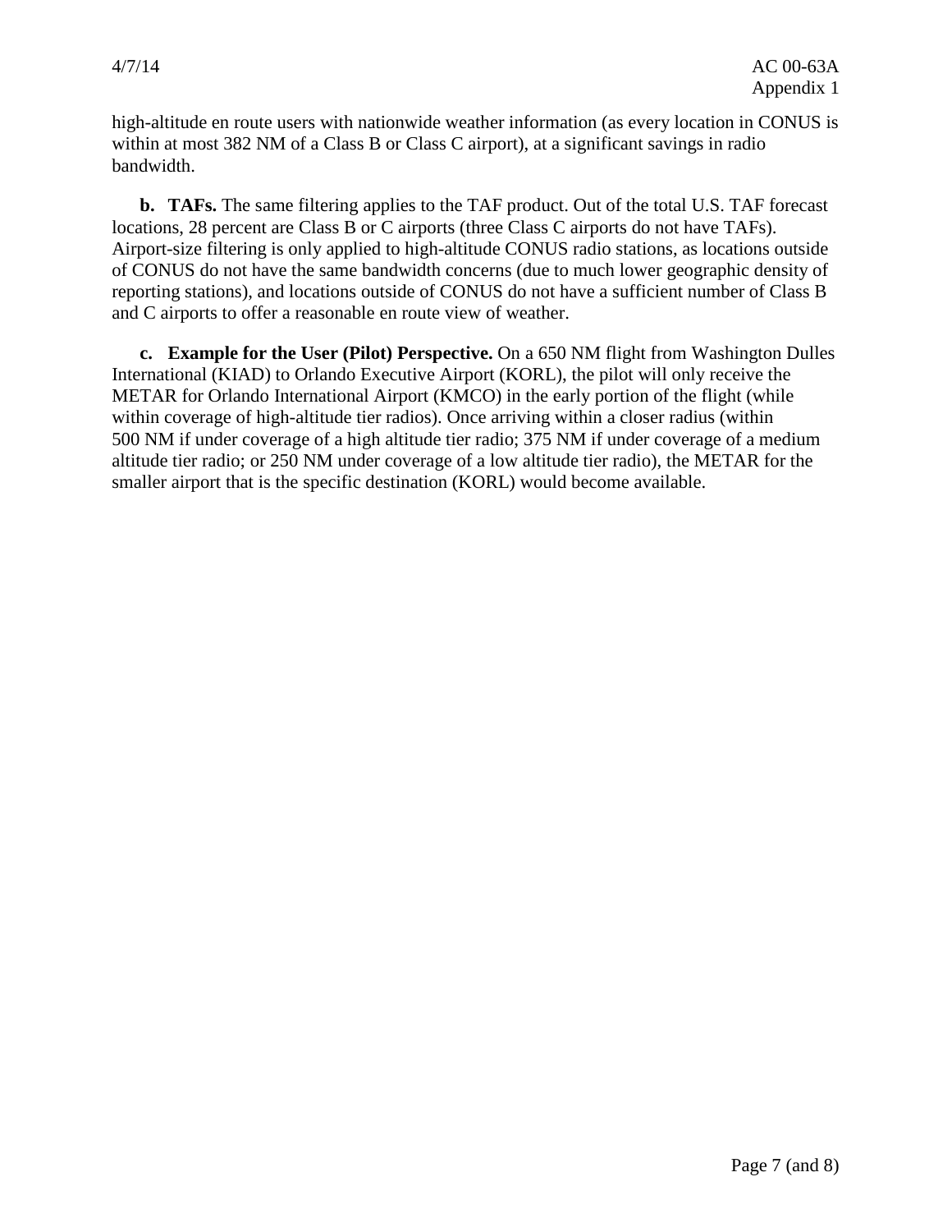high-altitude en route users with nationwide weather information (as every location in CONUS is within at most 382 NM of a Class B or Class C airport), at a significant savings in radio bandwidth.

**b. TAFs.** The same filtering applies to the TAF product. Out of the total U.S. TAF forecast locations, 28 percent are Class B or C airports (three Class C airports do not have TAFs). Airport-size filtering is only applied to high-altitude CONUS radio stations, as locations outside of CONUS do not have the same bandwidth concerns (due to much lower geographic density of reporting stations), and locations outside of CONUS do not have a sufficient number of Class B and C airports to offer a reasonable en route view of weather.

**c. Example for the User (Pilot) Perspective.** On a 650 NM flight from Washington Dulles International (KIAD) to Orlando Executive Airport (KORL), the pilot will only receive the METAR for Orlando International Airport (KMCO) in the early portion of the flight (while within coverage of high-altitude tier radios). Once arriving within a closer radius (within 500 NM if under coverage of a high altitude tier radio; 375 NM if under coverage of a medium altitude tier radio; or 250 NM under coverage of a low altitude tier radio), the METAR for the smaller airport that is the specific destination (KORL) would become available.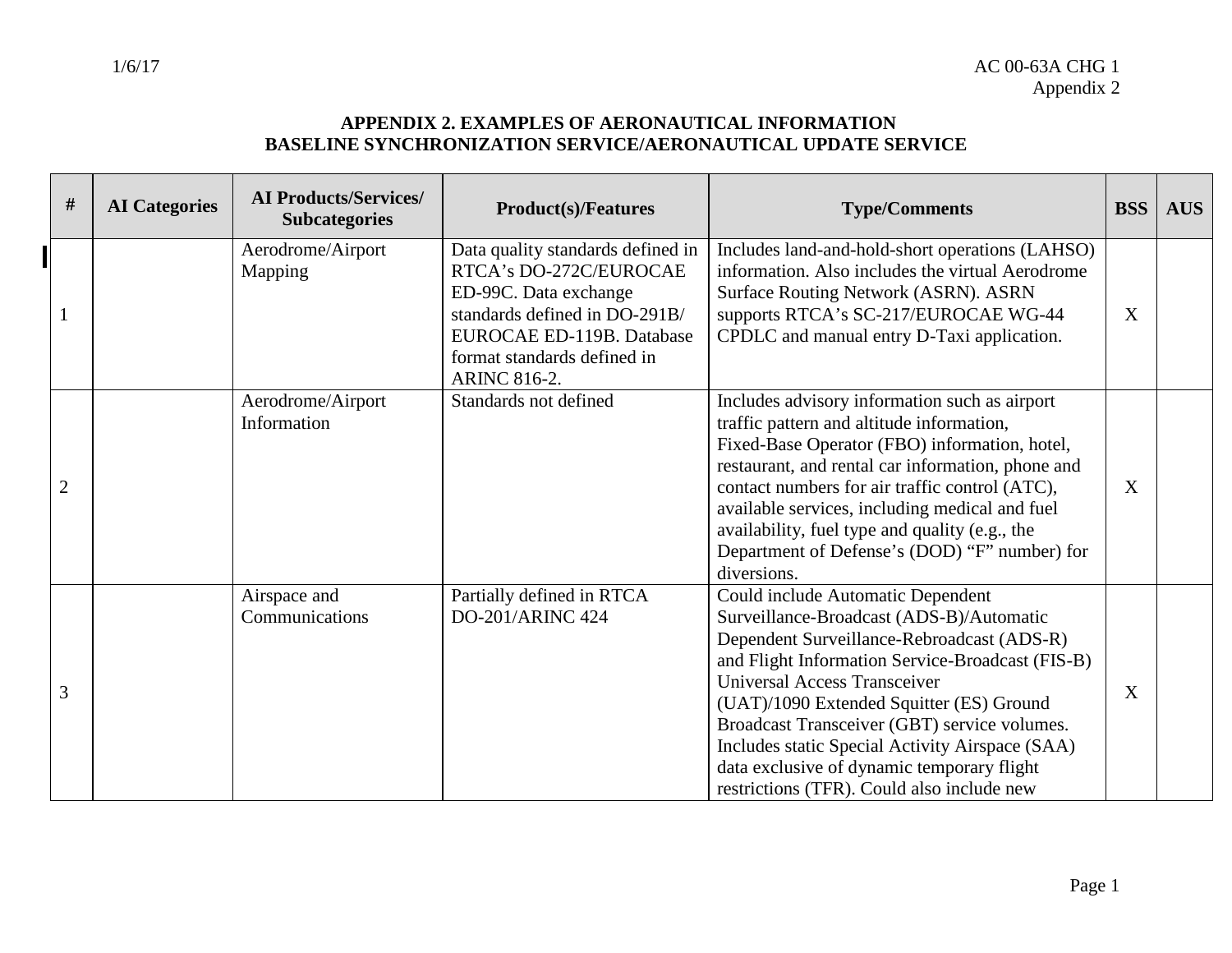## APPENDIX 2. EXAMPLES OF AERONAUTICAL INFORMATION BASELINE SYNCHRONIZATION SERVICE/AERONAUTICAL UPDATE SERVICE

| # | AI Categories | AI Products/Services/ Subcategories | Product(s)/Features | Type/Comments | BSS | AUS |
|---|---|---|---|---|---|---|
| 1 | | Aerodrome/Airport Mapping | Data quality standards defined in RTCA's DO-272C/EUROCAE ED-99C. Data exchange standards defined in DO-291B/ EUROCAE ED-119B. Database format standards defined in ARINC 816-2. | Includes land-and-hold-short operations (LAHSO) information. Also includes the virtual Aerodrome Surface Routing Network (ASRN). ASRN supports RTCA's SC-217/EUROCAE WG-44 CPDLC and manual entry D-Taxi application. | X | |
| 2 | | Aerodrome/Airport Information | Standards not defined | Includes advisory information such as airport traffic pattern and altitude information, Fixed-Base Operator (FBO) information, hotel, restaurant, and rental car information, phone and contact numbers for air traffic control (ATC), available services, including medical and fuel availability, fuel type and quality (e.g., the Department of Defense's (DOD) "F" number) for diversions. | X | |
| 3 | | Airspace and Communications | Partially defined in RTCA DO-201/ARINC 424 | Could include Automatic Dependent Surveillance-Broadcast (ADS-B)/Automatic Dependent Surveillance-Rebroadcast (ADS-R) and Flight Information Service-Broadcast (FIS-B) Universal Access Transceiver (UAT)/1090 Extended Squitter (ES) Ground Broadcast Transceiver (GBT) service volumes. Includes static Special Activity Airspace (SAA) data exclusive of dynamic temporary flight restrictions (TFR). Could also include new | X | |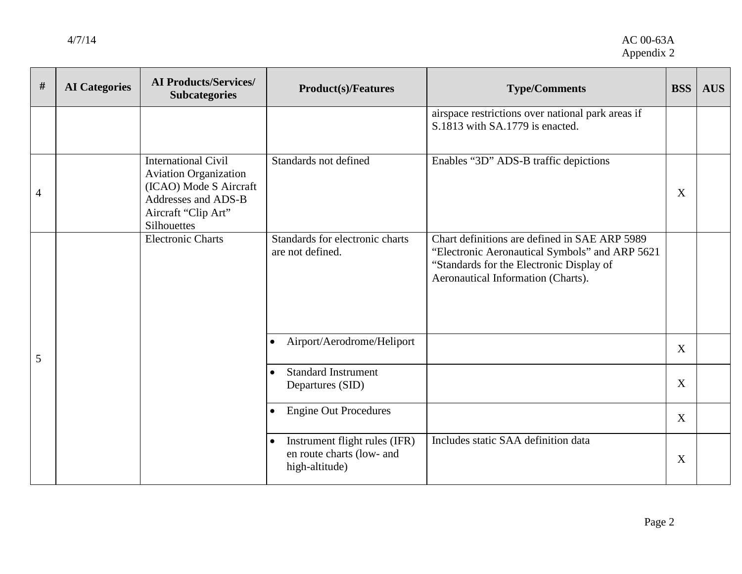| # | AI Categories | AI Products/Services/ Subcategories | Product(s)/Features | Type/Comments | BSS | AUS |
|---|---|---|---|---|---|---|
| | | | | airspace restrictions over national park areas if S.1813 with SA.1779 is enacted. | | |
| 4 | | International Civil Aviation Organization (ICAO) Mode S Aircraft Addresses and ADS-B Aircraft "Clip Art" Silhouettes | Standards not defined | Enables "3D" ADS-B traffic depictions | X | |
| 5 | | Electronic Charts | Standards for electronic charts are not defined. | Chart definitions are defined in SAE ARP 5989 "Electronic Aeronautical Symbols" and ARP 5621 "Standards for the Electronic Display of Aeronautical Information (Charts). | | |
| | | | • Airport/Aerodrome/Heliport | | X | |
| | | | • Standard Instrument Departures (SID) | | X | |
| | | | • Engine Out Procedures | | X | |
| | | | • Instrument flight rules (IFR) en route charts (low- and high-altitude) | Includes static SAA definition data | X | |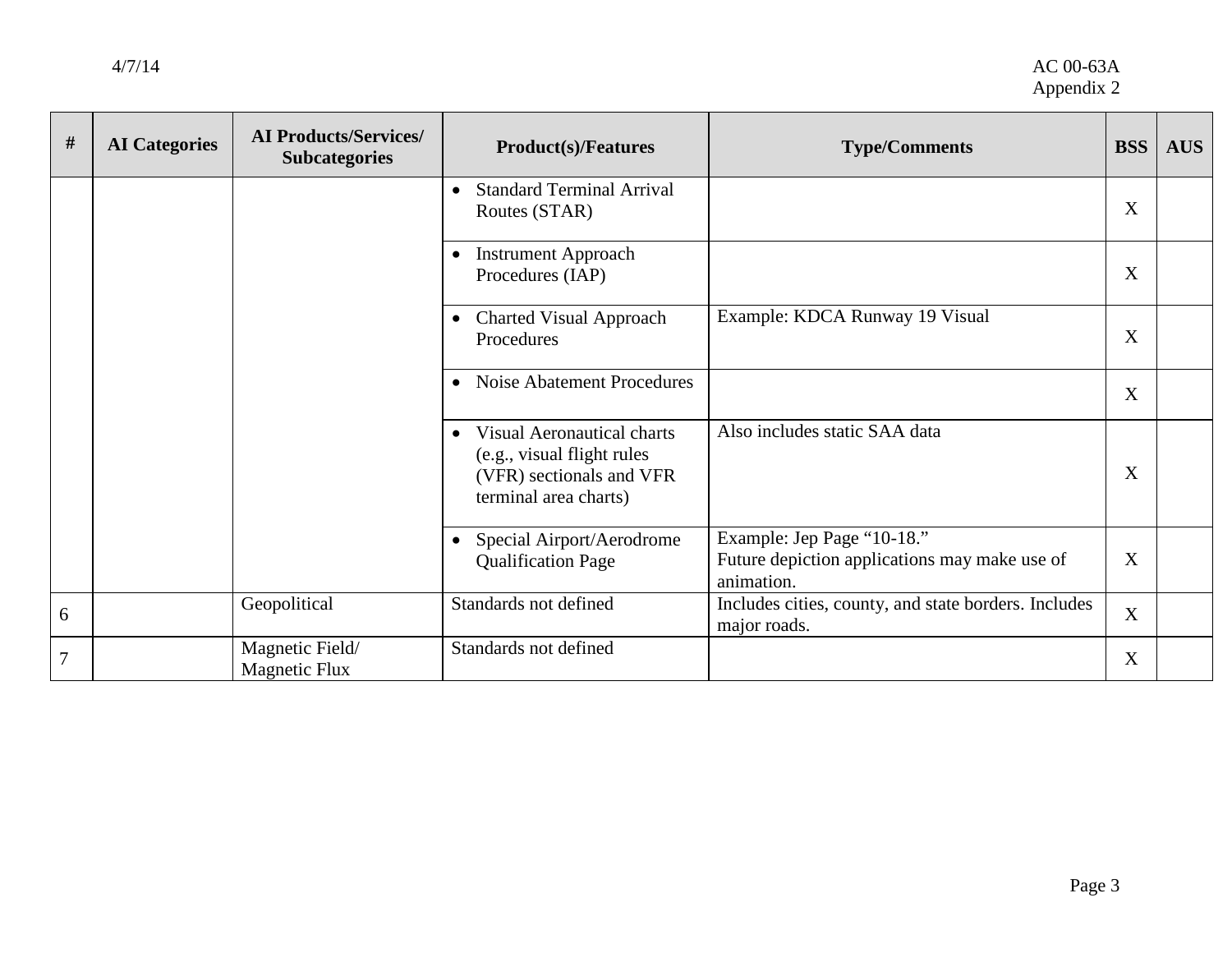| # | AI Categories | AI Products/Services/ Subcategories | Product(s)/Features | Type/Comments | BSS | AUS |
|---|---|---|---|---|---|---|
| | | | • Standard Terminal Arrival Routes (STAR) | | X | |
| | | | • Instrument Approach Procedures (IAP) | | X | |
| | | | • Charted Visual Approach Procedures | Example: KDCA Runway 19 Visual | X | |
| | | | • Noise Abatement Procedures | | X | |
| | | | • Visual Aeronautical charts (e.g., visual flight rules (VFR) sectionals and VFR terminal area charts) | Also includes static SAA data | X | |
| | | | • Special Airport/Aerodrome Qualification Page | Example: Jep Page "10-18." Future depiction applications may make use of animation. | X | |
| 6 | | Geopolitical | Standards not defined | Includes cities, county, and state borders. Includes major roads. | X | |
| 7 | | Magnetic Field/ Magnetic Flux | Standards not defined | | X | |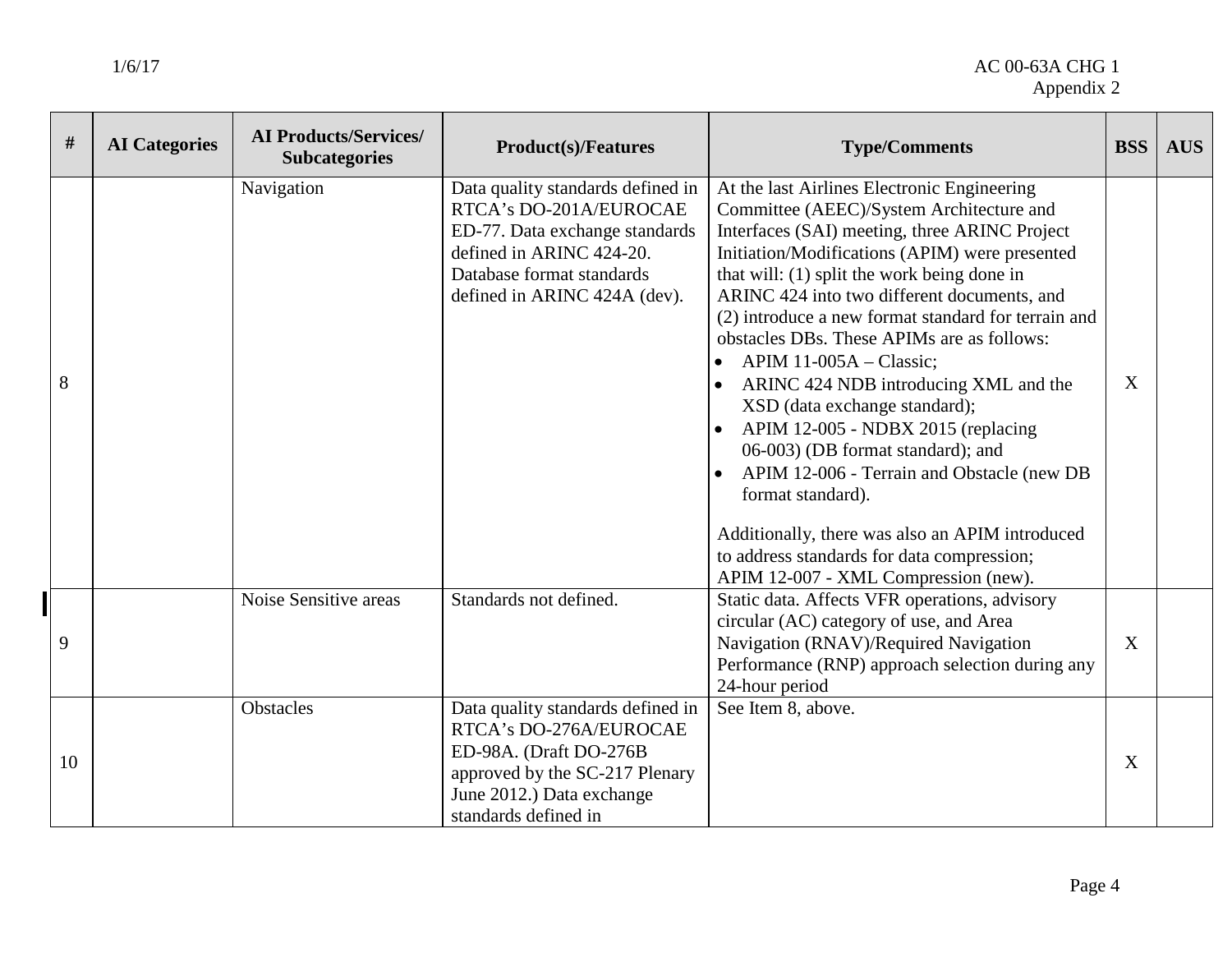| # | AI Categories | AI Products/Services/ Subcategories | Product(s)/Features | Type/Comments | BSS | AUS |
|---|---|---|---|---|---|---|
| 8 | | Navigation | Data quality standards defined in RTCA's DO-201A/EUROCAE ED-77. Data exchange standards defined in ARINC 424-20. Database format standards defined in ARINC 424A (dev). | At the last Airlines Electronic Engineering Committee (AEEC)/System Architecture and Interfaces (SAI) meeting, three ARINC Project Initiation/Modifications (APIM) were presented that will: (1) split the work being done in ARINC 424 into two different documents, and (2) introduce a new format standard for terrain and obstacles DBs. These APIMs are as follows: • APIM 11-005A – Classic; • ARINC 424 NDB introducing XML and the XSD (data exchange standard); • APIM 12-005 - NDBX 2015 (replacing 06-003) (DB format standard); and • APIM 12-006 - Terrain and Obstacle (new DB format standard). Additionally, there was also an APIM introduced to address standards for data compression; APIM 12-007 - XML Compression (new). | X | |
| 9 | | Noise Sensitive areas | Standards not defined. | Static data. Affects VFR operations, advisory circular (AC) category of use, and Area Navigation (RNAV)/Required Navigation Performance (RNP) approach selection during any 24-hour period | X | |
| 10 | | Obstacles | Data quality standards defined in RTCA's DO-276A/EUROCAE ED-98A. (Draft DO-276B approved by the SC-217 Plenary June 2012.) Data exchange standards defined in | See Item 8, above. | X | |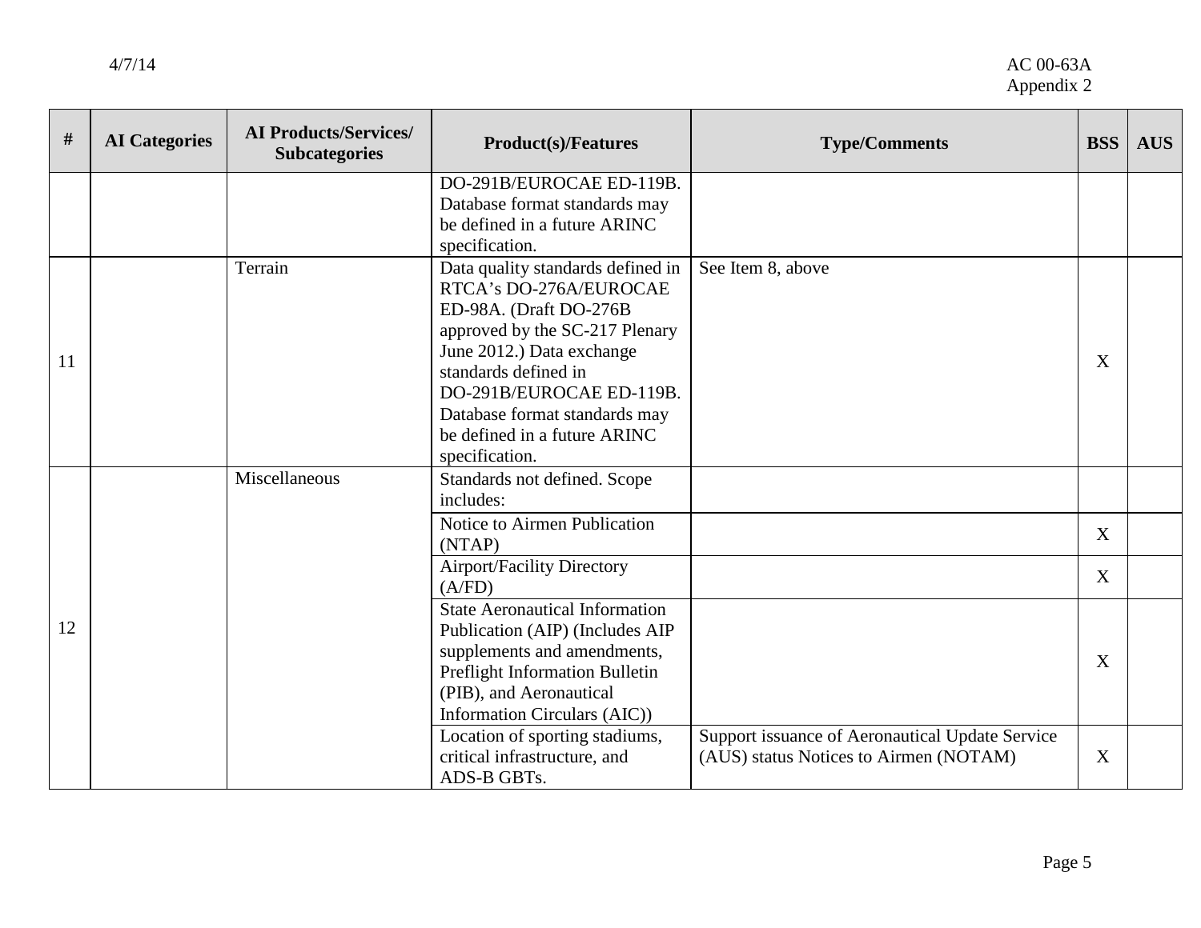| # | AI Categories | AI Products/Services/ Subcategories | Product(s)/Features | Type/Comments | BSS | AUS |
|---|---|---|---|---|---|---|
| | | | DO-291B/EUROCAE ED-119B. Database format standards may be defined in a future ARINC specification. | | | |
| 11 | | Terrain | Data quality standards defined in RTCA's DO-276A/EUROCAE ED-98A. (Draft DO-276B approved by the SC-217 Plenary June 2012.) Data exchange standards defined in DO-291B/EUROCAE ED-119B. Database format standards may be defined in a future ARINC specification. | See Item 8, above | X | |
| 12 | | Miscellaneous | Standards not defined. Scope includes: | | | |
| | | | Notice to Airmen Publication (NTAP) | | X | |
| | | | Airport/Facility Directory (A/FD) | | X | |
| | | | State Aeronautical Information Publication (AIP) (Includes AIP supplements and amendments, Preflight Information Bulletin (PIB), and Aeronautical Information Circulars (AIC)) | | X | |
| | | | Location of sporting stadiums, critical infrastructure, and ADS-B GBTs. | Support issuance of Aeronautical Update Service (AUS) status Notices to Airmen (NOTAM) | X | |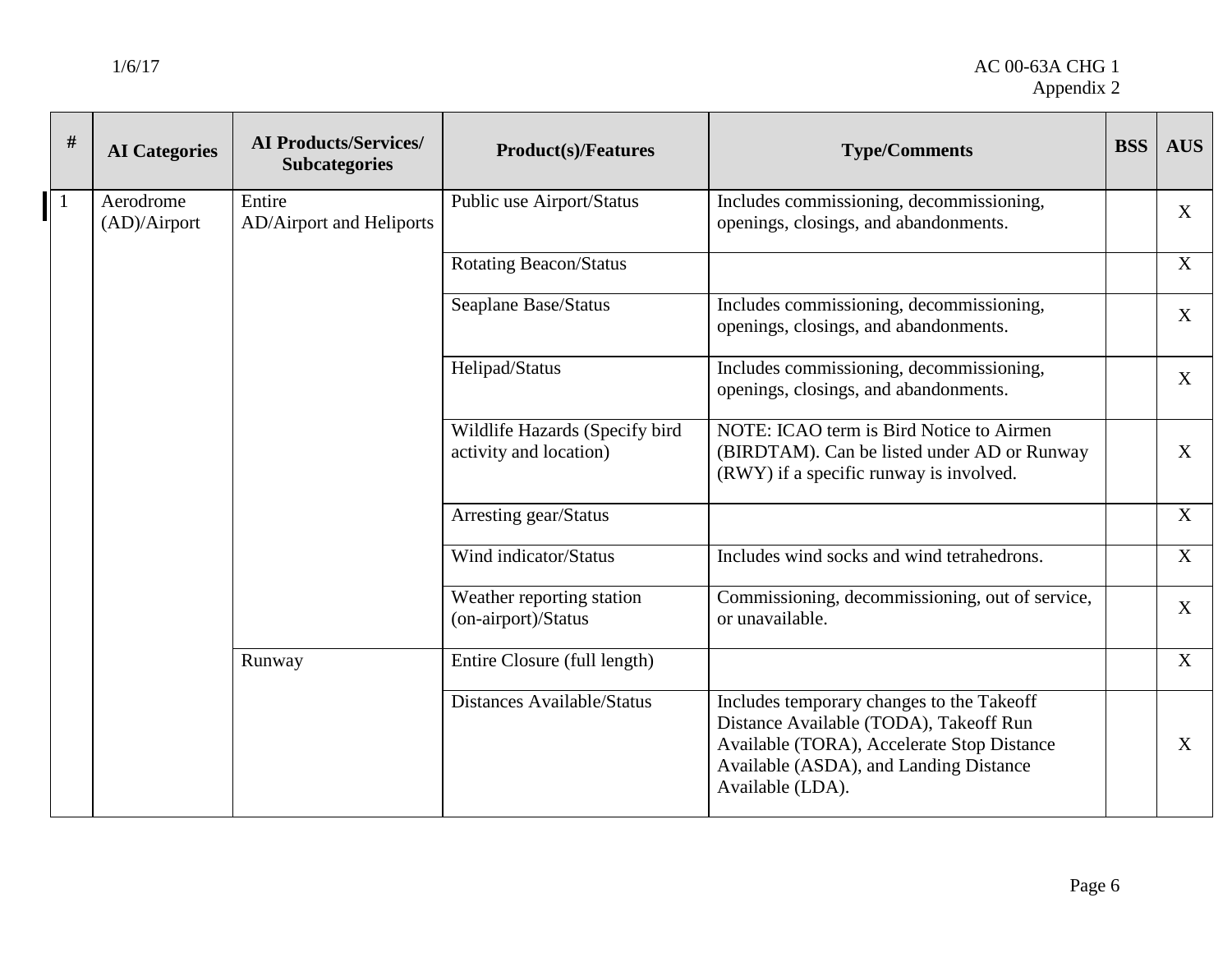| # | AI Categories | AI Products/Services/ Subcategories | Product(s)/Features | Type/Comments | BSS | AUS |
|---|---|---|---|---|---|---|
| 1 | Aerodrome (AD)/Airport | Entire AD/Airport and Heliports | Public use Airport/Status | Includes commissioning, decommissioning, openings, closings, and abandonments. | | X |
| | | | Rotating Beacon/Status | | | X |
| | | | Seaplane Base/Status | Includes commissioning, decommissioning, openings, closings, and abandonments. | | X |
| | | | Helipad/Status | Includes commissioning, decommissioning, openings, closings, and abandonments. | | X |
| | | | Wildlife Hazards (Specify bird activity and location) | NOTE: ICAO term is Bird Notice to Airmen (BIRDTAM). Can be listed under AD or Runway (RWY) if a specific runway is involved. | | X |
| | | | Arresting gear/Status | | | X |
| | | | Wind indicator/Status | Includes wind socks and wind tetrahedrons. | | X |
| | | | Weather reporting station (on-airport)/Status | Commissioning, decommissioning, out of service, or unavailable. | | X |
| | | Runway | Entire Closure (full length) | | | X |
| | | | Distances Available/Status | Includes temporary changes to the Takeoff Distance Available (TODA), Takeoff Run Available (TORA), Accelerate Stop Distance Available (ASDA), and Landing Distance Available (LDA). | | X |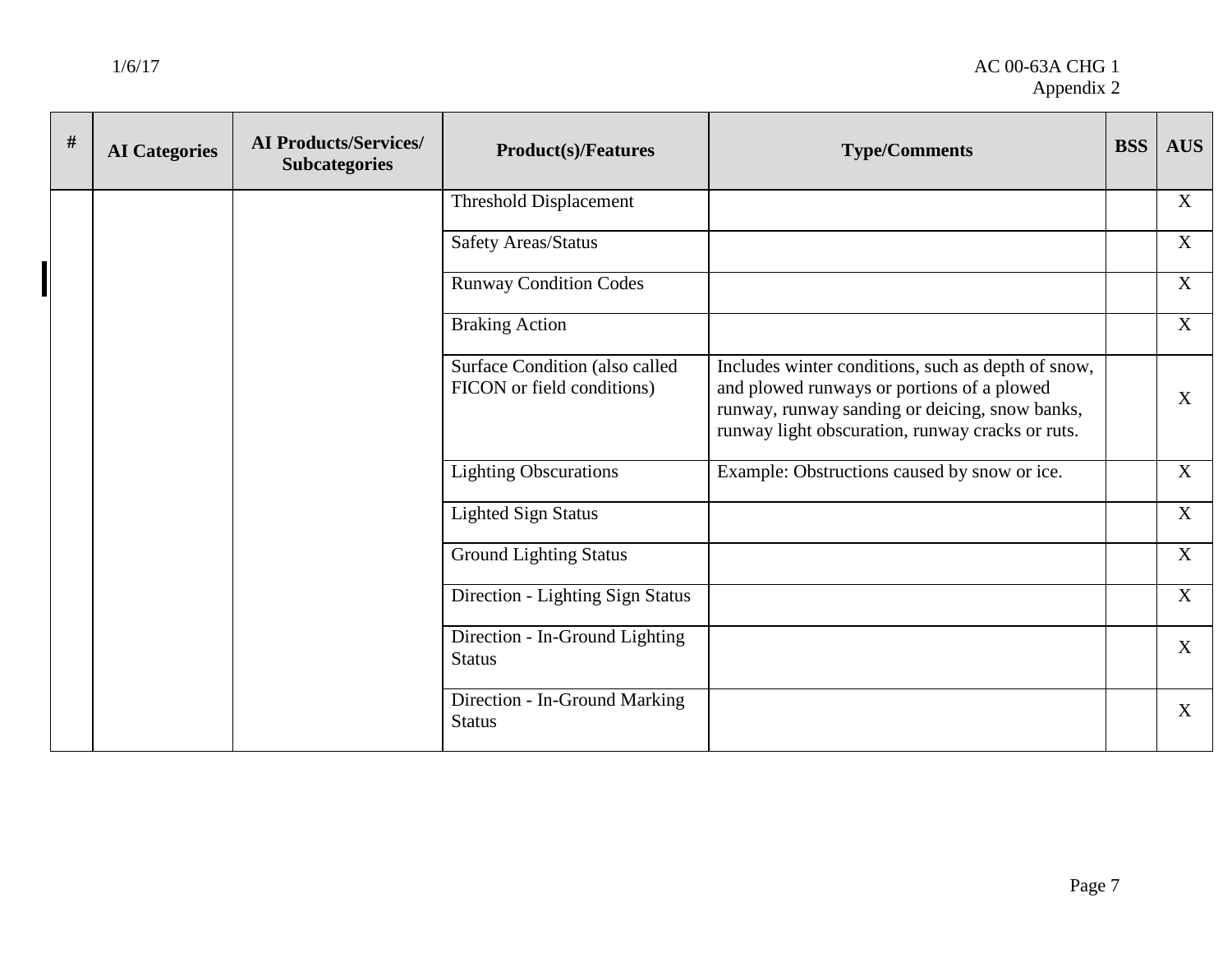| # | AI Categories | AI Products/Services/ Subcategories | Product(s)/Features | Type/Comments | BSS | AUS |
|---|---|---|---|---|---|---|
| | | | Threshold Displacement | | | X |
| | | | Safety Areas/Status | | | X |
| | | | Runway Condition Codes | | | X |
| | | | Braking Action | | | X |
| | | | Surface Condition (also called FICON or field conditions) | Includes winter conditions, such as depth of snow, and plowed runways or portions of a plowed runway, runway sanding or deicing, snow banks, runway light obscuration, runway cracks or ruts. | | X |
| | | | Lighting Obscurations | Example: Obstructions caused by snow or ice. | | X |
| | | | Lighted Sign Status | | | X |
| | | | Ground Lighting Status | | | X |
| | | | Direction - Lighting Sign Status | | | X |
| | | | Direction - In-Ground Lighting Status | | | X |
| | | | Direction - In-Ground Marking Status | | | X |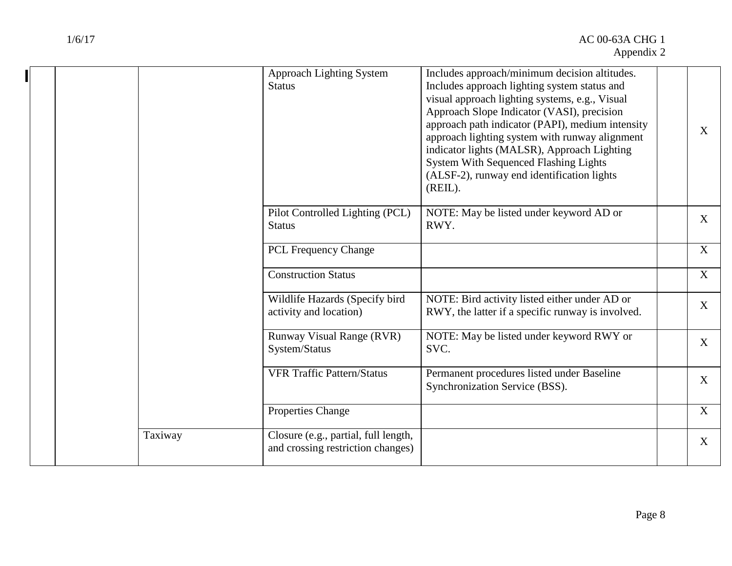| | | | | | | |
|---|---|---|---|---|---|---|
| | | | Approach Lighting System Status | Includes approach/minimum decision altitudes. Includes approach lighting system status and visual approach lighting systems, e.g., Visual Approach Slope Indicator (VASI), precision approach path indicator (PAPI), medium intensity approach lighting system with runway alignment indicator lights (MALSR), Approach Lighting System With Sequenced Flashing Lights (ALSF-2), runway end identification lights (REIL). | | X |
| | | | Pilot Controlled Lighting (PCL) Status | NOTE: May be listed under keyword AD or RWY. | | X |
| | | | PCL Frequency Change | | | X |
| | | | Construction Status | | | X |
| | | | Wildlife Hazards (Specify bird activity and location) | NOTE: Bird activity listed either under AD or RWY, the latter if a specific runway is involved. | | X |
| | | | Runway Visual Range (RVR) System/Status | NOTE: May be listed under keyword RWY or SVC. | | X |
| | | | VFR Traffic Pattern/Status | Permanent procedures listed under Baseline Synchronization Service (BSS). | | X |
| | | | Properties Change | | | X |
| | | Taxiway | Closure (e.g., partial, full length, and crossing restriction changes) | | | X |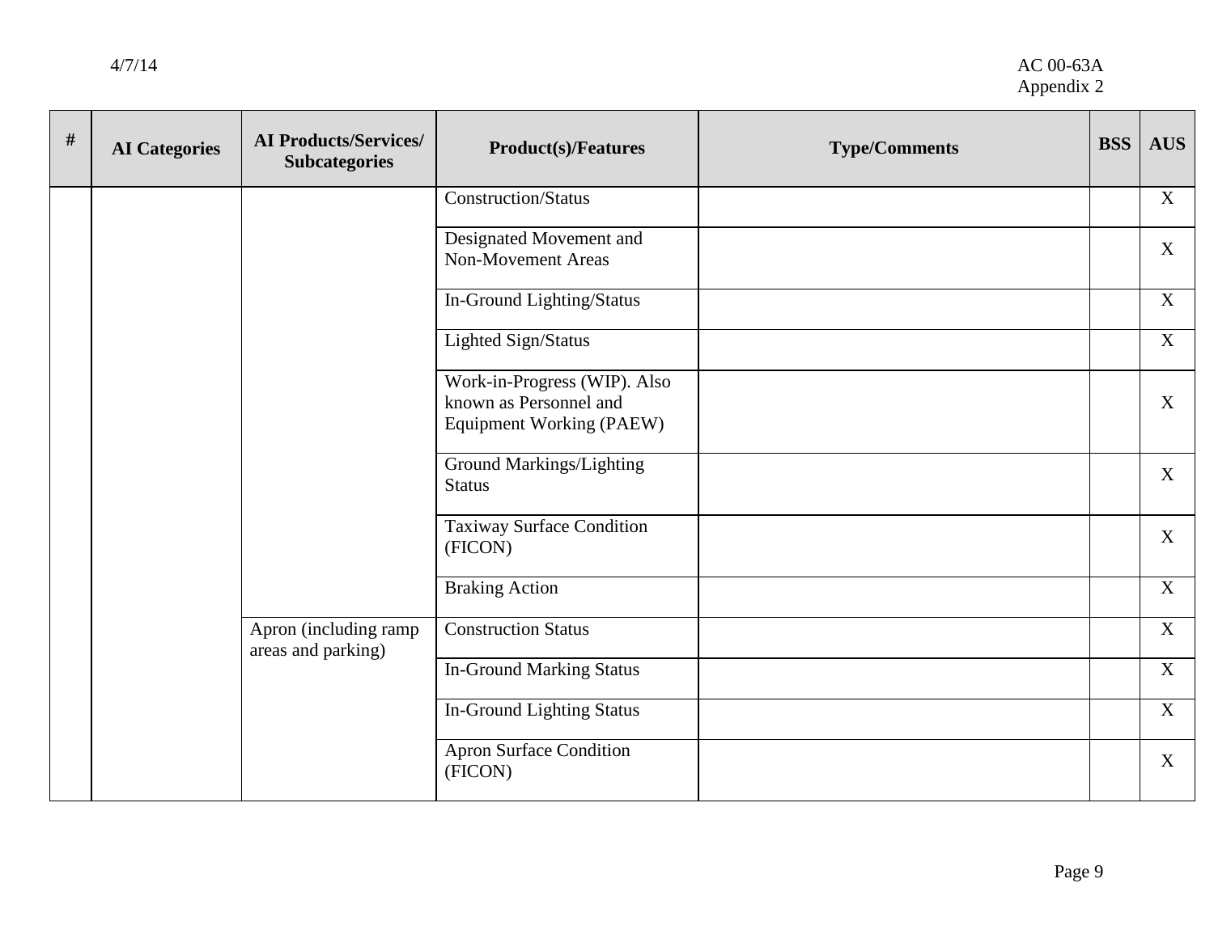| # | AI Categories | AI Products/Services/ Subcategories | Product(s)/Features | Type/Comments | BSS | AUS |
|---|---|---|---|---|---|---|
| | | | Construction/Status | | | X |
| | | | Designated Movement and Non-Movement Areas | | | X |
| | | | In-Ground Lighting/Status | | | X |
| | | | Lighted Sign/Status | | | X |
| | | | Work-in-Progress (WIP). Also known as Personnel and Equipment Working (PAEW) | | | X |
| | | | Ground Markings/Lighting Status | | | X |
| | | | Taxiway Surface Condition (FICON) | | | X |
| | | | Braking Action | | | X |
| | | Apron (including ramp areas and parking) | Construction Status | | | X |
| | | | In-Ground Marking Status | | | X |
| | | | In-Ground Lighting Status | | | X |
| | | | Apron Surface Condition (FICON) | | | X |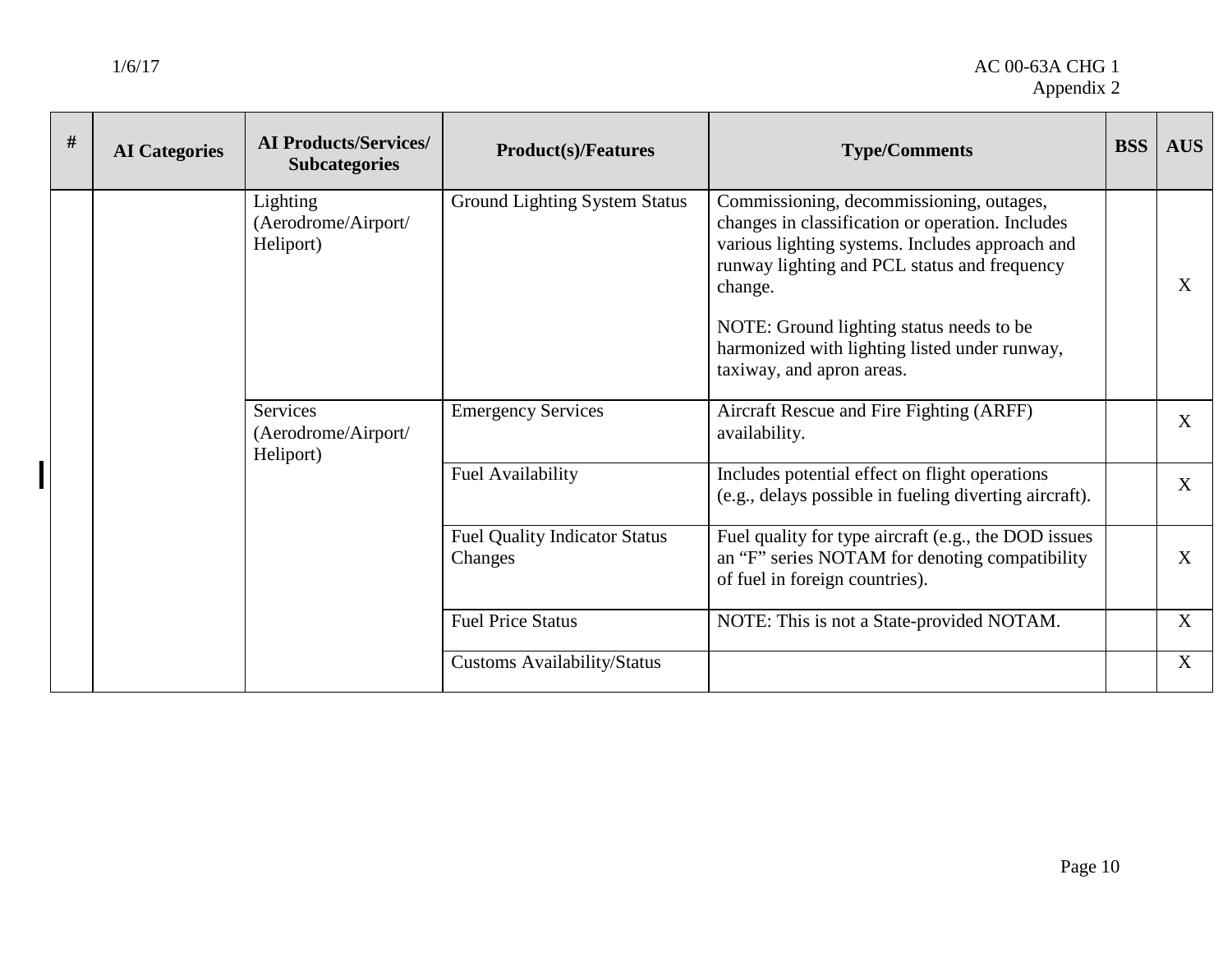| # | AI Categories | AI Products/Services/ Subcategories | Product(s)/Features | Type/Comments | BSS | AUS |
|---|---|---|---|---|---|---|
| | | Lighting (Aerodrome/Airport/ Heliport) | Ground Lighting System Status | Commissioning, decommissioning, outages, changes in classification or operation. Includes various lighting systems. Includes approach and runway lighting and PCL status and frequency change.<br><br>NOTE: Ground lighting status needs to be harmonized with lighting listed under runway, taxiway, and apron areas. | | X |
| | | Services (Aerodrome/Airport/ Heliport) | Emergency Services | Aircraft Rescue and Fire Fighting (ARFF) availability. | | X |
| | | | Fuel Availability | Includes potential effect on flight operations (e.g., delays possible in fueling diverting aircraft). | | X |
| | | | Fuel Quality Indicator Status Changes | Fuel quality for type aircraft (e.g., the DOD issues an "F" series NOTAM for denoting compatibility of fuel in foreign countries). | | X |
| | | | Fuel Price Status | NOTE: This is not a State-provided NOTAM. | | X |
| | | | Customs Availability/Status | | | X |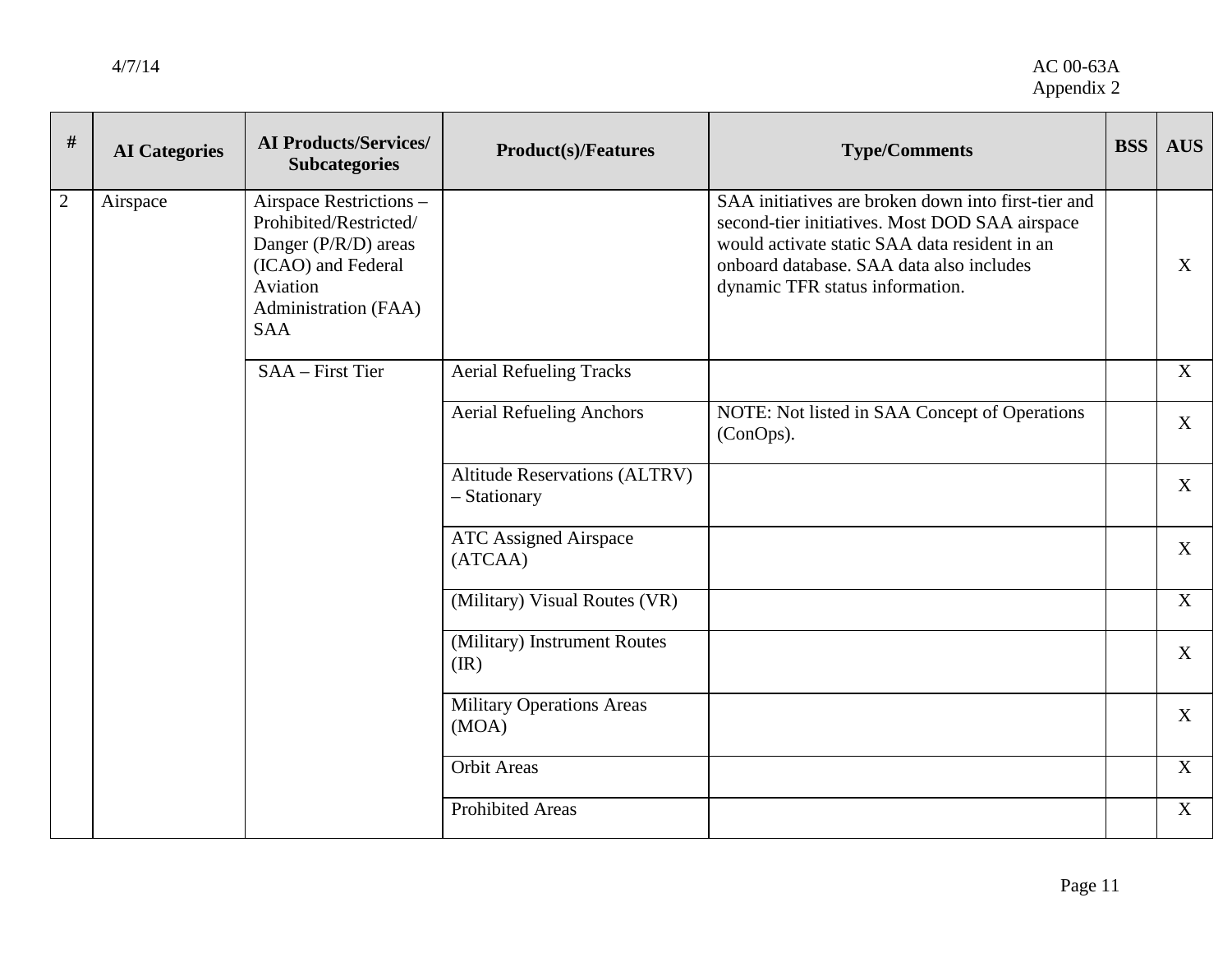| # | AI Categories | AI Products/Services/ Subcategories | Product(s)/Features | Type/Comments | BSS | AUS |
|---|---|---|---|---|---|---|
| 2 | Airspace | Airspace Restrictions – Prohibited/Restricted/ Danger (P/R/D) areas (ICAO) and Federal Aviation Administration (FAA) SAA | | SAA initiatives are broken down into first-tier and second-tier initiatives. Most DOD SAA airspace would activate static SAA data resident in an onboard database. SAA data also includes dynamic TFR status information. | | X |
| | | SAA – First Tier | Aerial Refueling Tracks | | | X |
| | | | Aerial Refueling Anchors | NOTE: Not listed in SAA Concept of Operations (ConOps). | | X |
| | | | Altitude Reservations (ALTRV) – Stationary | | | X |
| | | | ATC Assigned Airspace (ATCAA) | | | X |
| | | | (Military) Visual Routes (VR) | | | X |
| | | | (Military) Instrument Routes (IR) | | | X |
| | | | Military Operations Areas (MOA) | | | X |
| | | | Orbit Areas | | | X |
| | | | Prohibited Areas | | | X |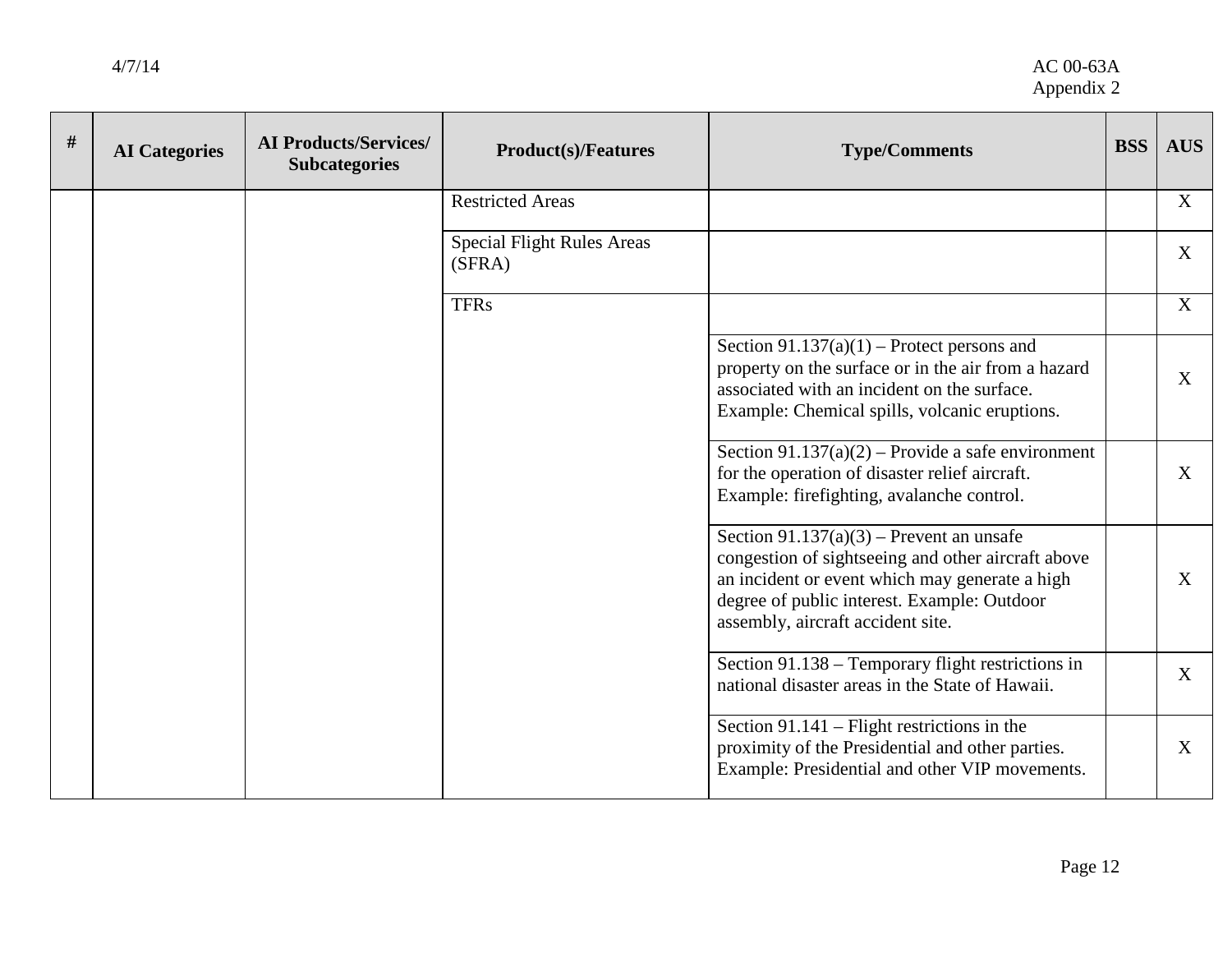| # | AI Categories | AI Products/Services/ Subcategories | Product(s)/Features | Type/Comments | BSS | AUS |
|---|---|---|---|---|---|---|
| | | | Restricted Areas | | | X |
| | | | Special Flight Rules Areas (SFRA) | | | X |
| | | | TFRs | | | X |
| | | | | Section 91.137(a)(1) – Protect persons and property on the surface or in the air from a hazard associated with an incident on the surface. Example: Chemical spills, volcanic eruptions. | | X |
| | | | | Section 91.137(a)(2) – Provide a safe environment for the operation of disaster relief aircraft. Example: firefighting, avalanche control. | | X |
| | | | | Section 91.137(a)(3) – Prevent an unsafe congestion of sightseeing and other aircraft above an incident or event which may generate a high degree of public interest. Example: Outdoor assembly, aircraft accident site. | | X |
| | | | | Section 91.138 – Temporary flight restrictions in national disaster areas in the State of Hawaii. | | X |
| | | | | Section 91.141 – Flight restrictions in the proximity of the Presidential and other parties. Example: Presidential and other VIP movements. | | X |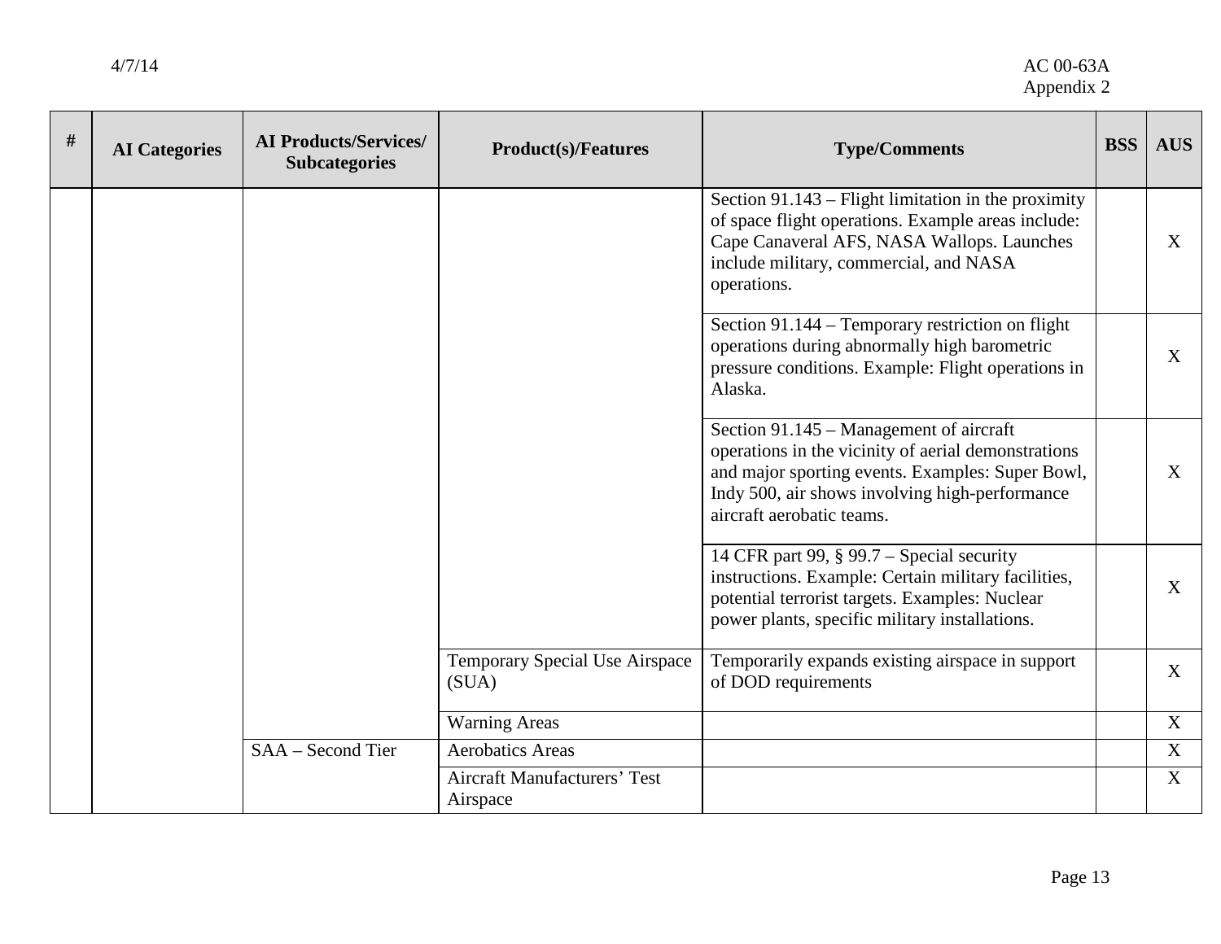| # | AI Categories | AI Products/Services/ Subcategories | Product(s)/Features | Type/Comments | BSS | AUS |
|---|---|---|---|---|---|---|
| | | | | Section 91.143 – Flight limitation in the proximity of space flight operations. Example areas include: Cape Canaveral AFS, NASA Wallops. Launches include military, commercial, and NASA operations. | | X |
| | | | | Section 91.144 – Temporary restriction on flight operations during abnormally high barometric pressure conditions. Example: Flight operations in Alaska. | | X |
| | | | | Section 91.145 – Management of aircraft operations in the vicinity of aerial demonstrations and major sporting events. Examples: Super Bowl, Indy 500, air shows involving high-performance aircraft aerobatic teams. | | X |
| | | | | 14 CFR part 99, § 99.7 – Special security instructions. Example: Certain military facilities, potential terrorist targets. Examples: Nuclear power plants, specific military installations. | | X |
| | | | Temporary Special Use Airspace (SUA) | Temporarily expands existing airspace in support of DOD requirements | | X |
| | | | Warning Areas | | | X |
| | | SAA – Second Tier | Aerobatics Areas | | | X |
| | | | Aircraft Manufacturers' Test Airspace | | | X |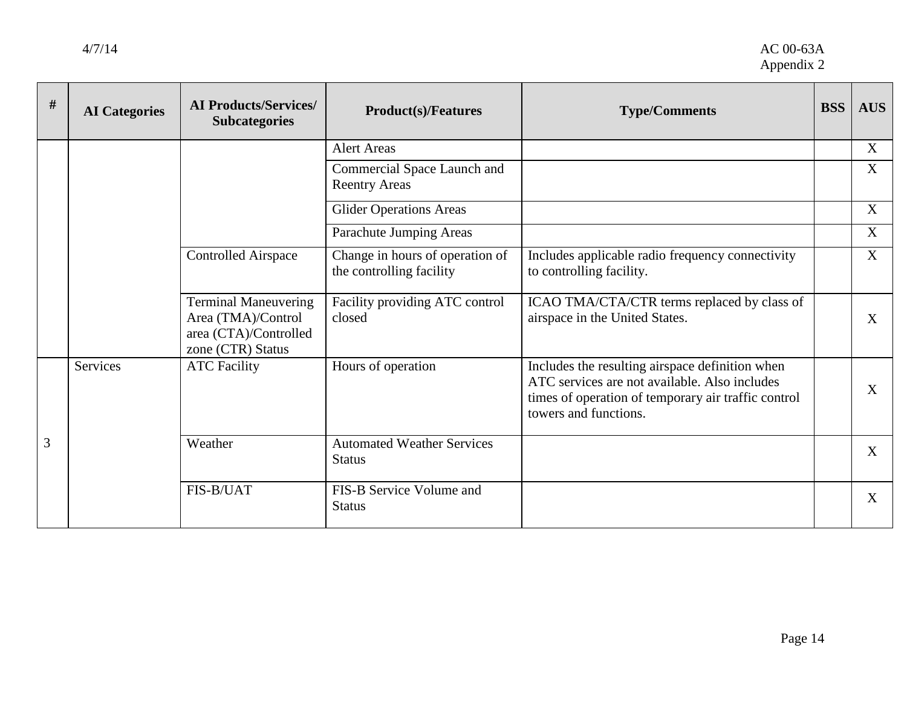| # | AI Categories | AI Products/Services/ Subcategories | Product(s)/Features | Type/Comments | BSS | AUS |
|---|---|---|---|---|---|---|
| | | | Alert Areas | | | X |
| | | | Commercial Space Launch and Reentry Areas | | | X |
| | | | Glider Operations Areas | | | X |
| | | | Parachute Jumping Areas | | | X |
| | | Controlled Airspace | Change in hours of operation of the controlling facility | Includes applicable radio frequency connectivity to controlling facility. | | X |
| | | Terminal Maneuvering Area (TMA)/Control area (CTA)/Controlled zone (CTR) Status | Facility providing ATC control closed | ICAO TMA/CTA/CTR terms replaced by class of airspace in the United States. | | X |
| 3 | Services | ATC Facility | Hours of operation | Includes the resulting airspace definition when ATC services are not available. Also includes times of operation of temporary air traffic control towers and functions. | | X |
| | | Weather | Automated Weather Services Status | | | X |
| | | FIS-B/UAT | FIS-B Service Volume and Status | | | X |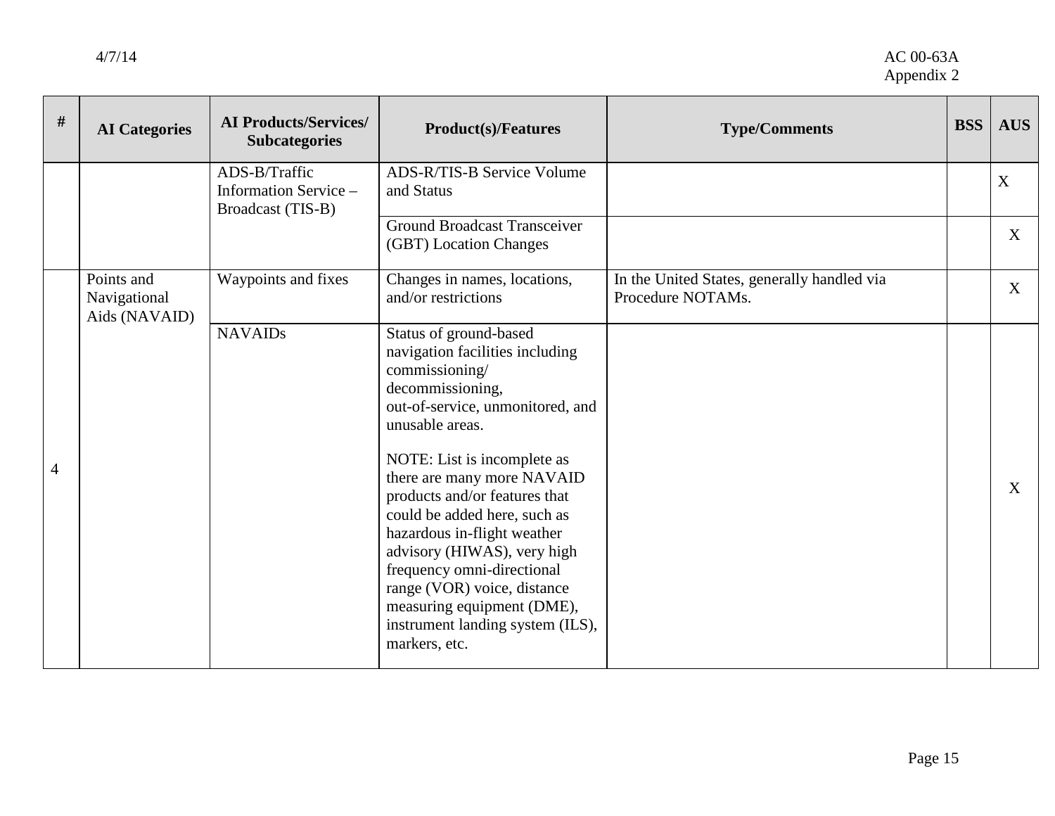| # | AI Categories | AI Products/Services/ Subcategories | Product(s)/Features | Type/Comments | BSS | AUS |
|---|---|---|---|---|---|---|
| | | ADS-B/Traffic Information Service – Broadcast (TIS-B) | ADS-R/TIS-B Service Volume and Status | | | X |
| | | | Ground Broadcast Transceiver (GBT) Location Changes | | | X |
| 4 | Points and Navigational Aids (NAVAID) | Waypoints and fixes | Changes in names, locations, and/or restrictions | In the United States, generally handled via Procedure NOTAMs. | | X |
| | | NAVAIDs | Status of ground-based navigation facilities including commissioning/ decommissioning, out-of-service, unmonitored, and unusable areas.<br><br>NOTE: List is incomplete as there are many more NAVAID products and/or features that could be added here, such as hazardous in-flight weather advisory (HIWAS), very high frequency omni-directional range (VOR) voice, distance measuring equipment (DME), instrument landing system (ILS), markers, etc. | | | X |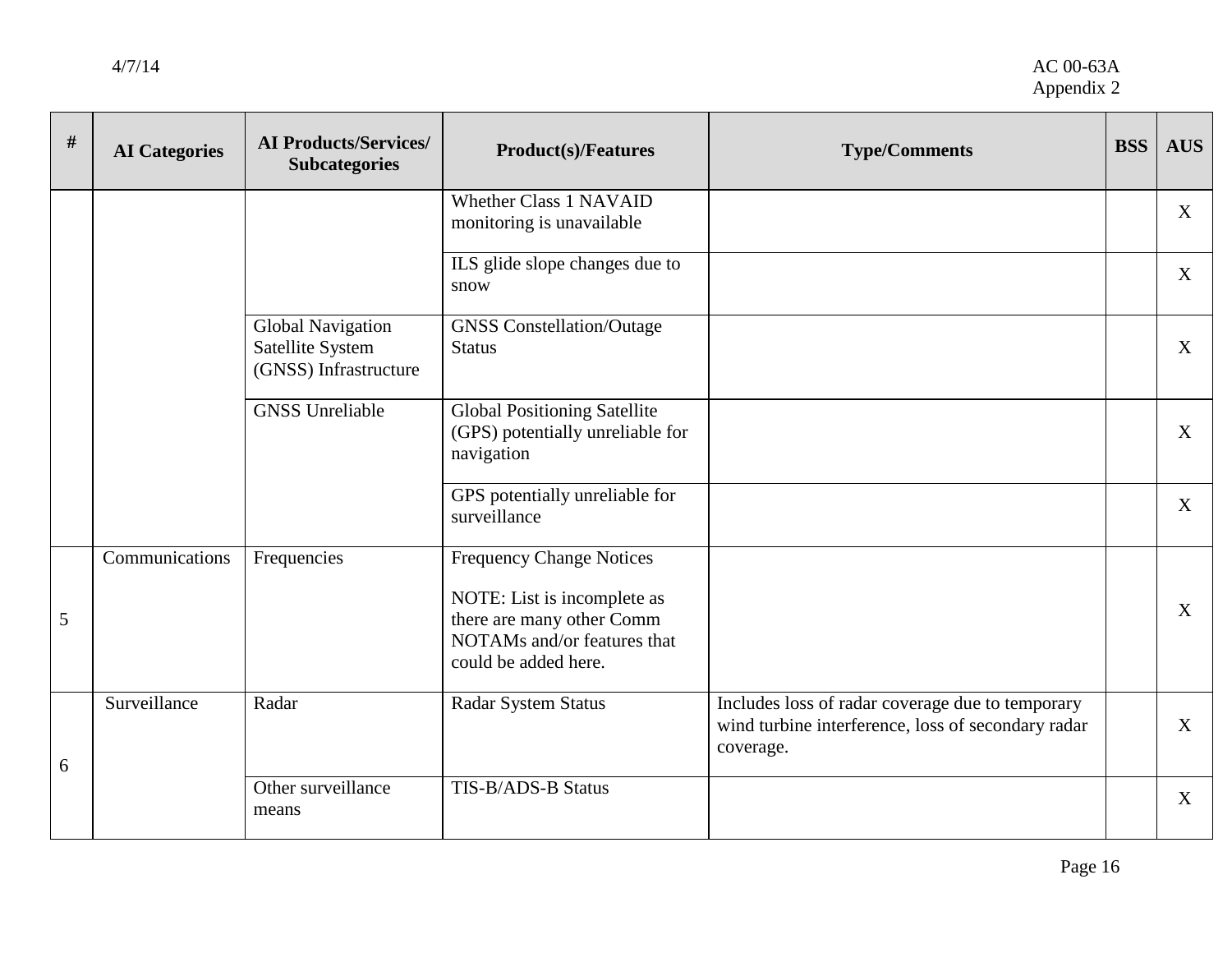| # | AI Categories | AI Products/Services/ Subcategories | Product(s)/Features | Type/Comments | BSS | AUS |
|---|---|---|---|---|---|---|
| | | | Whether Class 1 NAVAID monitoring is unavailable | | | X |
| | | | ILS glide slope changes due to snow | | | X |
| | | Global Navigation Satellite System (GNSS) Infrastructure | GNSS Constellation/Outage Status | | | X |
| | | GNSS Unreliable | Global Positioning Satellite (GPS) potentially unreliable for navigation | | | X |
| | | | GPS potentially unreliable for surveillance | | | X |
| 5 | Communications | Frequencies | Frequency Change Notices<br><br>NOTE: List is incomplete as there are many other Comm NOTAMs and/or features that could be added here. | | | X |
| 6 | Surveillance | Radar | Radar System Status | Includes loss of radar coverage due to temporary wind turbine interference, loss of secondary radar coverage. | | X |
| | | Other surveillance means | TIS-B/ADS-B Status | | | X |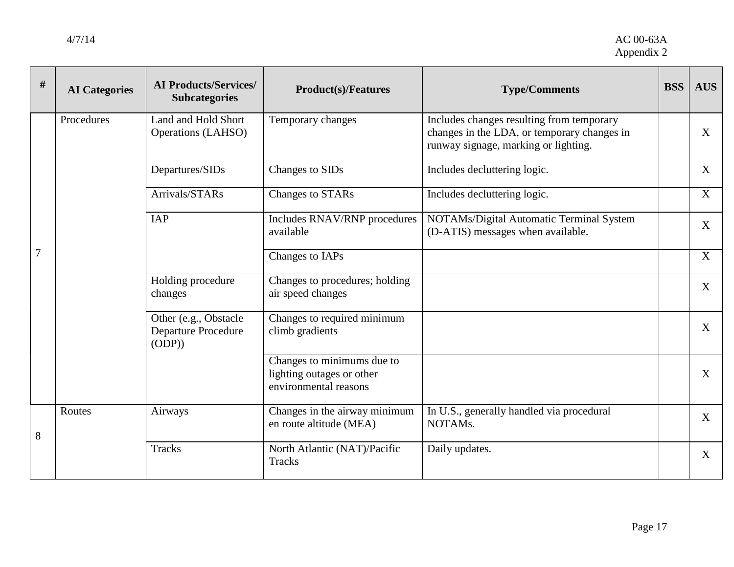| # | AI Categories | AI Products/Services/ Subcategories | Product(s)/Features | Type/Comments | BSS | AUS |
|---|---|---|---|---|---|---|
| 7 | Procedures | Land and Hold Short Operations (LAHSO) | Temporary changes | Includes changes resulting from temporary changes in the LDA, or temporary changes in runway signage, marking or lighting. | | X |
| | | Departures/SIDs | Changes to SIDs | Includes decluttering logic. | | X |
| | | Arrivals/STARs | Changes to STARs | Includes decluttering logic. | | X |
| | | IAP | Includes RNAV/RNP procedures available | NOTAMs/Digital Automatic Terminal System (D-ATIS) messages when available. | | X |
| | | | Changes to IAPs | | | X |
| | | Holding procedure changes | Changes to procedures; holding air speed changes | | | X |
| | | Other (e.g., Obstacle Departure Procedure (ODP)) | Changes to required minimum climb gradients | | | X |
| | | | Changes to minimums due to lighting outages or other environmental reasons | | | X |
| 8 | Routes | Airways | Changes in the airway minimum en route altitude (MEA) | In U.S., generally handled via procedural NOTAMs. | | X |
| | | Tracks | North Atlantic (NAT)/Pacific Tracks | Daily updates. | | X |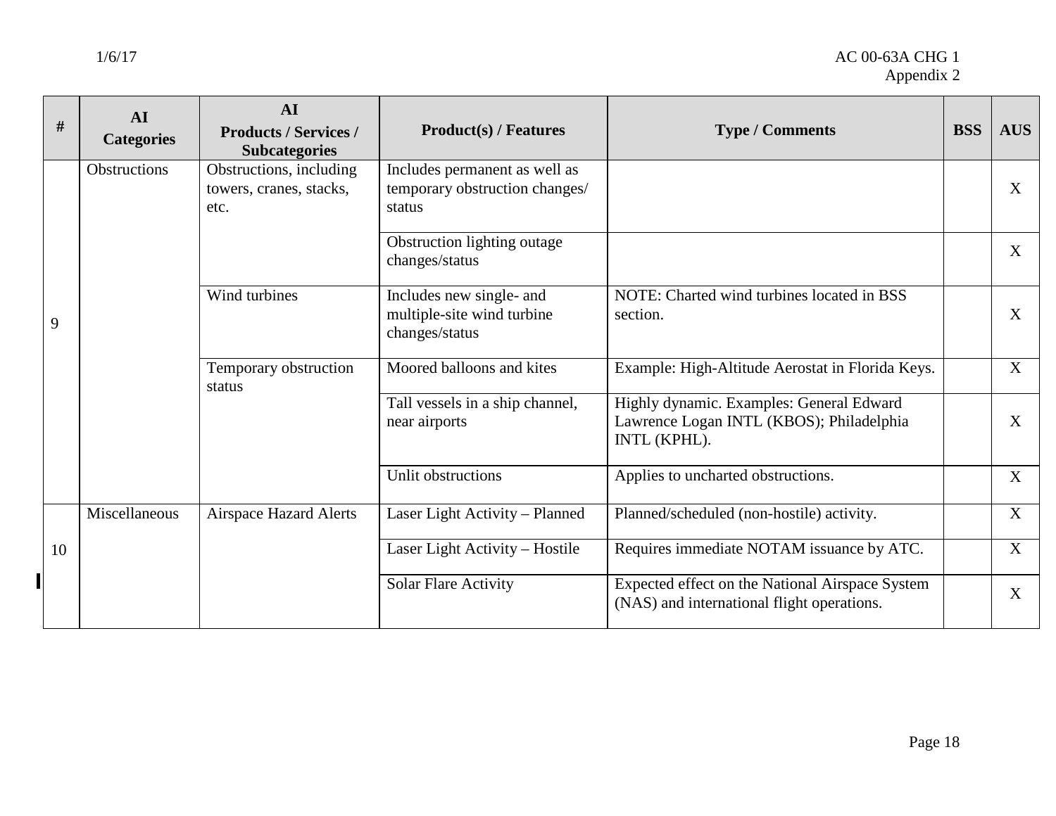| # | AI Categories | AI Products / Services / Subcategories | Product(s) / Features | Type / Comments | BSS | AUS |
|---|---|---|---|---|---|---|
| 9 | Obstructions | Obstructions, including towers, cranes, stacks, etc. | Includes permanent as well as temporary obstruction changes/ status | | | X |
| | | | Obstruction lighting outage changes/status | | | X |
| | | Wind turbines | Includes new single- and multiple-site wind turbine changes/status | NOTE: Charted wind turbines located in BSS section. | | X |
| | | Temporary obstruction status | Moored balloons and kites | Example: High-Altitude Aerostat in Florida Keys. | | X |
| | | | Tall vessels in a ship channel, near airports | Highly dynamic. Examples: General Edward Lawrence Logan INTL (KBOS); Philadelphia INTL (KPHL). | | X |
| | | | Unlit obstructions | Applies to uncharted obstructions. | | X |
| 10 | Miscellaneous | Airspace Hazard Alerts | Laser Light Activity – Planned | Planned/scheduled (non-hostile) activity. | | X |
| | | | Laser Light Activity – Hostile | Requires immediate NOTAM issuance by ATC. | | X |
| | | | Solar Flare Activity | Expected effect on the National Airspace System (NAS) and international flight operations. | | X |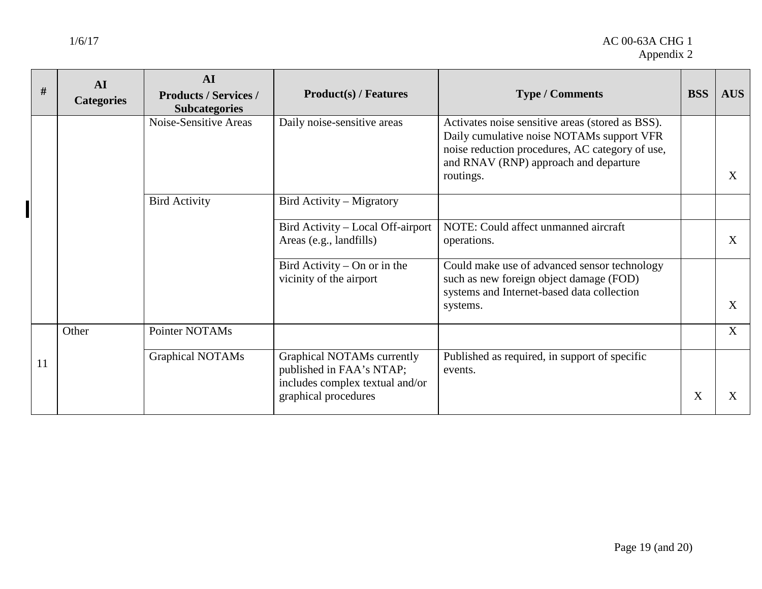| # | AI Categories | AI Products / Services / Subcategories | Product(s) / Features | Type / Comments | BSS | AUS |
|---|---|---|---|---|---|---|
| | | Noise-Sensitive Areas | Daily noise-sensitive areas | Activates noise sensitive areas (stored as BSS). Daily cumulative noise NOTAMs support VFR noise reduction procedures, AC category of use, and RNAV (RNP) approach and departure routings. | | X |
| | | Bird Activity | Bird Activity – Migratory | | | |
| | | | Bird Activity – Local Off-airport Areas (e.g., landfills) | NOTE: Could affect unmanned aircraft operations. | | X |
| | | | Bird Activity – On or in the vicinity of the airport | Could make use of advanced sensor technology such as new foreign object damage (FOD) systems and Internet-based data collection systems. | | X |
| 11 | Other | Pointer NOTAMs | | | | X |
| | | Graphical NOTAMs | Graphical NOTAMs currently published in FAA's NTAP; includes complex textual and/or graphical procedures | Published as required, in support of specific events. | X | X |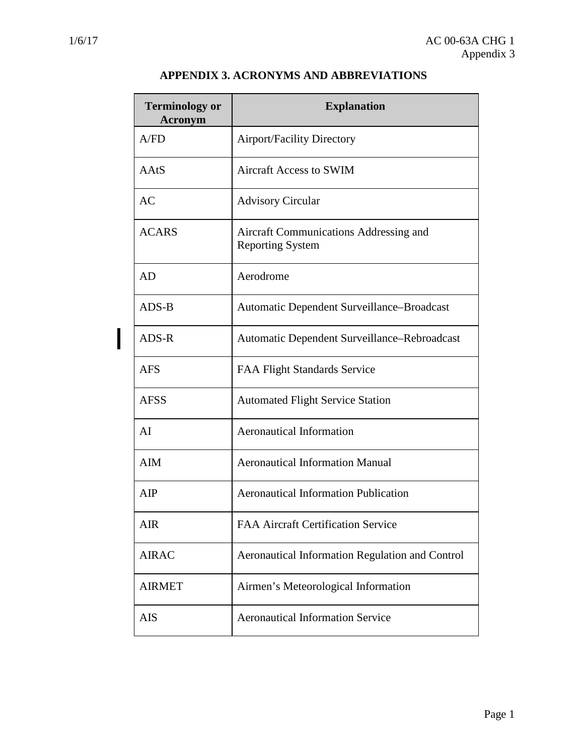# APPENDIX 3. ACRONYMS AND ABBREVIATIONS

| Terminology or Acronym | Explanation |
|---|---|
| A/FD | Airport/Facility Directory |
| AAtS | Aircraft Access to SWIM |
| AC | Advisory Circular |
| ACARS | Aircraft Communications Addressing and Reporting System |
| AD | Aerodrome |
| ADS-B | Automatic Dependent Surveillance–Broadcast |
| ADS-R | Automatic Dependent Surveillance–Rebroadcast |
| AFS | FAA Flight Standards Service |
| AFSS | Automated Flight Service Station |
| AI | Aeronautical Information |
| AIM | Aeronautical Information Manual |
| AIP | Aeronautical Information Publication |
| AIR | FAA Aircraft Certification Service |
| AIRAC | Aeronautical Information Regulation and Control |
| AIRMET | Airmen's Meteorological Information |
| AIS | Aeronautical Information Service |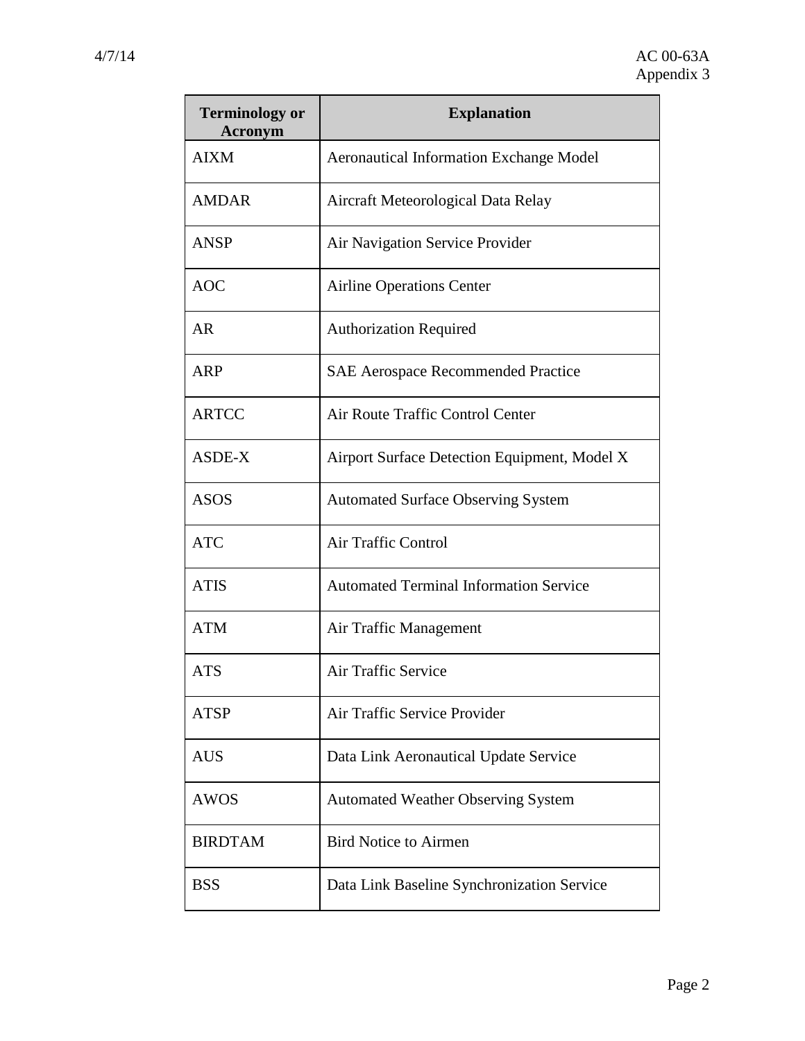| Terminology or Acronym | Explanation |
|---|---|
| AIXM | Aeronautical Information Exchange Model |
| AMDAR | Aircraft Meteorological Data Relay |
| ANSP | Air Navigation Service Provider |
| AOC | Airline Operations Center |
| AR | Authorization Required |
| ARP | SAE Aerospace Recommended Practice |
| ARTCC | Air Route Traffic Control Center |
| ASDE-X | Airport Surface Detection Equipment, Model X |
| ASOS | Automated Surface Observing System |
| ATC | Air Traffic Control |
| ATIS | Automated Terminal Information Service |
| ATM | Air Traffic Management |
| ATS | Air Traffic Service |
| ATSP | Air Traffic Service Provider |
| AUS | Data Link Aeronautical Update Service |
| AWOS | Automated Weather Observing System |
| BIRDTAM | Bird Notice to Airmen |
| BSS | Data Link Baseline Synchronization Service |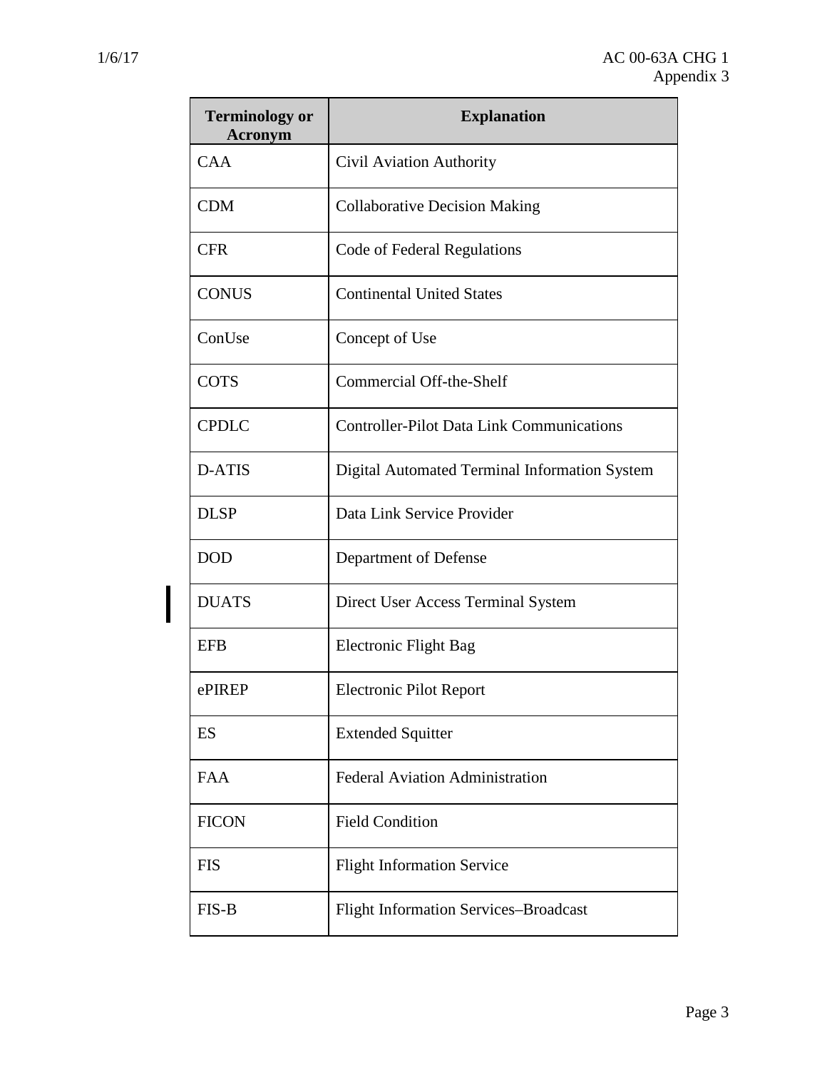| Terminology or Acronym | Explanation |
|---|---|
| CAA | Civil Aviation Authority |
| CDM | Collaborative Decision Making |
| CFR | Code of Federal Regulations |
| CONUS | Continental United States |
| ConUse | Concept of Use |
| COTS | Commercial Off-the-Shelf |
| CPDLC | Controller-Pilot Data Link Communications |
| D-ATIS | Digital Automated Terminal Information System |
| DLSP | Data Link Service Provider |
| DOD | Department of Defense |
| DUATS | Direct User Access Terminal System |
| EFB | Electronic Flight Bag |
| ePIREP | Electronic Pilot Report |
| ES | Extended Squitter |
| FAA | Federal Aviation Administration |
| FICON | Field Condition |
| FIS | Flight Information Service |
| FIS-B | Flight Information Services–Broadcast |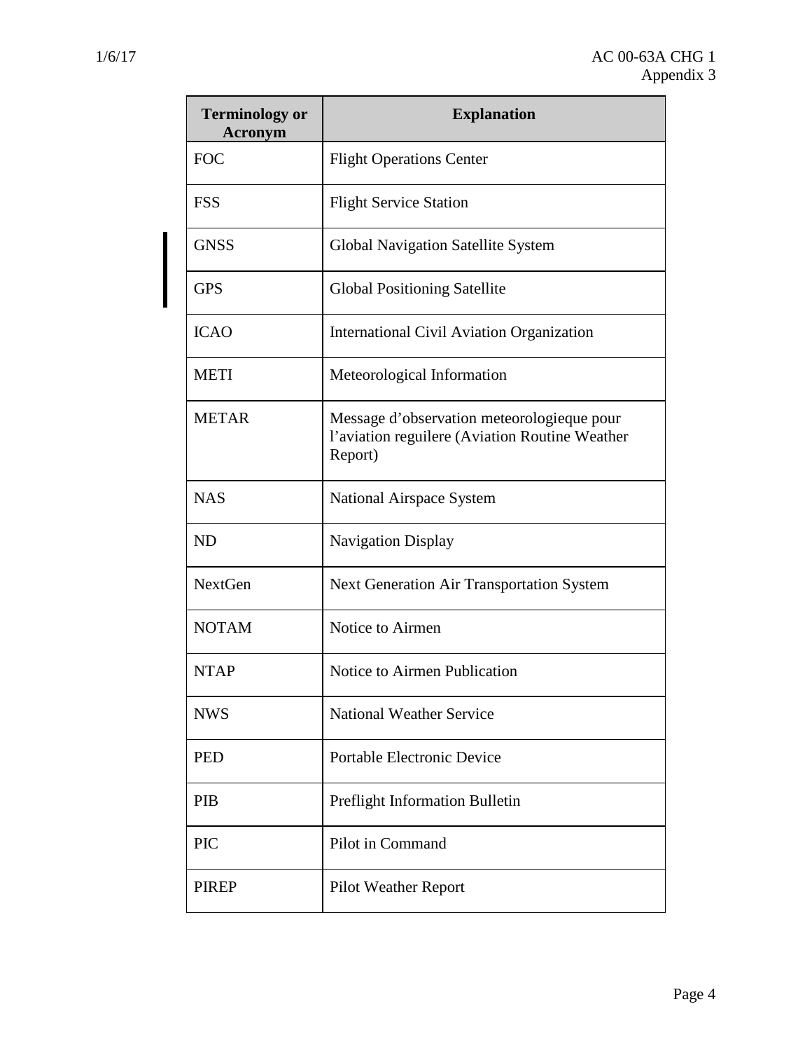| Terminology or Acronym | Explanation |
|---|---|
| FOC | Flight Operations Center |
| FSS | Flight Service Station |
| GNSS | Global Navigation Satellite System |
| GPS | Global Positioning Satellite |
| ICAO | International Civil Aviation Organization |
| METI | Meteorological Information |
| METAR | Message d'observation meteorologieque pour l'aviation reguilere (Aviation Routine Weather Report) |
| NAS | National Airspace System |
| ND | Navigation Display |
| NextGen | Next Generation Air Transportation System |
| NOTAM | Notice to Airmen |
| NTAP | Notice to Airmen Publication |
| NWS | National Weather Service |
| PED | Portable Electronic Device |
| PIB | Preflight Information Bulletin |
| PIC | Pilot in Command |
| PIREP | Pilot Weather Report |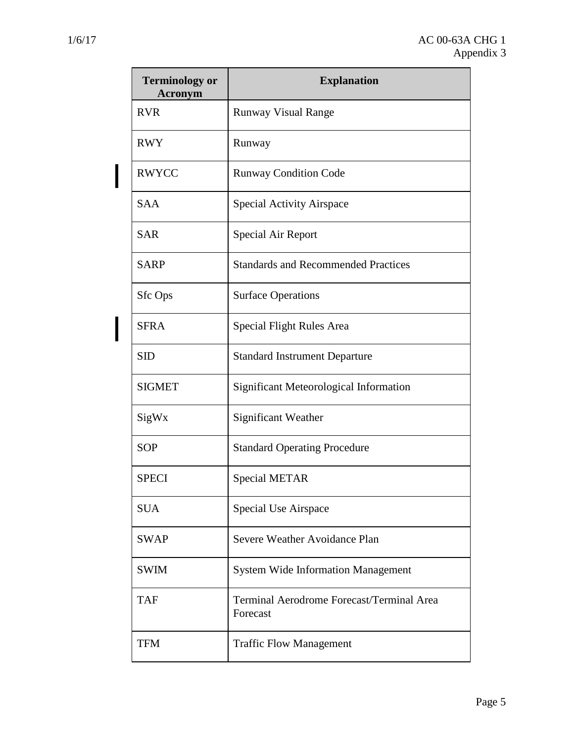| Terminology or Acronym | Explanation |
| --- | --- |
| RVR | Runway Visual Range |
| RWY | Runway |
| RWYCC | Runway Condition Code |
| SAA | Special Activity Airspace |
| SAR | Special Air Report |
| SARP | Standards and Recommended Practices |
| Sfc Ops | Surface Operations |
| SFRA | Special Flight Rules Area |
| SID | Standard Instrument Departure |
| SIGMET | Significant Meteorological Information |
| SigWx | Significant Weather |
| SOP | Standard Operating Procedure |
| SPECI | Special METAR |
| SUA | Special Use Airspace |
| SWAP | Severe Weather Avoidance Plan |
| SWIM | System Wide Information Management |
| TAF | Terminal Aerodrome Forecast/Terminal Area Forecast |
| TFM | Traffic Flow Management |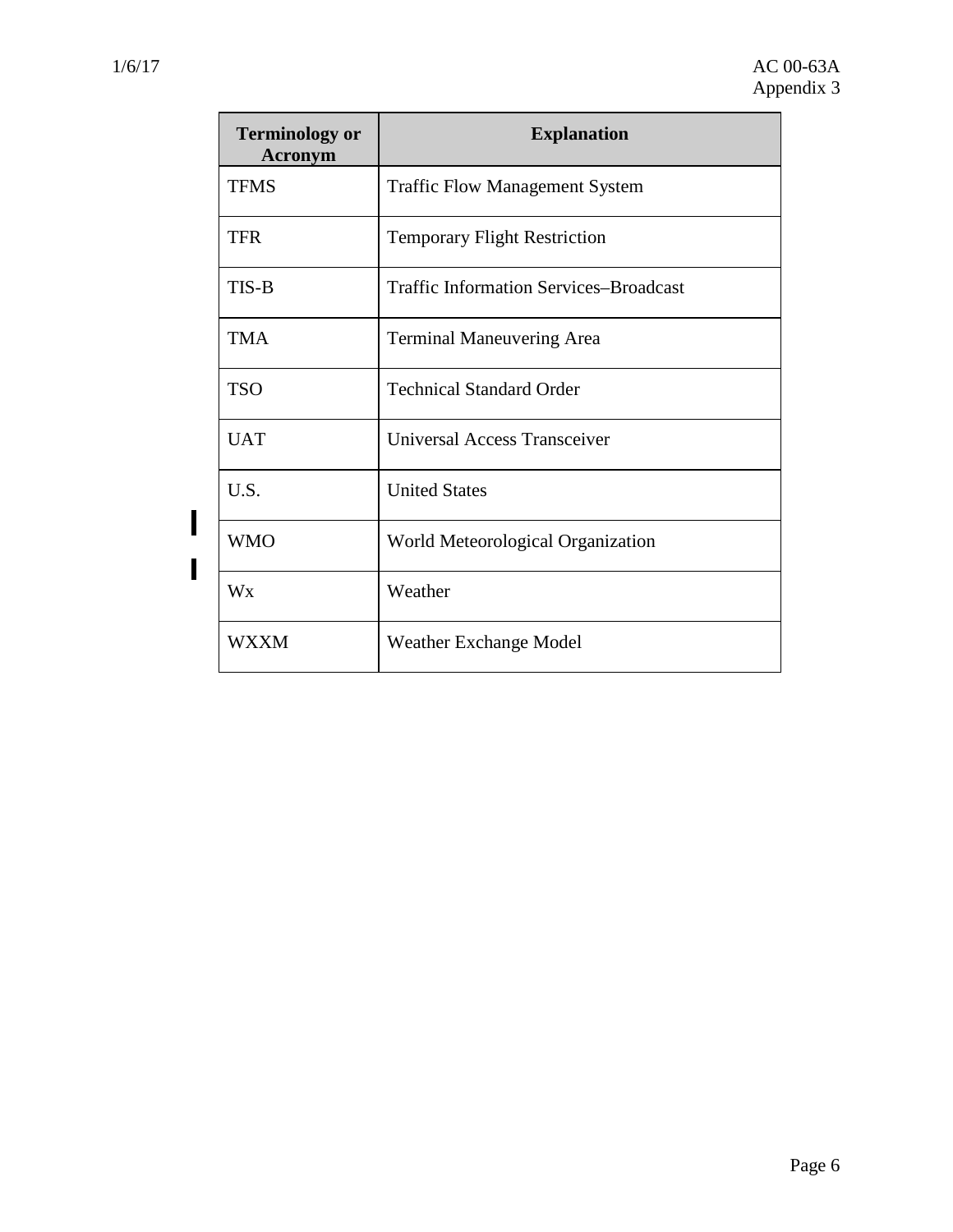| Terminology or Acronym | Explanation |
|---|---|
| TFMS | Traffic Flow Management System |
| TFR | Temporary Flight Restriction |
| TIS-B | Traffic Information Services–Broadcast |
| TMA | Terminal Maneuvering Area |
| TSO | Technical Standard Order |
| UAT | Universal Access Transceiver |
| U.S. | United States |
| WMO | World Meteorological Organization |
| Wx | Weather |
| WXXM | Weather Exchange Model |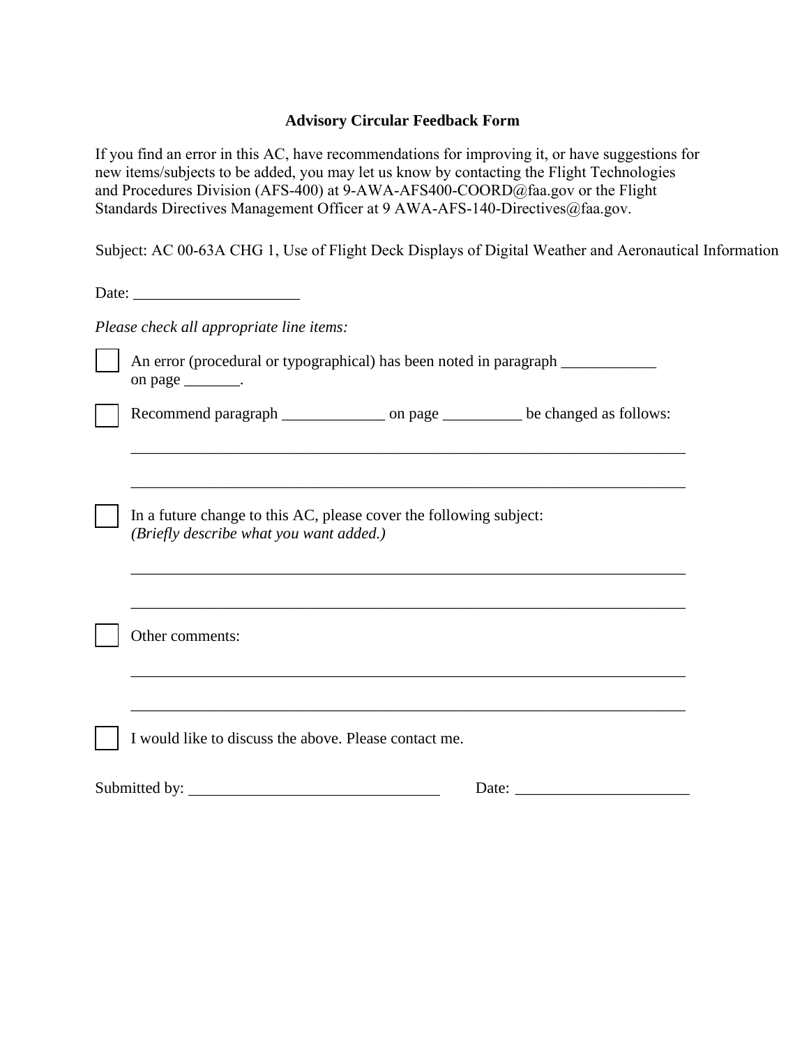## Advisory Circular Feedback Form

If you find an error in this AC, have recommendations for improving it, or have suggestions for new items/subjects to be added, you may let us know by contacting the Flight Technologies and Procedures Division (AFS-400) at 9-AWA-AFS400-COORD@faa.gov or the Flight Standards Directives Management Officer at 9 AWA-AFS-140-Directives@faa.gov.

Subject: AC 00-63A CHG 1, Use of Flight Deck Displays of Digital Weather and Aeronautical Information

Date: ____________________

*Please check all appropriate line items:*

☐ An error (procedural or typographical) has been noted in paragraph ____________ on page _______.

☐ Recommend paragraph _____________ on page __________ be changed as follows:

______________________________________________________________________

______________________________________________________________________

☐ In a future change to this AC, please cover the following subject:
*(Briefly describe what you want added.)*

______________________________________________________________________

______________________________________________________________________

☐ Other comments:

______________________________________________________________________

______________________________________________________________________

☐ I would like to discuss the above. Please contact me.

Submitted by: _______________________________ Date: _____________________